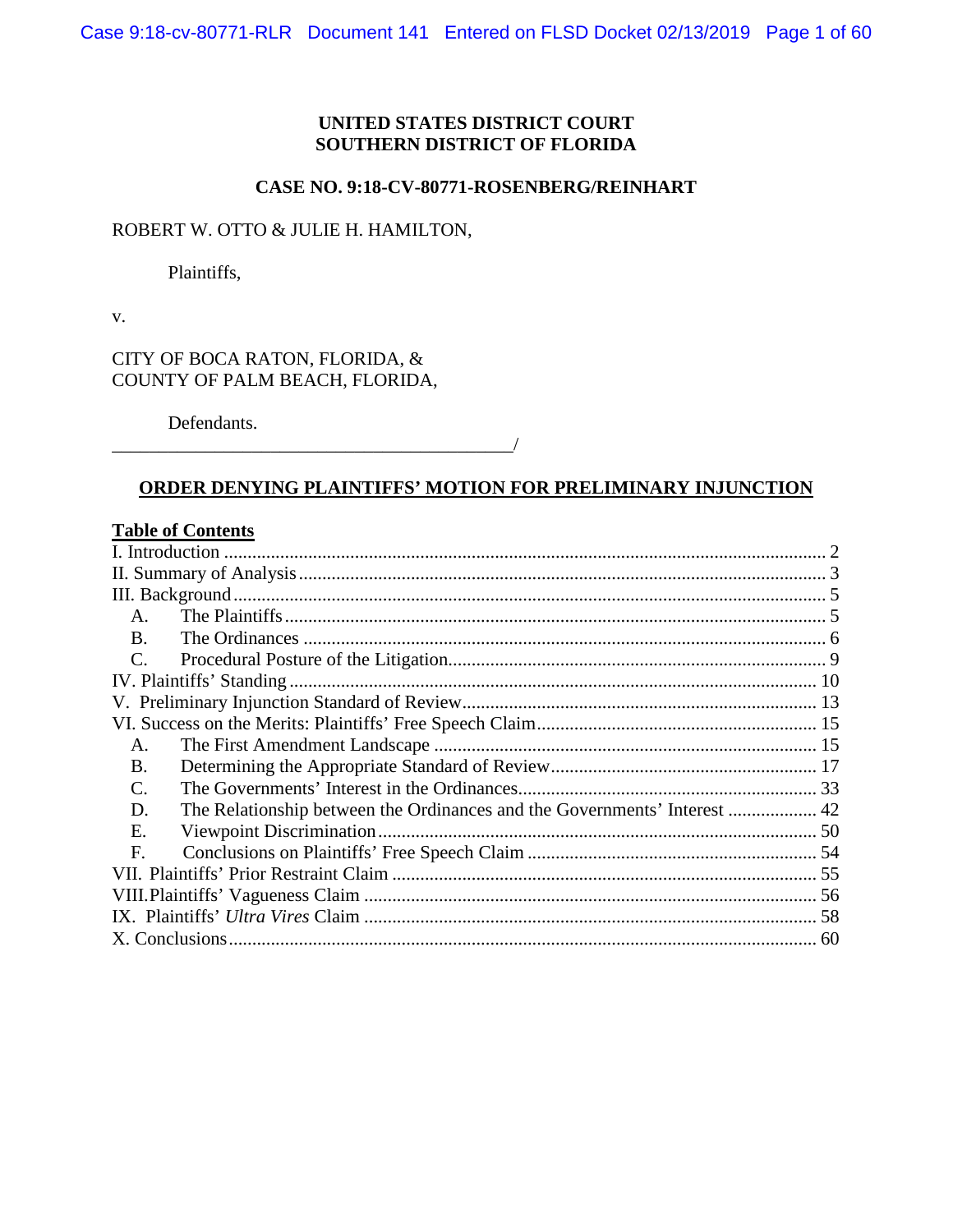**UNITED STATES DISTRICT COURT**
**SOUTHERN DISTRICT OF FLORIDA**

**CASE NO. 9:18-CV-80771-ROSENBERG/REINHART**

ROBERT W. OTTO & JULIE H. HAMILTON,

Plaintiffs,

v.

CITY OF BOCA RATON, FLORIDA, &
COUNTY OF PALM BEACH, FLORIDA,

Defendants.
_____________________________________________/

# ORDER DENYING PLAINTIFFS' MOTION FOR PRELIMINARY INJUNCTION

**Table of Contents**

I. Introduction .......... 2
II. Summary of Analysis .......... 3
III. Background .......... 5
  A. The Plaintiffs .......... 5
  B. The Ordinances .......... 6
  C. Procedural Posture of the Litigation .......... 9
IV. Plaintiffs' Standing .......... 10
V. Preliminary Injunction Standard of Review .......... 13
VI. Success on the Merits: Plaintiffs' Free Speech Claim .......... 15
  A. The First Amendment Landscape .......... 15
  B. Determining the Appropriate Standard of Review .......... 17
  C. The Governments' Interest in the Ordinances .......... 33
  D. The Relationship between the Ordinances and the Governments' Interest .......... 42
  E. Viewpoint Discrimination .......... 50
  F. Conclusions on Plaintiffs' Free Speech Claim .......... 54
VII. Plaintiffs' Prior Restraint Claim .......... 55
VIII. Plaintiffs' Vagueness Claim .......... 56
IX. Plaintiffs' *Ultra Vires* Claim .......... 58
X. Conclusions .......... 60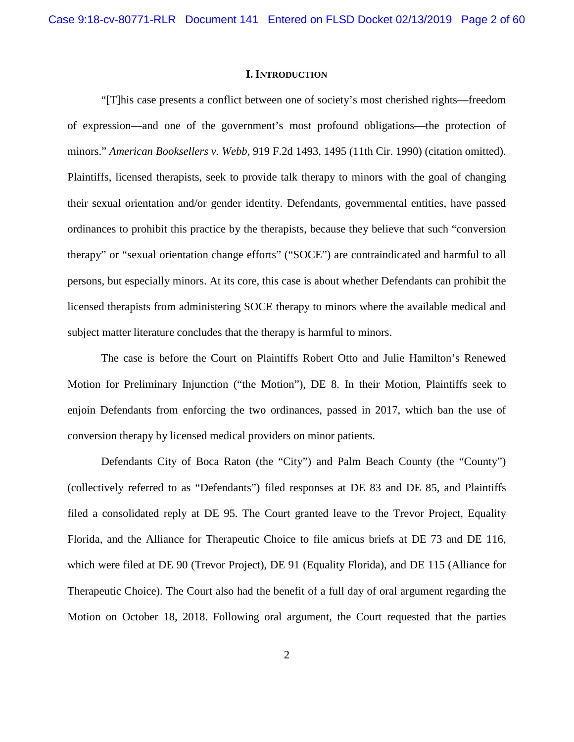## I. INTRODUCTION

"[T]his case presents a conflict between one of society's most cherished rights—freedom of expression—and one of the government's most profound obligations—the protection of minors." *American Booksellers v. Webb*, 919 F.2d 1493, 1495 (11th Cir. 1990) (citation omitted). Plaintiffs, licensed therapists, seek to provide talk therapy to minors with the goal of changing their sexual orientation and/or gender identity. Defendants, governmental entities, have passed ordinances to prohibit this practice by the therapists, because they believe that such "conversion therapy" or "sexual orientation change efforts" ("SOCE") are contraindicated and harmful to all persons, but especially minors. At its core, this case is about whether Defendants can prohibit the licensed therapists from administering SOCE therapy to minors where the available medical and subject matter literature concludes that the therapy is harmful to minors.

The case is before the Court on Plaintiffs Robert Otto and Julie Hamilton's Renewed Motion for Preliminary Injunction ("the Motion"), DE 8. In their Motion, Plaintiffs seek to enjoin Defendants from enforcing the two ordinances, passed in 2017, which ban the use of conversion therapy by licensed medical providers on minor patients.

Defendants City of Boca Raton (the "City") and Palm Beach County (the "County") (collectively referred to as "Defendants") filed responses at DE 83 and DE 85, and Plaintiffs filed a consolidated reply at DE 95. The Court granted leave to the Trevor Project, Equality Florida, and the Alliance for Therapeutic Choice to file amicus briefs at DE 73 and DE 116, which were filed at DE 90 (Trevor Project), DE 91 (Equality Florida), and DE 115 (Alliance for Therapeutic Choice). The Court also had the benefit of a full day of oral argument regarding the Motion on October 18, 2018. Following oral argument, the Court requested that the parties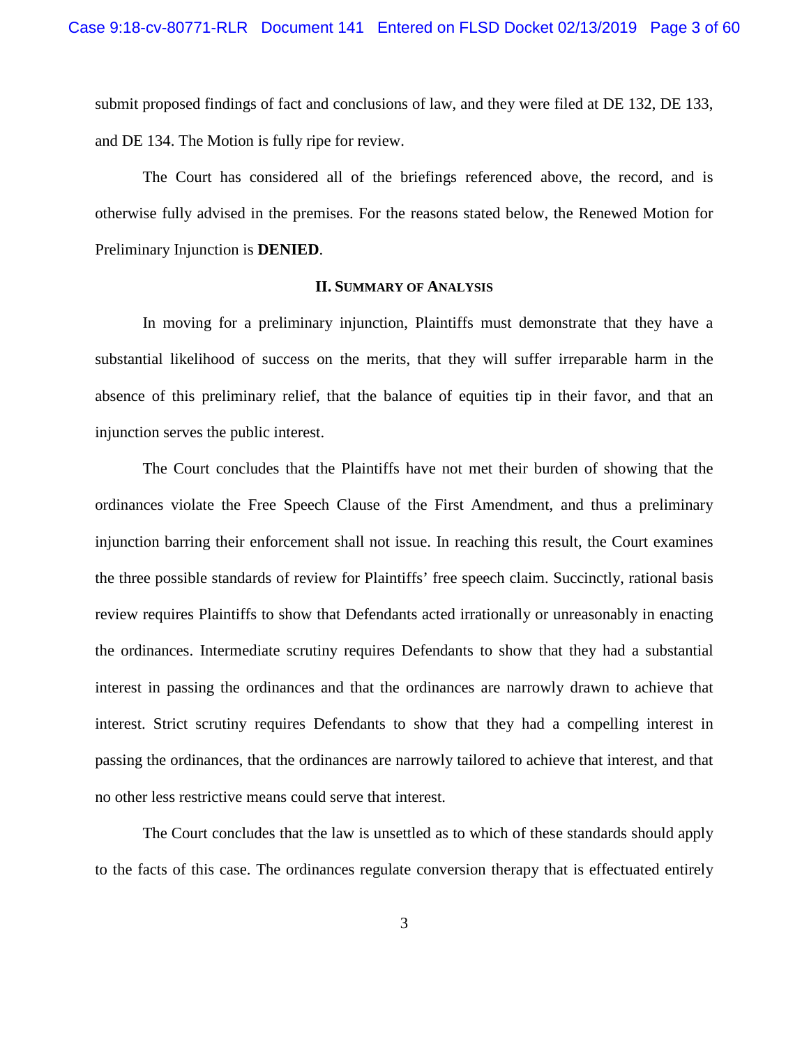submit proposed findings of fact and conclusions of law, and they were filed at DE 132, DE 133, and DE 134. The Motion is fully ripe for review.

The Court has considered all of the briefings referenced above, the record, and is otherwise fully advised in the premises. For the reasons stated below, the Renewed Motion for Preliminary Injunction is **DENIED**.

## II. SUMMARY OF ANALYSIS

In moving for a preliminary injunction, Plaintiffs must demonstrate that they have a substantial likelihood of success on the merits, that they will suffer irreparable harm in the absence of this preliminary relief, that the balance of equities tip in their favor, and that an injunction serves the public interest.

The Court concludes that the Plaintiffs have not met their burden of showing that the ordinances violate the Free Speech Clause of the First Amendment, and thus a preliminary injunction barring their enforcement shall not issue. In reaching this result, the Court examines the three possible standards of review for Plaintiffs' free speech claim. Succinctly, rational basis review requires Plaintiffs to show that Defendants acted irrationally or unreasonably in enacting the ordinances. Intermediate scrutiny requires Defendants to show that they had a substantial interest in passing the ordinances and that the ordinances are narrowly drawn to achieve that interest. Strict scrutiny requires Defendants to show that they had a compelling interest in passing the ordinances, that the ordinances are narrowly tailored to achieve that interest, and that no other less restrictive means could serve that interest.

The Court concludes that the law is unsettled as to which of these standards should apply to the facts of this case. The ordinances regulate conversion therapy that is effectuated entirely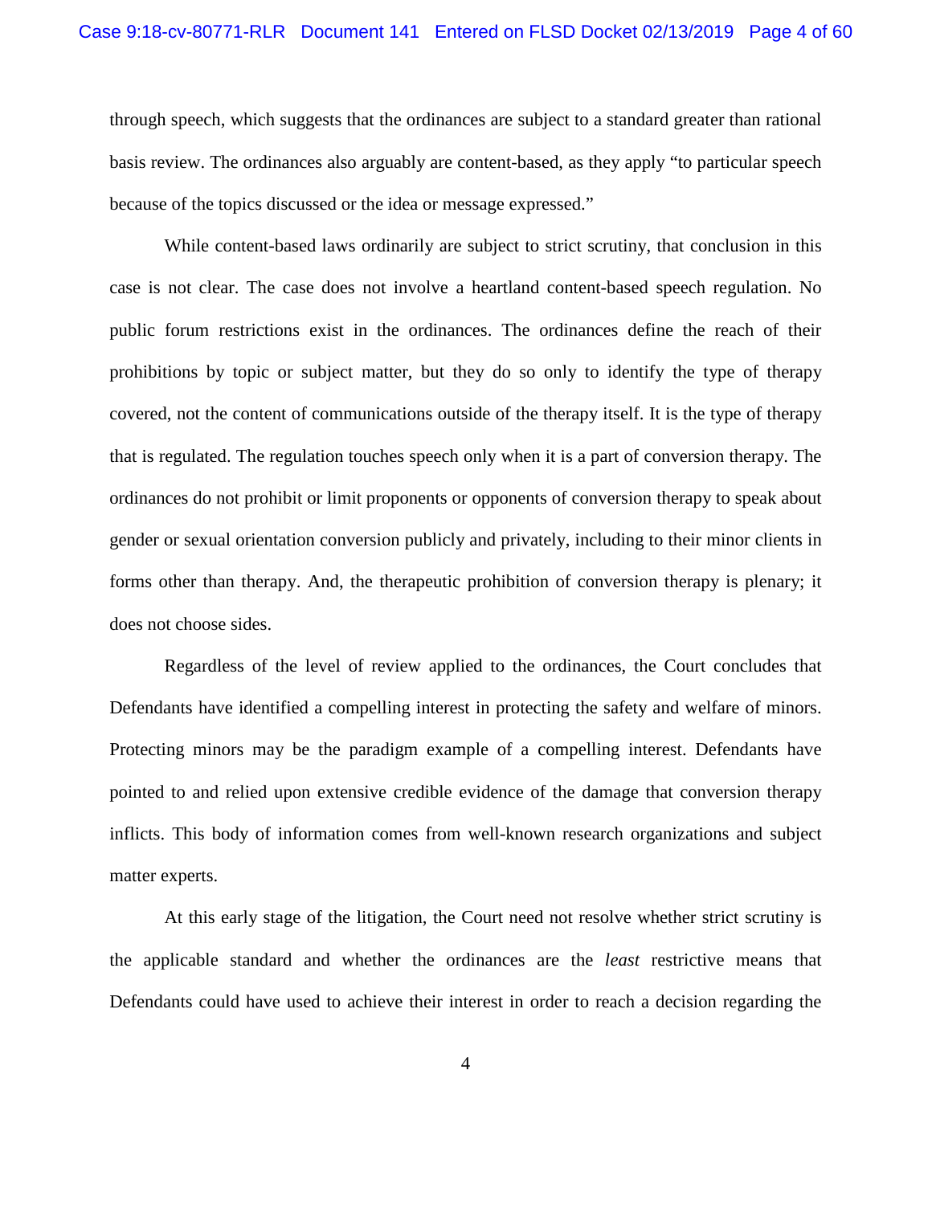through speech, which suggests that the ordinances are subject to a standard greater than rational basis review. The ordinances also arguably are content-based, as they apply "to particular speech because of the topics discussed or the idea or message expressed."

While content-based laws ordinarily are subject to strict scrutiny, that conclusion in this case is not clear. The case does not involve a heartland content-based speech regulation. No public forum restrictions exist in the ordinances. The ordinances define the reach of their prohibitions by topic or subject matter, but they do so only to identify the type of therapy covered, not the content of communications outside of the therapy itself. It is the type of therapy that is regulated. The regulation touches speech only when it is a part of conversion therapy. The ordinances do not prohibit or limit proponents or opponents of conversion therapy to speak about gender or sexual orientation conversion publicly and privately, including to their minor clients in forms other than therapy. And, the therapeutic prohibition of conversion therapy is plenary; it does not choose sides.

Regardless of the level of review applied to the ordinances, the Court concludes that Defendants have identified a compelling interest in protecting the safety and welfare of minors. Protecting minors may be the paradigm example of a compelling interest. Defendants have pointed to and relied upon extensive credible evidence of the damage that conversion therapy inflicts. This body of information comes from well-known research organizations and subject matter experts.

At this early stage of the litigation, the Court need not resolve whether strict scrutiny is the applicable standard and whether the ordinances are the *least* restrictive means that Defendants could have used to achieve their interest in order to reach a decision regarding the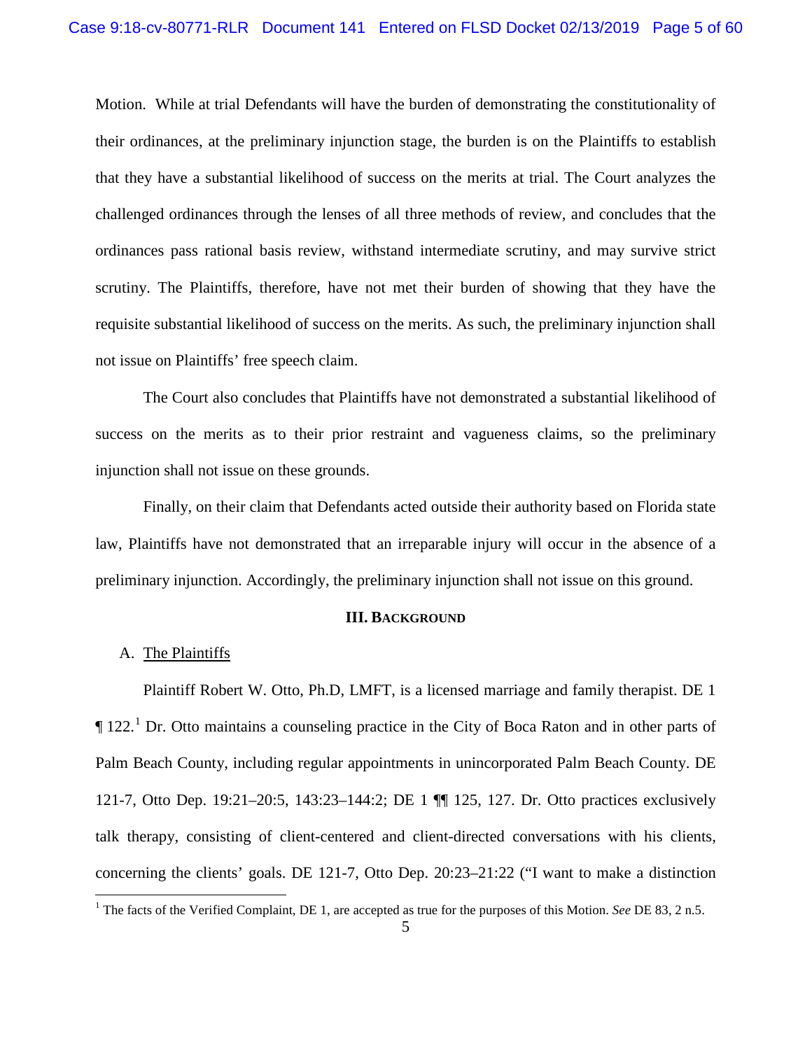Motion. While at trial Defendants will have the burden of demonstrating the constitutionality of their ordinances, at the preliminary injunction stage, the burden is on the Plaintiffs to establish that they have a substantial likelihood of success on the merits at trial. The Court analyzes the challenged ordinances through the lenses of all three methods of review, and concludes that the ordinances pass rational basis review, withstand intermediate scrutiny, and may survive strict scrutiny. The Plaintiffs, therefore, have not met their burden of showing that they have the requisite substantial likelihood of success on the merits. As such, the preliminary injunction shall not issue on Plaintiffs' free speech claim.

The Court also concludes that Plaintiffs have not demonstrated a substantial likelihood of success on the merits as to their prior restraint and vagueness claims, so the preliminary injunction shall not issue on these grounds.

Finally, on their claim that Defendants acted outside their authority based on Florida state law, Plaintiffs have not demonstrated that an irreparable injury will occur in the absence of a preliminary injunction. Accordingly, the preliminary injunction shall not issue on this ground.

## III. BACKGROUND

### A. The Plaintiffs

Plaintiff Robert W. Otto, Ph.D, LMFT, is a licensed marriage and family therapist. DE 1 ¶ 122.[1] Dr. Otto maintains a counseling practice in the City of Boca Raton and in other parts of Palm Beach County, including regular appointments in unincorporated Palm Beach County. DE 121-7, Otto Dep. 19:21–20:5, 143:23–144:2; DE 1 ¶¶ 125, 127. Dr. Otto practices exclusively talk therapy, consisting of client-centered and client-directed conversations with his clients, concerning the clients' goals. DE 121-7, Otto Dep. 20:23–21:22 ("I want to make a distinction

[1] The facts of the Verified Complaint, DE 1, are accepted as true for the purposes of this Motion. *See* DE 83, 2 n.5.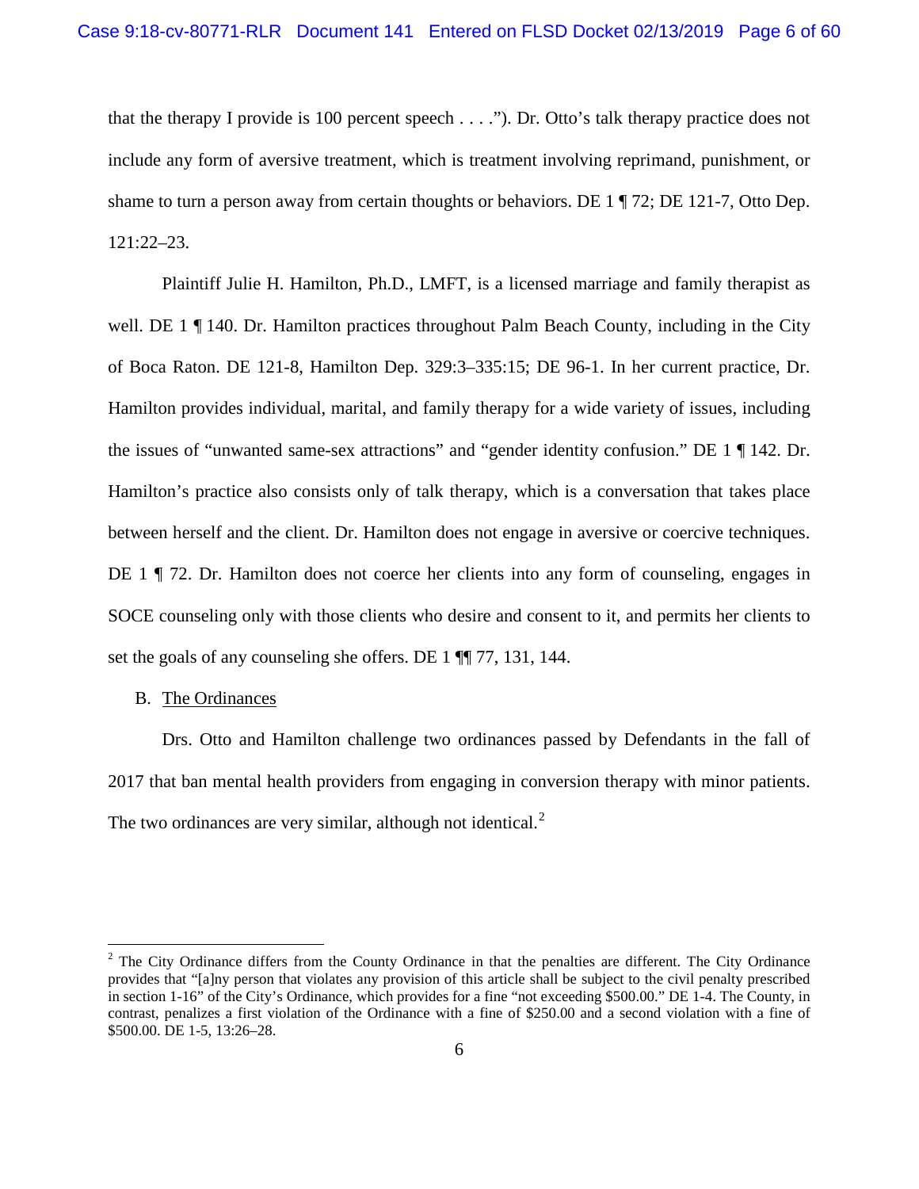that the therapy I provide is 100 percent speech . . . ."). Dr. Otto's talk therapy practice does not include any form of aversive treatment, which is treatment involving reprimand, punishment, or shame to turn a person away from certain thoughts or behaviors. DE 1 ¶ 72; DE 121-7, Otto Dep. 121:22–23.

Plaintiff Julie H. Hamilton, Ph.D., LMFT, is a licensed marriage and family therapist as well. DE 1 ¶ 140. Dr. Hamilton practices throughout Palm Beach County, including in the City of Boca Raton. DE 121-8, Hamilton Dep. 329:3–335:15; DE 96-1. In her current practice, Dr. Hamilton provides individual, marital, and family therapy for a wide variety of issues, including the issues of "unwanted same-sex attractions" and "gender identity confusion." DE 1 ¶ 142. Dr. Hamilton's practice also consists only of talk therapy, which is a conversation that takes place between herself and the client. Dr. Hamilton does not engage in aversive or coercive techniques. DE 1 ¶ 72. Dr. Hamilton does not coerce her clients into any form of counseling, engages in SOCE counseling only with those clients who desire and consent to it, and permits her clients to set the goals of any counseling she offers. DE 1 ¶¶ 77, 131, 144.

B. The Ordinances

Drs. Otto and Hamilton challenge two ordinances passed by Defendants in the fall of 2017 that ban mental health providers from engaging in conversion therapy with minor patients. The two ordinances are very similar, although not identical.[2]

[2] The City Ordinance differs from the County Ordinance in that the penalties are different. The City Ordinance provides that "[a]ny person that violates any provision of this article shall be subject to the civil penalty prescribed in section 1-16" of the City's Ordinance, which provides for a fine "not exceeding $500.00." DE 1-4. The County, in contrast, penalizes a first violation of the Ordinance with a fine of $250.00 and a second violation with a fine of $500.00. DE 1-5, 13:26–28.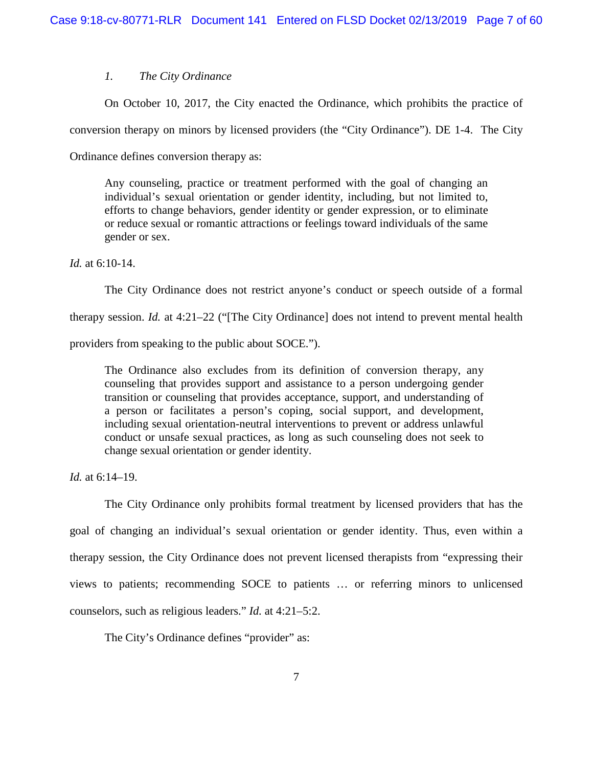*1. The City Ordinance*

On October 10, 2017, the City enacted the Ordinance, which prohibits the practice of conversion therapy on minors by licensed providers (the "City Ordinance"). DE 1-4. The City Ordinance defines conversion therapy as:

> Any counseling, practice or treatment performed with the goal of changing an individual's sexual orientation or gender identity, including, but not limited to, efforts to change behaviors, gender identity or gender expression, or to eliminate or reduce sexual or romantic attractions or feelings toward individuals of the same gender or sex.

*Id.* at 6:10-14.

The City Ordinance does not restrict anyone's conduct or speech outside of a formal therapy session. *Id.* at 4:21–22 ("[The City Ordinance] does not intend to prevent mental health providers from speaking to the public about SOCE.").

> The Ordinance also excludes from its definition of conversion therapy, any counseling that provides support and assistance to a person undergoing gender transition or counseling that provides acceptance, support, and understanding of a person or facilitates a person's coping, social support, and development, including sexual orientation-neutral interventions to prevent or address unlawful conduct or unsafe sexual practices, as long as such counseling does not seek to change sexual orientation or gender identity.

*Id.* at 6:14–19.

The City Ordinance only prohibits formal treatment by licensed providers that has the goal of changing an individual's sexual orientation or gender identity. Thus, even within a therapy session, the City Ordinance does not prevent licensed therapists from "expressing their views to patients; recommending SOCE to patients … or referring minors to unlicensed counselors, such as religious leaders." *Id.* at 4:21–5:2.

The City's Ordinance defines "provider" as: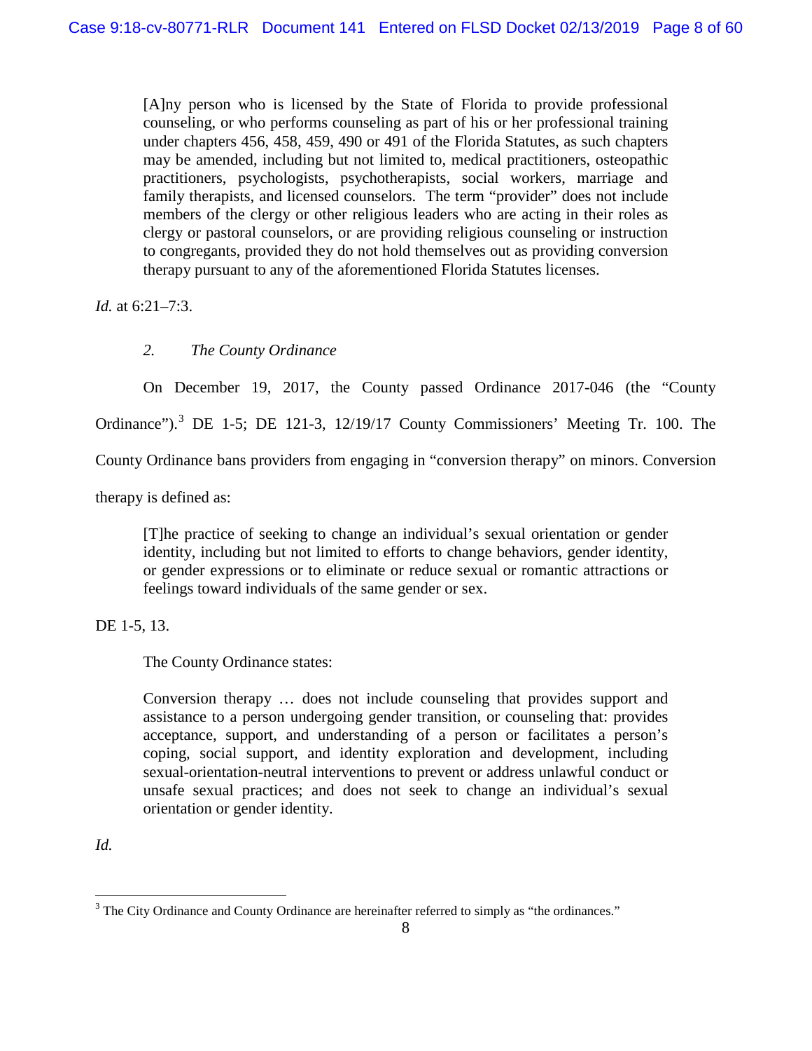> [A]ny person who is licensed by the State of Florida to provide professional counseling, or who performs counseling as part of his or her professional training under chapters 456, 458, 459, 490 or 491 of the Florida Statutes, as such chapters may be amended, including but not limited to, medical practitioners, osteopathic practitioners, psychologists, psychotherapists, social workers, marriage and family therapists, and licensed counselors. The term "provider" does not include members of the clergy or other religious leaders who are acting in their roles as clergy or pastoral counselors, or are providing religious counseling or instruction to congregants, provided they do not hold themselves out as providing conversion therapy pursuant to any of the aforementioned Florida Statutes licenses.

*Id.* at 6:21–7:3.

### 2. *The County Ordinance*

On December 19, 2017, the County passed Ordinance 2017-046 (the "County Ordinance").[3] DE 1-5; DE 121-3, 12/19/17 County Commissioners' Meeting Tr. 100. The County Ordinance bans providers from engaging in "conversion therapy" on minors. Conversion therapy is defined as:

> [T]he practice of seeking to change an individual's sexual orientation or gender identity, including but not limited to efforts to change behaviors, gender identity, or gender expressions or to eliminate or reduce sexual or romantic attractions or feelings toward individuals of the same gender or sex.

DE 1-5, 13.

The County Ordinance states:

> Conversion therapy … does not include counseling that provides support and assistance to a person undergoing gender transition, or counseling that: provides acceptance, support, and understanding of a person or facilitates a person's coping, social support, and identity exploration and development, including sexual-orientation-neutral interventions to prevent or address unlawful conduct or unsafe sexual practices; and does not seek to change an individual's sexual orientation or gender identity.

*Id.*

[3] The City Ordinance and County Ordinance are hereinafter referred to simply as "the ordinances."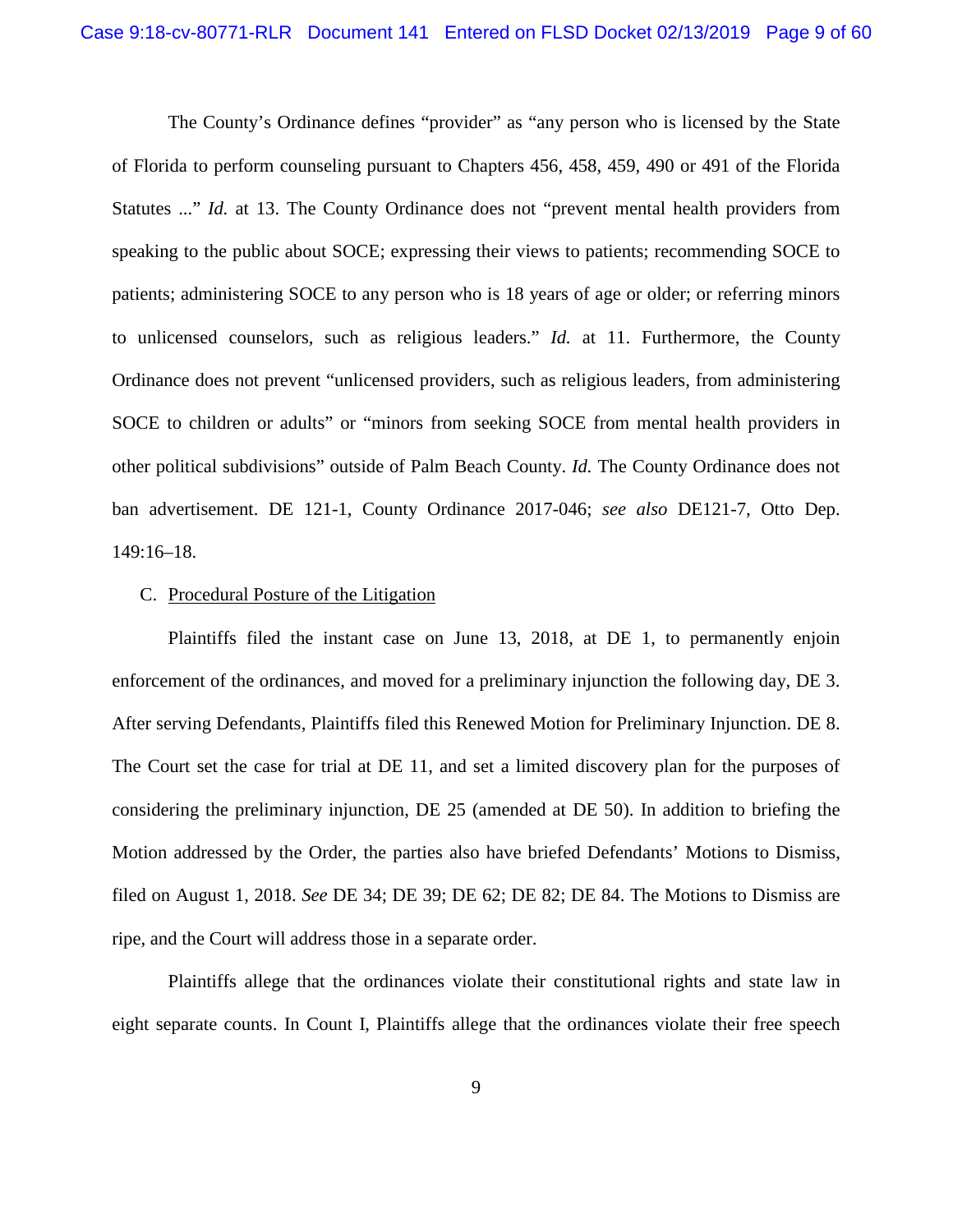The County's Ordinance defines "provider" as "any person who is licensed by the State of Florida to perform counseling pursuant to Chapters 456, 458, 459, 490 or 491 of the Florida Statutes ..." *Id.* at 13. The County Ordinance does not "prevent mental health providers from speaking to the public about SOCE; expressing their views to patients; recommending SOCE to patients; administering SOCE to any person who is 18 years of age or older; or referring minors to unlicensed counselors, such as religious leaders." *Id.* at 11. Furthermore, the County Ordinance does not prevent "unlicensed providers, such as religious leaders, from administering SOCE to children or adults" or "minors from seeking SOCE from mental health providers in other political subdivisions" outside of Palm Beach County. *Id.* The County Ordinance does not ban advertisement. DE 121-1, County Ordinance 2017-046; *see also* DE121-7, Otto Dep. 149:16–18.

C. <u>Procedural Posture of the Litigation</u>

Plaintiffs filed the instant case on June 13, 2018, at DE 1, to permanently enjoin enforcement of the ordinances, and moved for a preliminary injunction the following day, DE 3. After serving Defendants, Plaintiffs filed this Renewed Motion for Preliminary Injunction. DE 8. The Court set the case for trial at DE 11, and set a limited discovery plan for the purposes of considering the preliminary injunction, DE 25 (amended at DE 50). In addition to briefing the Motion addressed by the Order, the parties also have briefed Defendants' Motions to Dismiss, filed on August 1, 2018. *See* DE 34; DE 39; DE 62; DE 82; DE 84. The Motions to Dismiss are ripe, and the Court will address those in a separate order.

Plaintiffs allege that the ordinances violate their constitutional rights and state law in eight separate counts. In Count I, Plaintiffs allege that the ordinances violate their free speech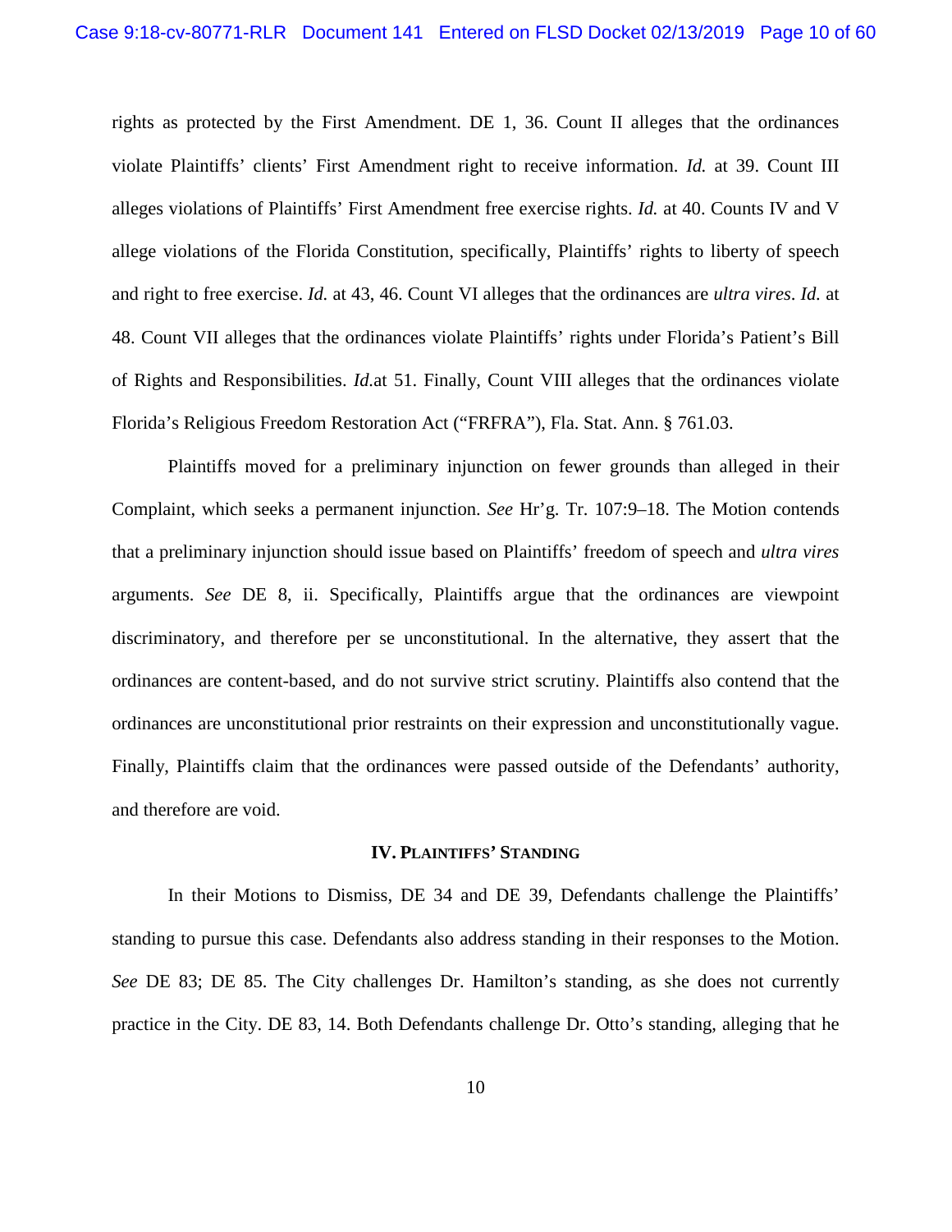rights as protected by the First Amendment. DE 1, 36. Count II alleges that the ordinances violate Plaintiffs' clients' First Amendment right to receive information. *Id.* at 39. Count III alleges violations of Plaintiffs' First Amendment free exercise rights. *Id.* at 40. Counts IV and V allege violations of the Florida Constitution, specifically, Plaintiffs' rights to liberty of speech and right to free exercise. *Id.* at 43, 46. Count VI alleges that the ordinances are *ultra vires*. *Id.* at 48. Count VII alleges that the ordinances violate Plaintiffs' rights under Florida's Patient's Bill of Rights and Responsibilities. *Id.*at 51. Finally, Count VIII alleges that the ordinances violate Florida's Religious Freedom Restoration Act ("FRFRA"), Fla. Stat. Ann. § 761.03.

Plaintiffs moved for a preliminary injunction on fewer grounds than alleged in their Complaint, which seeks a permanent injunction. *See* Hr'g. Tr. 107:9–18. The Motion contends that a preliminary injunction should issue based on Plaintiffs' freedom of speech and *ultra vires* arguments. *See* DE 8, ii. Specifically, Plaintiffs argue that the ordinances are viewpoint discriminatory, and therefore per se unconstitutional. In the alternative, they assert that the ordinances are content-based, and do not survive strict scrutiny. Plaintiffs also contend that the ordinances are unconstitutional prior restraints on their expression and unconstitutionally vague. Finally, Plaintiffs claim that the ordinances were passed outside of the Defendants' authority, and therefore are void.

## IV. PLAINTIFFS' STANDING

In their Motions to Dismiss, DE 34 and DE 39, Defendants challenge the Plaintiffs' standing to pursue this case. Defendants also address standing in their responses to the Motion. *See* DE 83; DE 85. The City challenges Dr. Hamilton's standing, as she does not currently practice in the City. DE 83, 14. Both Defendants challenge Dr. Otto's standing, alleging that he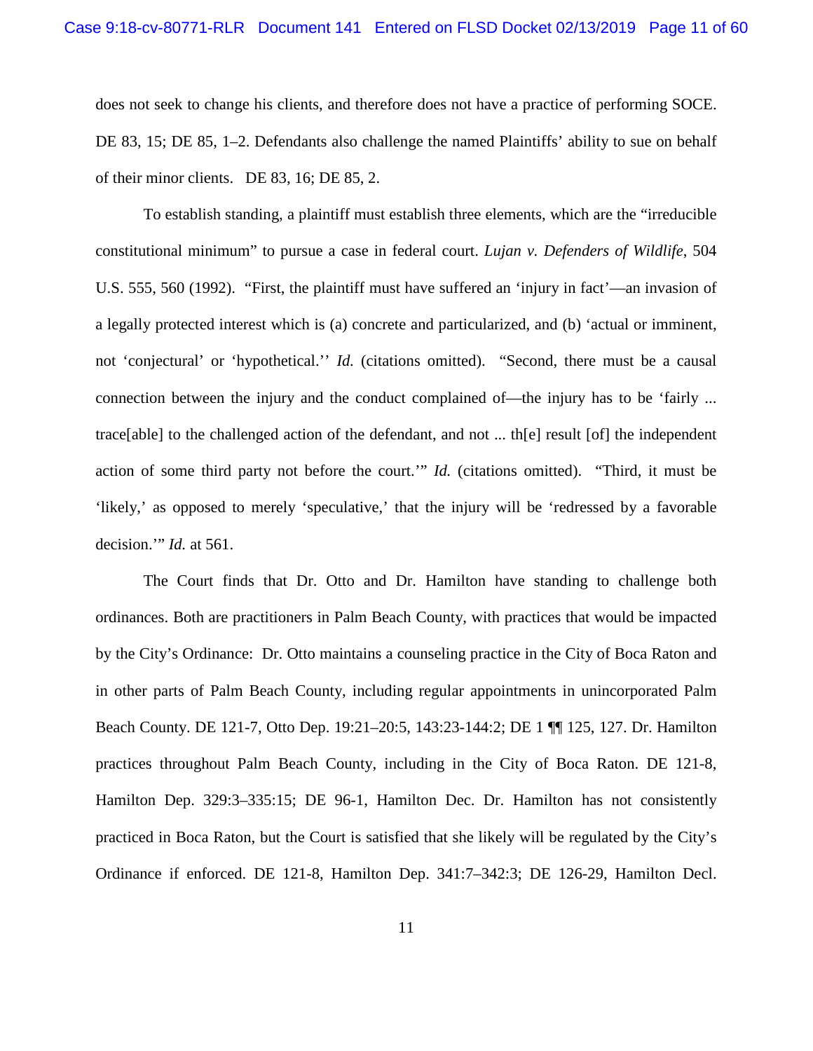does not seek to change his clients, and therefore does not have a practice of performing SOCE. DE 83, 15; DE 85, 1–2. Defendants also challenge the named Plaintiffs' ability to sue on behalf of their minor clients. DE 83, 16; DE 85, 2.

To establish standing, a plaintiff must establish three elements, which are the "irreducible constitutional minimum" to pursue a case in federal court. *Lujan v. Defenders of Wildlife*, 504 U.S. 555, 560 (1992). "First, the plaintiff must have suffered an 'injury in fact'—an invasion of a legally protected interest which is (a) concrete and particularized, and (b) 'actual or imminent, not 'conjectural' or 'hypothetical.'' *Id.* (citations omitted). "Second, there must be a causal connection between the injury and the conduct complained of—the injury has to be 'fairly ... trace[able] to the challenged action of the defendant, and not ... th[e] result [of] the independent action of some third party not before the court.'" *Id.* (citations omitted). "Third, it must be 'likely,' as opposed to merely 'speculative,' that the injury will be 'redressed by a favorable decision.'" *Id.* at 561.

The Court finds that Dr. Otto and Dr. Hamilton have standing to challenge both ordinances. Both are practitioners in Palm Beach County, with practices that would be impacted by the City's Ordinance: Dr. Otto maintains a counseling practice in the City of Boca Raton and in other parts of Palm Beach County, including regular appointments in unincorporated Palm Beach County. DE 121-7, Otto Dep. 19:21–20:5, 143:23-144:2; DE 1 ¶¶ 125, 127. Dr. Hamilton practices throughout Palm Beach County, including in the City of Boca Raton. DE 121-8, Hamilton Dep. 329:3–335:15; DE 96-1, Hamilton Dec. Dr. Hamilton has not consistently practiced in Boca Raton, but the Court is satisfied that she likely will be regulated by the City's Ordinance if enforced. DE 121-8, Hamilton Dep. 341:7–342:3; DE 126-29, Hamilton Decl.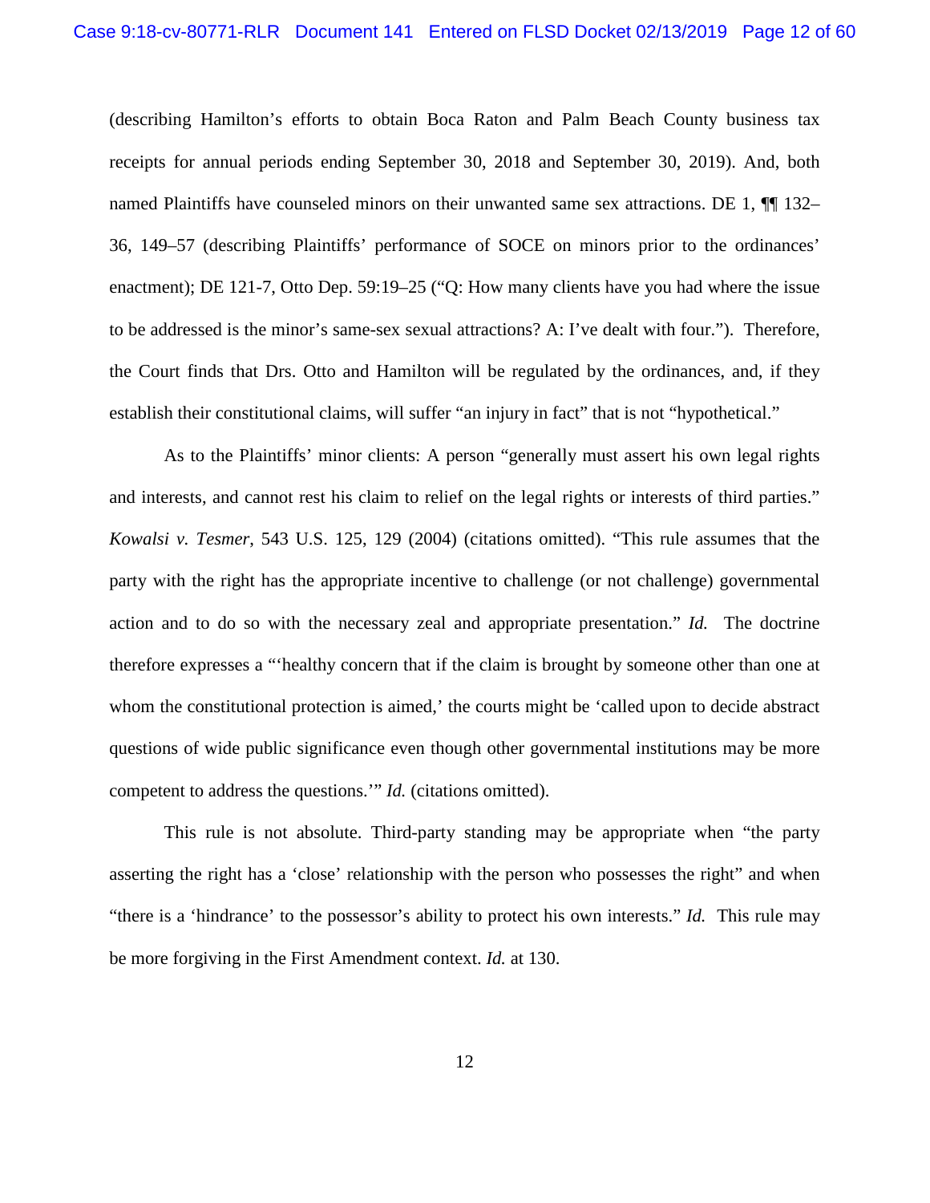(describing Hamilton's efforts to obtain Boca Raton and Palm Beach County business tax receipts for annual periods ending September 30, 2018 and September 30, 2019). And, both named Plaintiffs have counseled minors on their unwanted same sex attractions. DE 1, ¶¶ 132–36, 149–57 (describing Plaintiffs' performance of SOCE on minors prior to the ordinances' enactment); DE 121-7, Otto Dep. 59:19–25 ("Q: How many clients have you had where the issue to be addressed is the minor's same-sex sexual attractions? A: I've dealt with four."). Therefore, the Court finds that Drs. Otto and Hamilton will be regulated by the ordinances, and, if they establish their constitutional claims, will suffer "an injury in fact" that is not "hypothetical."

As to the Plaintiffs' minor clients: A person "generally must assert his own legal rights and interests, and cannot rest his claim to relief on the legal rights or interests of third parties." *Kowalsi v. Tesmer*, 543 U.S. 125, 129 (2004) (citations omitted). "This rule assumes that the party with the right has the appropriate incentive to challenge (or not challenge) governmental action and to do so with the necessary zeal and appropriate presentation." *Id.* The doctrine therefore expresses a "'healthy concern that if the claim is brought by someone other than one at whom the constitutional protection is aimed,' the courts might be 'called upon to decide abstract questions of wide public significance even though other governmental institutions may be more competent to address the questions.'" *Id.* (citations omitted).

This rule is not absolute. Third-party standing may be appropriate when "the party asserting the right has a 'close' relationship with the person who possesses the right" and when "there is a 'hindrance' to the possessor's ability to protect his own interests." *Id.* This rule may be more forgiving in the First Amendment context. *Id.* at 130.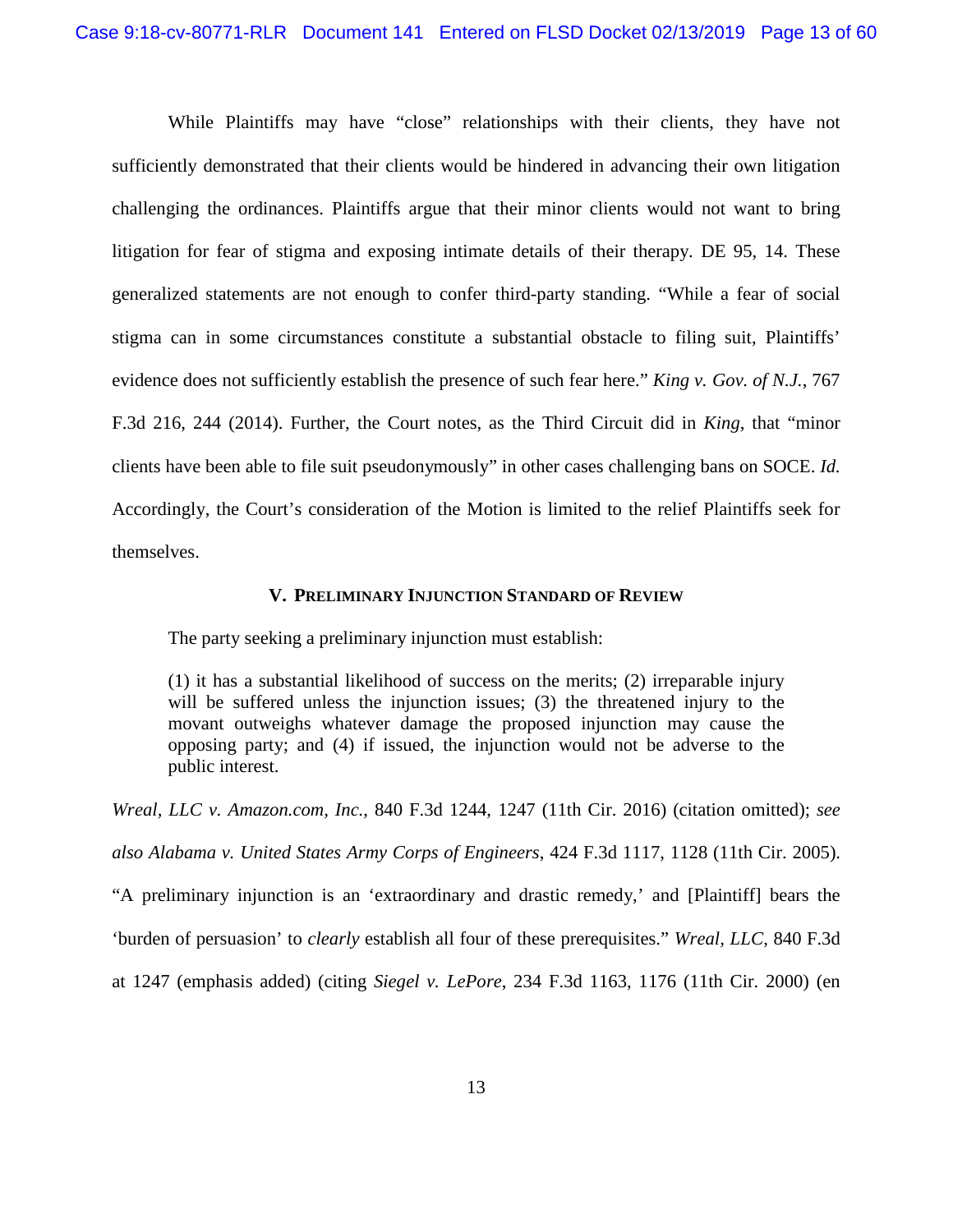While Plaintiffs may have "close" relationships with their clients, they have not sufficiently demonstrated that their clients would be hindered in advancing their own litigation challenging the ordinances. Plaintiffs argue that their minor clients would not want to bring litigation for fear of stigma and exposing intimate details of their therapy. DE 95, 14. These generalized statements are not enough to confer third-party standing. "While a fear of social stigma can in some circumstances constitute a substantial obstacle to filing suit, Plaintiffs' evidence does not sufficiently establish the presence of such fear here." *King v. Gov. of N.J.*, 767 F.3d 216, 244 (2014). Further, the Court notes, as the Third Circuit did in *King*, that "minor clients have been able to file suit pseudonymously" in other cases challenging bans on SOCE. *Id.* Accordingly, the Court's consideration of the Motion is limited to the relief Plaintiffs seek for themselves.

### V. Preliminary Injunction Standard of Review

The party seeking a preliminary injunction must establish:

> (1) it has a substantial likelihood of success on the merits; (2) irreparable injury will be suffered unless the injunction issues; (3) the threatened injury to the movant outweighs whatever damage the proposed injunction may cause the opposing party; and (4) if issued, the injunction would not be adverse to the public interest.

*Wreal, LLC v. Amazon.com, Inc.*, 840 F.3d 1244, 1247 (11th Cir. 2016) (citation omitted); *see also Alabama v. United States Army Corps of Engineers*, 424 F.3d 1117, 1128 (11th Cir. 2005). "A preliminary injunction is an 'extraordinary and drastic remedy,' and [Plaintiff] bears the 'burden of persuasion' to *clearly* establish all four of these prerequisites." *Wreal, LLC*, 840 F.3d at 1247 (emphasis added) (citing *Siegel v. LePore*, 234 F.3d 1163, 1176 (11th Cir. 2000) (en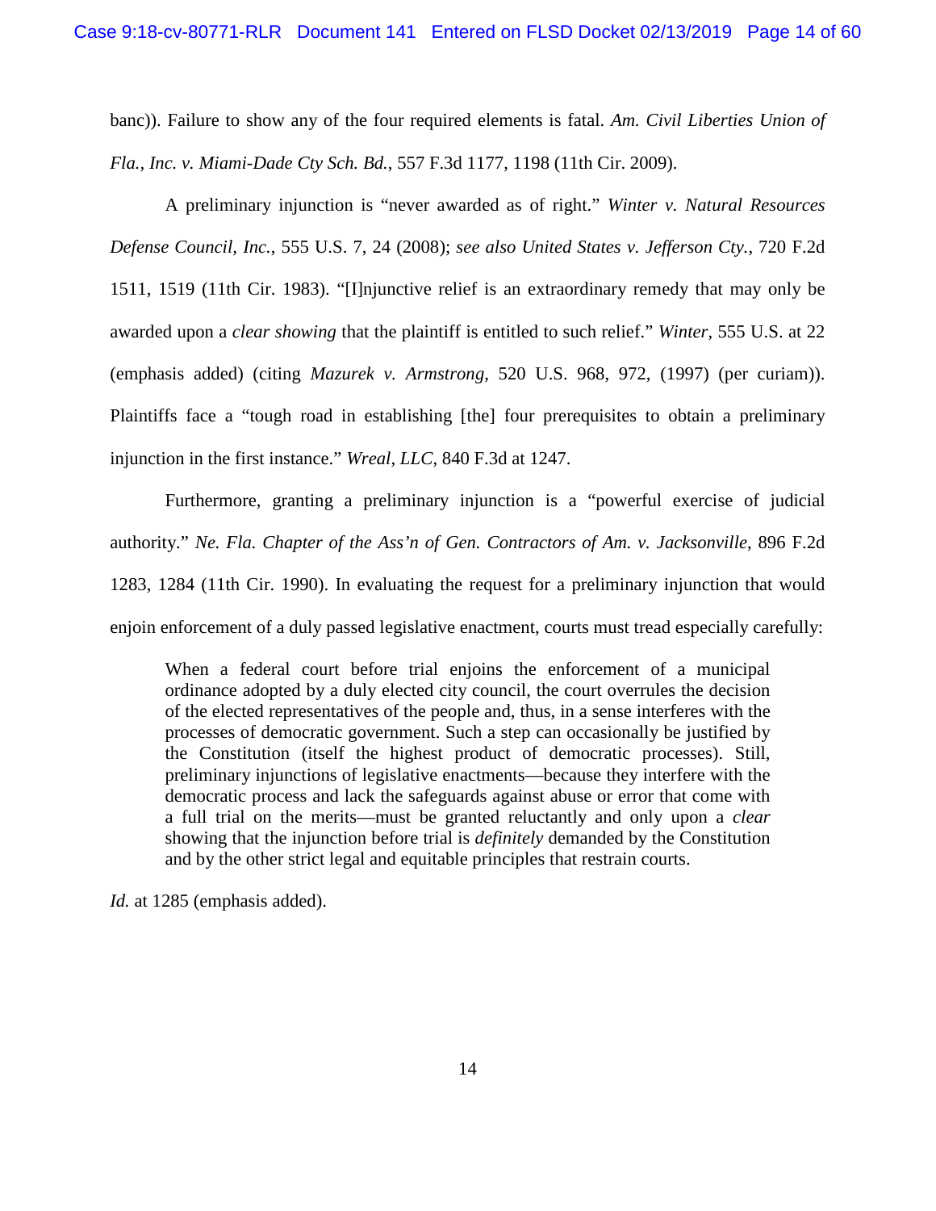banc)). Failure to show any of the four required elements is fatal. *Am. Civil Liberties Union of Fla., Inc. v. Miami-Dade Cty Sch. Bd.*, 557 F.3d 1177, 1198 (11th Cir. 2009).

A preliminary injunction is "never awarded as of right." *Winter v. Natural Resources Defense Council, Inc.*, 555 U.S. 7, 24 (2008); *see also United States v. Jefferson Cty.*, 720 F.2d 1511, 1519 (11th Cir. 1983). "[I]njunctive relief is an extraordinary remedy that may only be awarded upon a *clear showing* that the plaintiff is entitled to such relief." *Winter*, 555 U.S. at 22 (emphasis added) (citing *Mazurek v. Armstrong*, 520 U.S. 968, 972, (1997) (per curiam)). Plaintiffs face a "tough road in establishing [the] four prerequisites to obtain a preliminary injunction in the first instance." *Wreal, LLC*, 840 F.3d at 1247.

Furthermore, granting a preliminary injunction is a "powerful exercise of judicial authority." *Ne. Fla. Chapter of the Ass'n of Gen. Contractors of Am. v. Jacksonville*, 896 F.2d 1283, 1284 (11th Cir. 1990). In evaluating the request for a preliminary injunction that would enjoin enforcement of a duly passed legislative enactment, courts must tread especially carefully:

> When a federal court before trial enjoins the enforcement of a municipal ordinance adopted by a duly elected city council, the court overrules the decision of the elected representatives of the people and, thus, in a sense interferes with the processes of democratic government. Such a step can occasionally be justified by the Constitution (itself the highest product of democratic processes). Still, preliminary injunctions of legislative enactments—because they interfere with the democratic process and lack the safeguards against abuse or error that come with a full trial on the merits—must be granted reluctantly and only upon a *clear* showing that the injunction before trial is *definitely* demanded by the Constitution and by the other strict legal and equitable principles that restrain courts.

*Id.* at 1285 (emphasis added).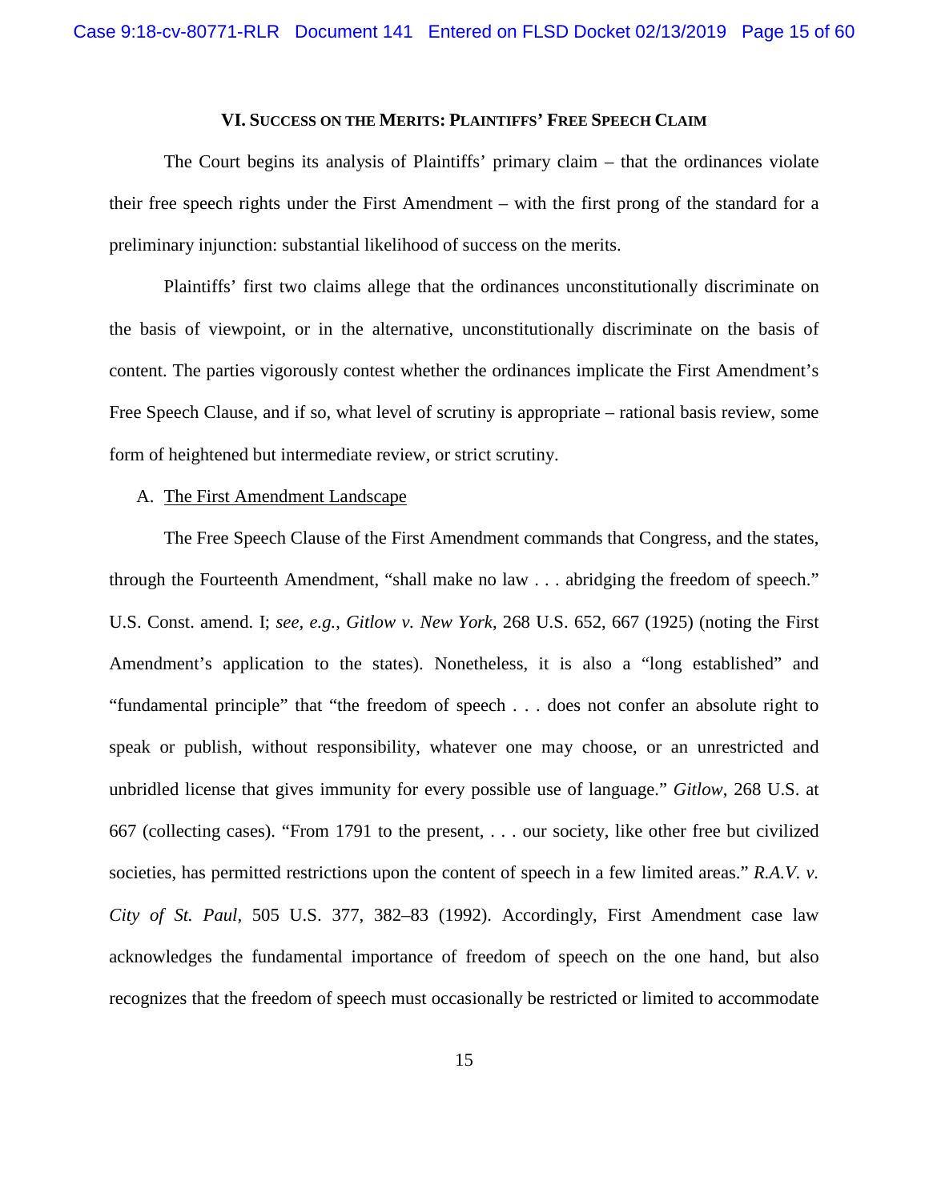## VI. Success on the Merits: Plaintiffs' Free Speech Claim

The Court begins its analysis of Plaintiffs' primary claim – that the ordinances violate their free speech rights under the First Amendment – with the first prong of the standard for a preliminary injunction: substantial likelihood of success on the merits.

Plaintiffs' first two claims allege that the ordinances unconstitutionally discriminate on the basis of viewpoint, or in the alternative, unconstitutionally discriminate on the basis of content. The parties vigorously contest whether the ordinances implicate the First Amendment's Free Speech Clause, and if so, what level of scrutiny is appropriate – rational basis review, some form of heightened but intermediate review, or strict scrutiny.

### A. The First Amendment Landscape

The Free Speech Clause of the First Amendment commands that Congress, and the states, through the Fourteenth Amendment, "shall make no law . . . abridging the freedom of speech." U.S. Const. amend. I; *see, e.g.*, *Gitlow v. New York*, 268 U.S. 652, 667 (1925) (noting the First Amendment's application to the states). Nonetheless, it is also a "long established" and "fundamental principle" that "the freedom of speech . . . does not confer an absolute right to speak or publish, without responsibility, whatever one may choose, or an unrestricted and unbridled license that gives immunity for every possible use of language." *Gitlow*, 268 U.S. at 667 (collecting cases). "From 1791 to the present, . . . our society, like other free but civilized societies, has permitted restrictions upon the content of speech in a few limited areas." *R.A.V. v. City of St. Paul*, 505 U.S. 377, 382–83 (1992). Accordingly, First Amendment case law acknowledges the fundamental importance of freedom of speech on the one hand, but also recognizes that the freedom of speech must occasionally be restricted or limited to accommodate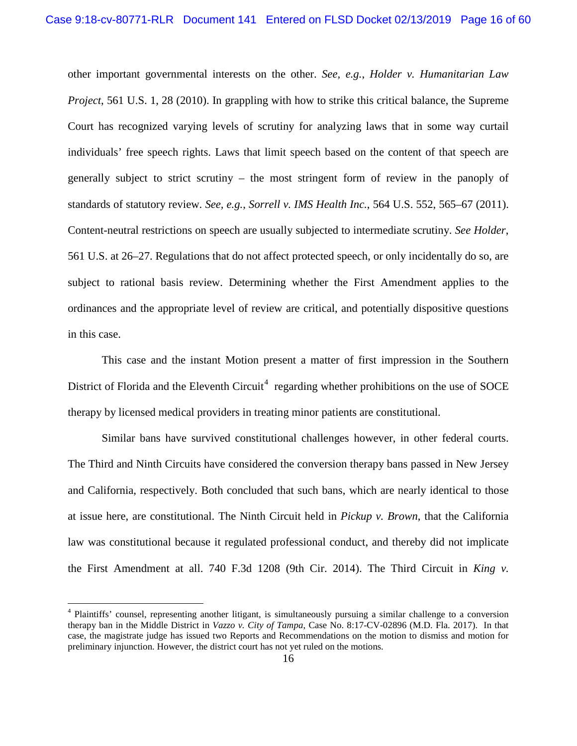other important governmental interests on the other. *See, e.g.*, *Holder v. Humanitarian Law Project*, 561 U.S. 1, 28 (2010). In grappling with how to strike this critical balance, the Supreme Court has recognized varying levels of scrutiny for analyzing laws that in some way curtail individuals' free speech rights. Laws that limit speech based on the content of that speech are generally subject to strict scrutiny – the most stringent form of review in the panoply of standards of statutory review. *See, e.g., Sorrell v. IMS Health Inc.*, 564 U.S. 552, 565–67 (2011). Content-neutral restrictions on speech are usually subjected to intermediate scrutiny. *See Holder*, 561 U.S. at 26–27. Regulations that do not affect protected speech, or only incidentally do so, are subject to rational basis review. Determining whether the First Amendment applies to the ordinances and the appropriate level of review are critical, and potentially dispositive questions in this case.

This case and the instant Motion present a matter of first impression in the Southern District of Florida and the Eleventh Circuit[4] regarding whether prohibitions on the use of SOCE therapy by licensed medical providers in treating minor patients are constitutional.

Similar bans have survived constitutional challenges however, in other federal courts. The Third and Ninth Circuits have considered the conversion therapy bans passed in New Jersey and California, respectively. Both concluded that such bans, which are nearly identical to those at issue here, are constitutional. The Ninth Circuit held in *Pickup v. Brown*, that the California law was constitutional because it regulated professional conduct, and thereby did not implicate the First Amendment at all. 740 F.3d 1208 (9th Cir. 2014). The Third Circuit in *King v.*

---

[4] Plaintiffs' counsel, representing another litigant, is simultaneously pursuing a similar challenge to a conversion therapy ban in the Middle District in *Vazzo v. City of Tampa*, Case No. 8:17-CV-02896 (M.D. Fla. 2017). In that case, the magistrate judge has issued two Reports and Recommendations on the motion to dismiss and motion for preliminary injunction. However, the district court has not yet ruled on the motions.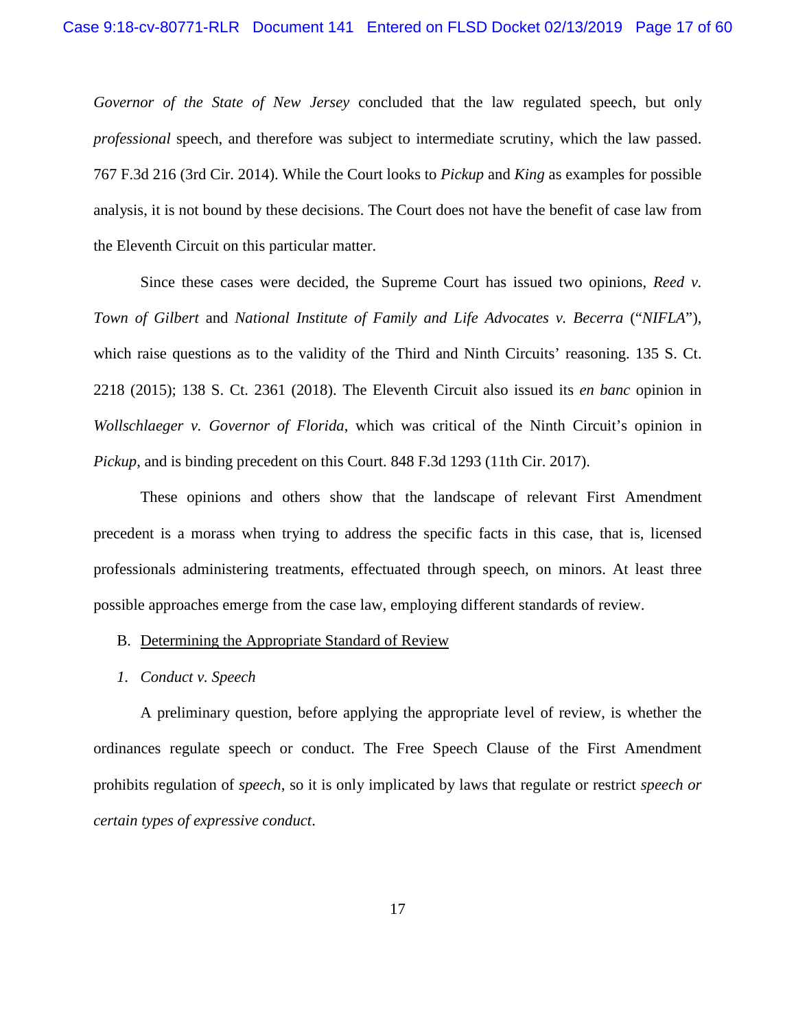*Governor of the State of New Jersey* concluded that the law regulated speech, but only *professional* speech, and therefore was subject to intermediate scrutiny, which the law passed. 767 F.3d 216 (3rd Cir. 2014). While the Court looks to *Pickup* and *King* as examples for possible analysis, it is not bound by these decisions. The Court does not have the benefit of case law from the Eleventh Circuit on this particular matter.

Since these cases were decided, the Supreme Court has issued two opinions, *Reed v. Town of Gilbert* and *National Institute of Family and Life Advocates v. Becerra* ("*NIFLA*"), which raise questions as to the validity of the Third and Ninth Circuits' reasoning. 135 S. Ct. 2218 (2015); 138 S. Ct. 2361 (2018). The Eleventh Circuit also issued its *en banc* opinion in *Wollschlaeger v. Governor of Florida*, which was critical of the Ninth Circuit's opinion in *Pickup*, and is binding precedent on this Court. 848 F.3d 1293 (11th Cir. 2017).

These opinions and others show that the landscape of relevant First Amendment precedent is a morass when trying to address the specific facts in this case, that is, licensed professionals administering treatments, effectuated through speech, on minors. At least three possible approaches emerge from the case law, employing different standards of review.

## B. Determining the Appropriate Standard of Review

### *1. Conduct v. Speech*

A preliminary question, before applying the appropriate level of review, is whether the ordinances regulate speech or conduct. The Free Speech Clause of the First Amendment prohibits regulation of *speech*, so it is only implicated by laws that regulate or restrict *speech or certain types of expressive conduct*.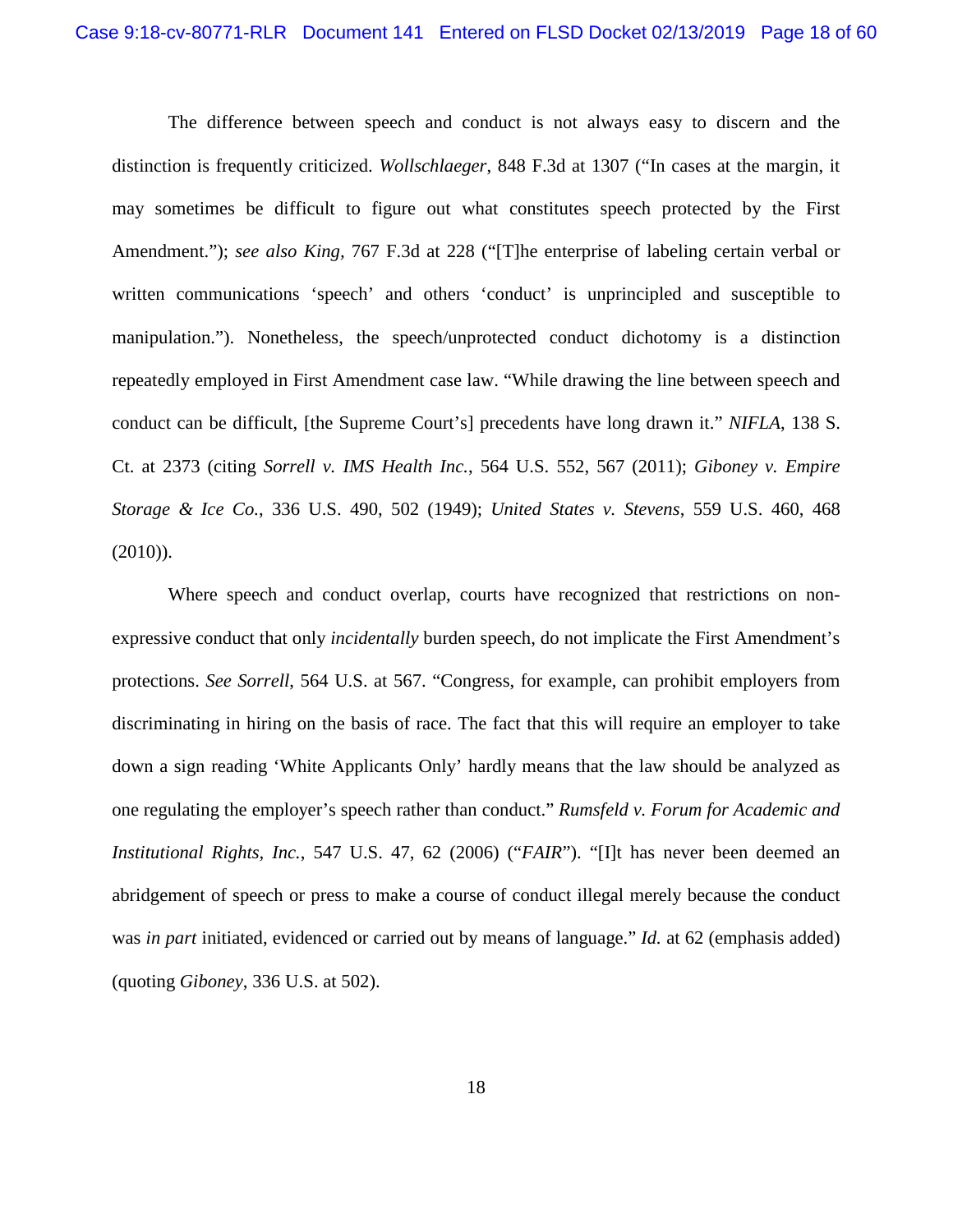The difference between speech and conduct is not always easy to discern and the distinction is frequently criticized. *Wollschlaeger*, 848 F.3d at 1307 ("In cases at the margin, it may sometimes be difficult to figure out what constitutes speech protected by the First Amendment."); *see also King*, 767 F.3d at 228 ("[T]he enterprise of labeling certain verbal or written communications 'speech' and others 'conduct' is unprincipled and susceptible to manipulation."). Nonetheless, the speech/unprotected conduct dichotomy is a distinction repeatedly employed in First Amendment case law. "While drawing the line between speech and conduct can be difficult, [the Supreme Court's] precedents have long drawn it." *NIFLA*, 138 S. Ct. at 2373 (citing *Sorrell v. IMS Health Inc.*, 564 U.S. 552, 567 (2011); *Giboney v. Empire Storage & Ice Co.*, 336 U.S. 490, 502 (1949); *United States v. Stevens*, 559 U.S. 460, 468 (2010)).

Where speech and conduct overlap, courts have recognized that restrictions on non-expressive conduct that only *incidentally* burden speech, do not implicate the First Amendment's protections. *See Sorrell*, 564 U.S. at 567. "Congress, for example, can prohibit employers from discriminating in hiring on the basis of race. The fact that this will require an employer to take down a sign reading 'White Applicants Only' hardly means that the law should be analyzed as one regulating the employer's speech rather than conduct." *Rumsfeld v. Forum for Academic and Institutional Rights, Inc.*, 547 U.S. 47, 62 (2006) ("*FAIR*"). "[I]t has never been deemed an abridgement of speech or press to make a course of conduct illegal merely because the conduct was *in part* initiated, evidenced or carried out by means of language." *Id.* at 62 (emphasis added) (quoting *Giboney*, 336 U.S. at 502).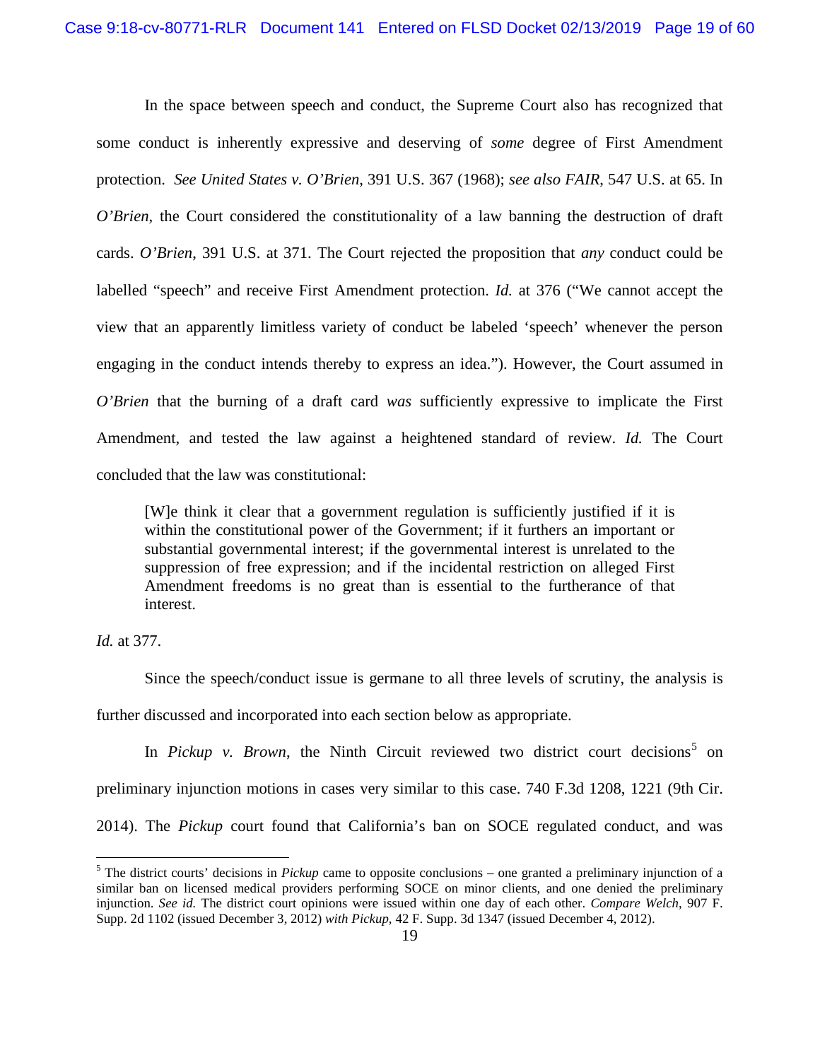In the space between speech and conduct, the Supreme Court also has recognized that some conduct is inherently expressive and deserving of *some* degree of First Amendment protection. *See United States v. O'Brien*, 391 U.S. 367 (1968); *see also FAIR*, 547 U.S. at 65. In *O'Brien*, the Court considered the constitutionality of a law banning the destruction of draft cards. *O'Brien*, 391 U.S. at 371. The Court rejected the proposition that *any* conduct could be labelled "speech" and receive First Amendment protection. *Id.* at 376 ("We cannot accept the view that an apparently limitless variety of conduct be labeled 'speech' whenever the person engaging in the conduct intends thereby to express an idea."). However, the Court assumed in *O'Brien* that the burning of a draft card *was* sufficiently expressive to implicate the First Amendment, and tested the law against a heightened standard of review. *Id.* The Court concluded that the law was constitutional:

> [W]e think it clear that a government regulation is sufficiently justified if it is within the constitutional power of the Government; if it furthers an important or substantial governmental interest; if the governmental interest is unrelated to the suppression of free expression; and if the incidental restriction on alleged First Amendment freedoms is no great than is essential to the furtherance of that interest.

*Id.* at 377.

Since the speech/conduct issue is germane to all three levels of scrutiny, the analysis is further discussed and incorporated into each section below as appropriate.

In *Pickup v. Brown*, the Ninth Circuit reviewed two district court decisions[5] on preliminary injunction motions in cases very similar to this case. 740 F.3d 1208, 1221 (9th Cir. 2014). The *Pickup* court found that California's ban on SOCE regulated conduct, and was

---

[5] The district courts' decisions in *Pickup* came to opposite conclusions – one granted a preliminary injunction of a similar ban on licensed medical providers performing SOCE on minor clients, and one denied the preliminary injunction. *See id.* The district court opinions were issued within one day of each other. *Compare Welch*, 907 F. Supp. 2d 1102 (issued December 3, 2012) *with Pickup*, 42 F. Supp. 3d 1347 (issued December 4, 2012).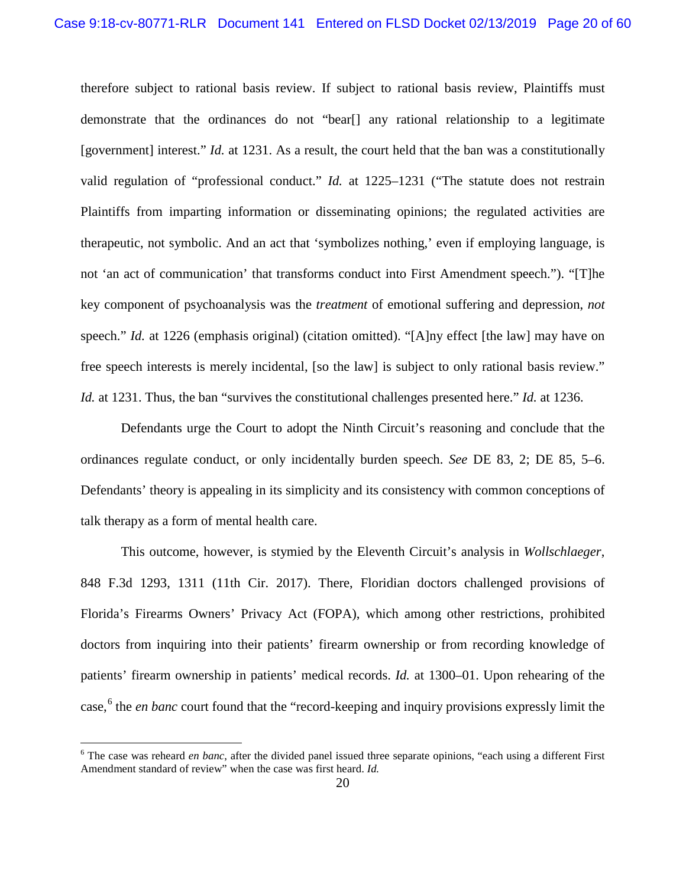therefore subject to rational basis review. If subject to rational basis review, Plaintiffs must demonstrate that the ordinances do not "bear[] any rational relationship to a legitimate [government] interest." *Id.* at 1231. As a result, the court held that the ban was a constitutionally valid regulation of "professional conduct." *Id.* at 1225–1231 ("The statute does not restrain Plaintiffs from imparting information or disseminating opinions; the regulated activities are therapeutic, not symbolic. And an act that 'symbolizes nothing,' even if employing language, is not 'an act of communication' that transforms conduct into First Amendment speech."). "[T]he key component of psychoanalysis was the *treatment* of emotional suffering and depression, *not* speech." *Id.* at 1226 (emphasis original) (citation omitted). "[A]ny effect [the law] may have on free speech interests is merely incidental, [so the law] is subject to only rational basis review." *Id.* at 1231. Thus, the ban "survives the constitutional challenges presented here." *Id.* at 1236.

Defendants urge the Court to adopt the Ninth Circuit's reasoning and conclude that the ordinances regulate conduct, or only incidentally burden speech. *See* DE 83, 2; DE 85, 5–6. Defendants' theory is appealing in its simplicity and its consistency with common conceptions of talk therapy as a form of mental health care.

This outcome, however, is stymied by the Eleventh Circuit's analysis in *Wollschlaeger*, 848 F.3d 1293, 1311 (11th Cir. 2017). There, Floridian doctors challenged provisions of Florida's Firearms Owners' Privacy Act (FOPA), which among other restrictions, prohibited doctors from inquiring into their patients' firearm ownership or from recording knowledge of patients' firearm ownership in patients' medical records. *Id.* at 1300–01. Upon rehearing of the case,[6] the *en banc* court found that the "record-keeping and inquiry provisions expressly limit the

[6] The case was reheard *en banc*, after the divided panel issued three separate opinions, "each using a different First Amendment standard of review" when the case was first heard. *Id.*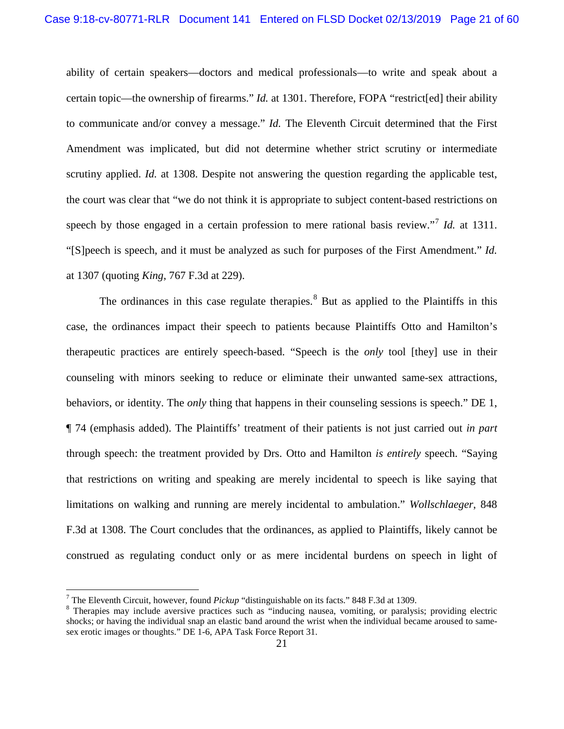ability of certain speakers—doctors and medical professionals—to write and speak about a certain topic—the ownership of firearms." *Id.* at 1301. Therefore, FOPA "restrict[ed] their ability to communicate and/or convey a message." *Id.* The Eleventh Circuit determined that the First Amendment was implicated, but did not determine whether strict scrutiny or intermediate scrutiny applied. *Id.* at 1308. Despite not answering the question regarding the applicable test, the court was clear that "we do not think it is appropriate to subject content-based restrictions on speech by those engaged in a certain profession to mere rational basis review."[7] *Id.* at 1311. "[S]peech is speech, and it must be analyzed as such for purposes of the First Amendment." *Id.* at 1307 (quoting *King*, 767 F.3d at 229).

The ordinances in this case regulate therapies.[8] But as applied to the Plaintiffs in this case, the ordinances impact their speech to patients because Plaintiffs Otto and Hamilton's therapeutic practices are entirely speech-based. "Speech is the *only* tool [they] use in their counseling with minors seeking to reduce or eliminate their unwanted same-sex attractions, behaviors, or identity. The *only* thing that happens in their counseling sessions is speech." DE 1, ¶ 74 (emphasis added). The Plaintiffs' treatment of their patients is not just carried out *in part* through speech: the treatment provided by Drs. Otto and Hamilton *is entirely* speech. "Saying that restrictions on writing and speaking are merely incidental to speech is like saying that limitations on walking and running are merely incidental to ambulation." *Wollschlaeger*, 848 F.3d at 1308. The Court concludes that the ordinances, as applied to Plaintiffs, likely cannot be construed as regulating conduct only or as mere incidental burdens on speech in light of

---

[7] The Eleventh Circuit, however, found *Pickup* "distinguishable on its facts." 848 F.3d at 1309.

[8] Therapies may include aversive practices such as "inducing nausea, vomiting, or paralysis; providing electric shocks; or having the individual snap an elastic band around the wrist when the individual became aroused to same-sex erotic images or thoughts." DE 1-6, APA Task Force Report 31.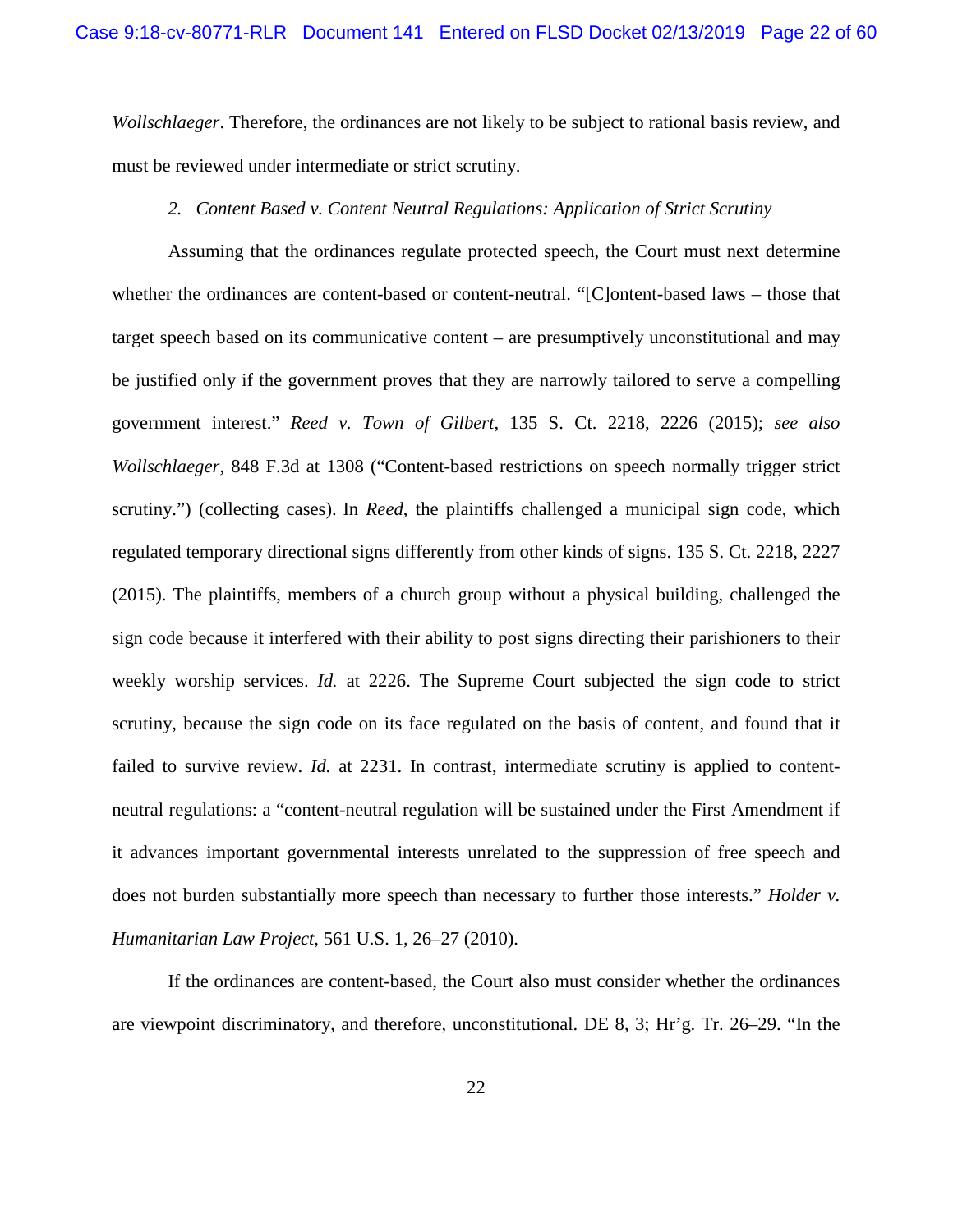*Wollschlaeger*. Therefore, the ordinances are not likely to be subject to rational basis review, and must be reviewed under intermediate or strict scrutiny.

*2. Content Based v. Content Neutral Regulations: Application of Strict Scrutiny*

Assuming that the ordinances regulate protected speech, the Court must next determine whether the ordinances are content-based or content-neutral. "[C]ontent-based laws – those that target speech based on its communicative content – are presumptively unconstitutional and may be justified only if the government proves that they are narrowly tailored to serve a compelling government interest." *Reed v. Town of Gilbert*, 135 S. Ct. 2218, 2226 (2015); *see also Wollschlaeger*, 848 F.3d at 1308 ("Content-based restrictions on speech normally trigger strict scrutiny.") (collecting cases). In *Reed*, the plaintiffs challenged a municipal sign code, which regulated temporary directional signs differently from other kinds of signs. 135 S. Ct. 2218, 2227 (2015). The plaintiffs, members of a church group without a physical building, challenged the sign code because it interfered with their ability to post signs directing their parishioners to their weekly worship services. *Id.* at 2226. The Supreme Court subjected the sign code to strict scrutiny, because the sign code on its face regulated on the basis of content, and found that it failed to survive review. *Id.* at 2231. In contrast, intermediate scrutiny is applied to content-neutral regulations: a "content-neutral regulation will be sustained under the First Amendment if it advances important governmental interests unrelated to the suppression of free speech and does not burden substantially more speech than necessary to further those interests." *Holder v. Humanitarian Law Project*, 561 U.S. 1, 26–27 (2010).

If the ordinances are content-based, the Court also must consider whether the ordinances are viewpoint discriminatory, and therefore, unconstitutional. DE 8, 3; Hr'g. Tr. 26–29. "In the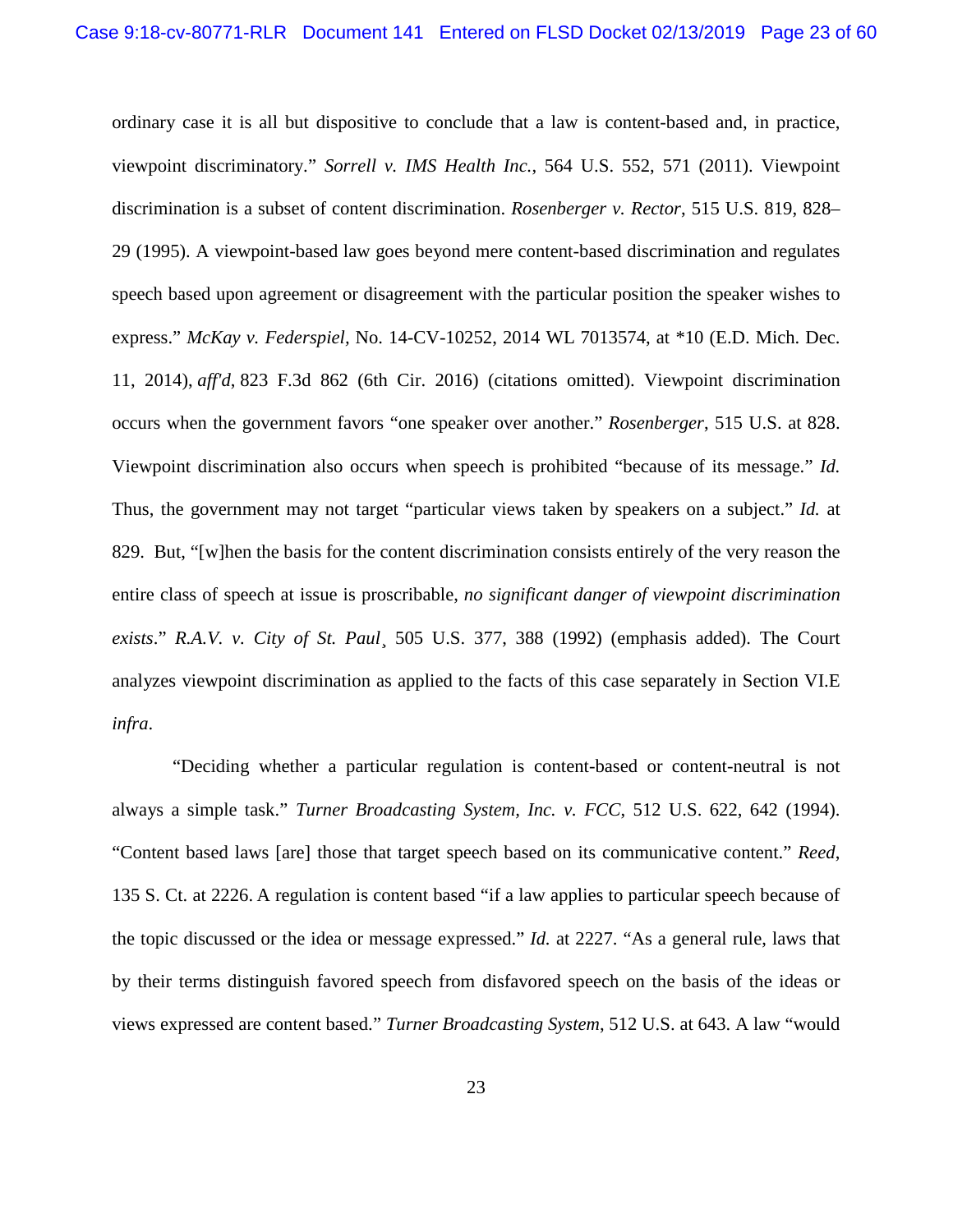ordinary case it is all but dispositive to conclude that a law is content-based and, in practice, viewpoint discriminatory." *Sorrell v. IMS Health Inc.*, 564 U.S. 552, 571 (2011). Viewpoint discrimination is a subset of content discrimination. *Rosenberger v. Rector*, 515 U.S. 819, 828–29 (1995). A viewpoint-based law goes beyond mere content-based discrimination and regulates speech based upon agreement or disagreement with the particular position the speaker wishes to express." *McKay v. Federspiel*, No. 14-CV-10252, 2014 WL 7013574, at *10 (E.D. Mich. Dec. 11, 2014), *aff'd*, 823 F.3d 862 (6th Cir. 2016) (citations omitted). Viewpoint discrimination occurs when the government favors "one speaker over another." *Rosenberger*, 515 U.S. at 828. Viewpoint discrimination also occurs when speech is prohibited "because of its message." *Id.* Thus, the government may not target "particular views taken by speakers on a subject." *Id.* at 829. But, "[w]hen the basis for the content discrimination consists entirely of the very reason the entire class of speech at issue is proscribable, *no significant danger of viewpoint discrimination exists*." *R.A.V. v. City of St. Paul*¸ 505 U.S. 377, 388 (1992) (emphasis added). The Court analyzes viewpoint discrimination as applied to the facts of this case separately in Section VI.E *infra*.

"Deciding whether a particular regulation is content-based or content-neutral is not always a simple task." *Turner Broadcasting System, Inc. v. FCC*, 512 U.S. 622, 642 (1994). "Content based laws [are] those that target speech based on its communicative content." *Reed*, 135 S. Ct. at 2226. A regulation is content based "if a law applies to particular speech because of the topic discussed or the idea or message expressed." *Id.* at 2227. "As a general rule, laws that by their terms distinguish favored speech from disfavored speech on the basis of the ideas or views expressed are content based." *Turner Broadcasting System*, 512 U.S. at 643. A law "would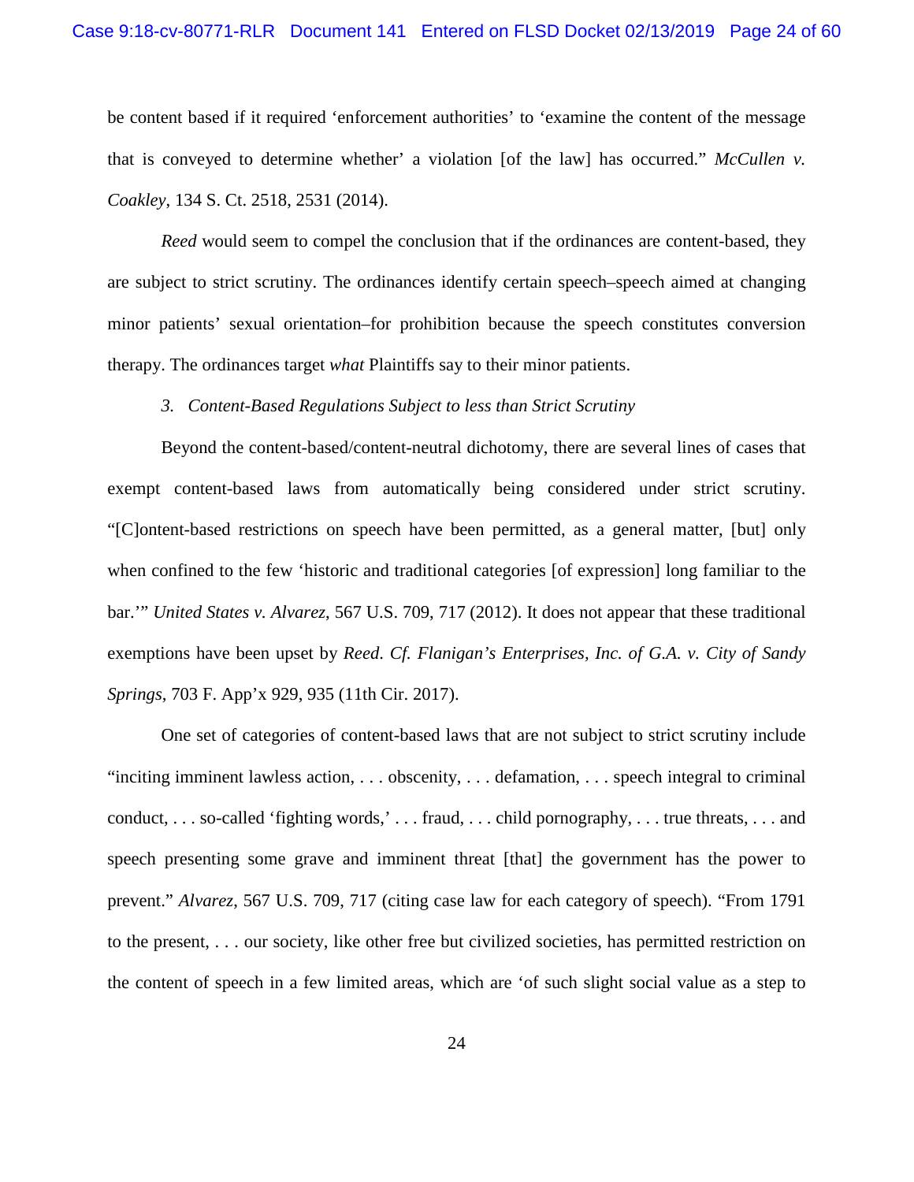be content based if it required 'enforcement authorities' to 'examine the content of the message that is conveyed to determine whether' a violation [of the law] has occurred." *McCullen v. Coakley*, 134 S. Ct. 2518, 2531 (2014).

*Reed* would seem to compel the conclusion that if the ordinances are content-based, they are subject to strict scrutiny. The ordinances identify certain speech–speech aimed at changing minor patients' sexual orientation–for prohibition because the speech constitutes conversion therapy. The ordinances target *what* Plaintiffs say to their minor patients.

*3. Content-Based Regulations Subject to less than Strict Scrutiny*

Beyond the content-based/content-neutral dichotomy, there are several lines of cases that exempt content-based laws from automatically being considered under strict scrutiny. "[C]ontent-based restrictions on speech have been permitted, as a general matter, [but] only when confined to the few 'historic and traditional categories [of expression] long familiar to the bar.'" *United States v. Alvarez,* 567 U.S. 709, 717 (2012). It does not appear that these traditional exemptions have been upset by *Reed*. *Cf. Flanigan's Enterprises, Inc. of G.A. v. City of Sandy Springs*, 703 F. App'x 929, 935 (11th Cir. 2017).

One set of categories of content-based laws that are not subject to strict scrutiny include "inciting imminent lawless action, . . . obscenity, . . . defamation, . . . speech integral to criminal conduct, . . . so-called 'fighting words,' . . . fraud, . . . child pornography, . . . true threats, . . . and speech presenting some grave and imminent threat [that] the government has the power to prevent." *Alvarez*, 567 U.S. 709, 717 (citing case law for each category of speech). "From 1791 to the present, . . . our society, like other free but civilized societies, has permitted restriction on the content of speech in a few limited areas, which are 'of such slight social value as a step to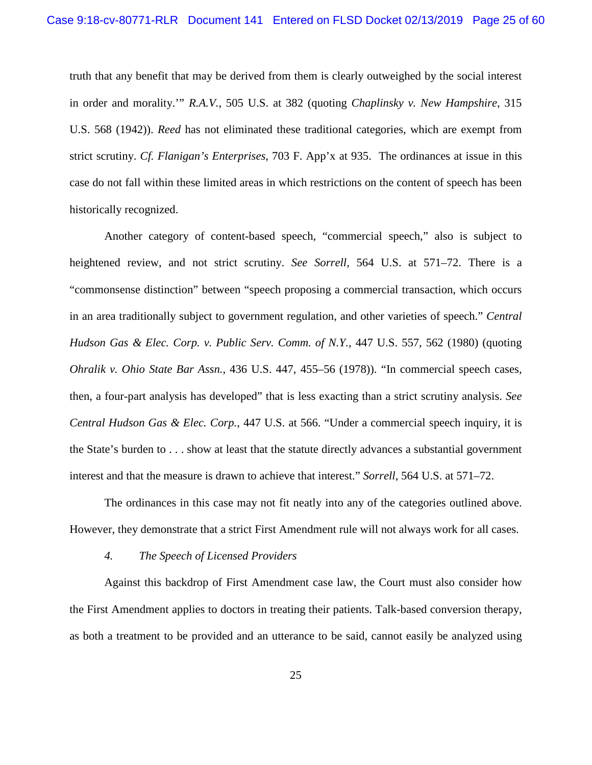truth that any benefit that may be derived from them is clearly outweighed by the social interest in order and morality.'" *R.A.V.*, 505 U.S. at 382 (quoting *Chaplinsky v. New Hampshire*, 315 U.S. 568 (1942)). *Reed* has not eliminated these traditional categories, which are exempt from strict scrutiny. *Cf. Flanigan's Enterprises*, 703 F. App'x at 935. The ordinances at issue in this case do not fall within these limited areas in which restrictions on the content of speech has been historically recognized.

Another category of content-based speech, "commercial speech," also is subject to heightened review, and not strict scrutiny. *See Sorrell*, 564 U.S. at 571–72. There is a "commonsense distinction" between "speech proposing a commercial transaction, which occurs in an area traditionally subject to government regulation, and other varieties of speech." *Central Hudson Gas & Elec. Corp. v. Public Serv. Comm. of N.Y.*, 447 U.S. 557, 562 (1980) (quoting *Ohralik v. Ohio State Bar Assn.*, 436 U.S. 447, 455–56 (1978)). "In commercial speech cases, then, a four-part analysis has developed" that is less exacting than a strict scrutiny analysis. *See Central Hudson Gas & Elec. Corp.*, 447 U.S. at 566. "Under a commercial speech inquiry, it is the State's burden to . . . show at least that the statute directly advances a substantial government interest and that the measure is drawn to achieve that interest." *Sorrell*, 564 U.S. at 571–72.

The ordinances in this case may not fit neatly into any of the categories outlined above. However, they demonstrate that a strict First Amendment rule will not always work for all cases.

#### *4. The Speech of Licensed Providers*

Against this backdrop of First Amendment case law, the Court must also consider how the First Amendment applies to doctors in treating their patients. Talk-based conversion therapy, as both a treatment to be provided and an utterance to be said, cannot easily be analyzed using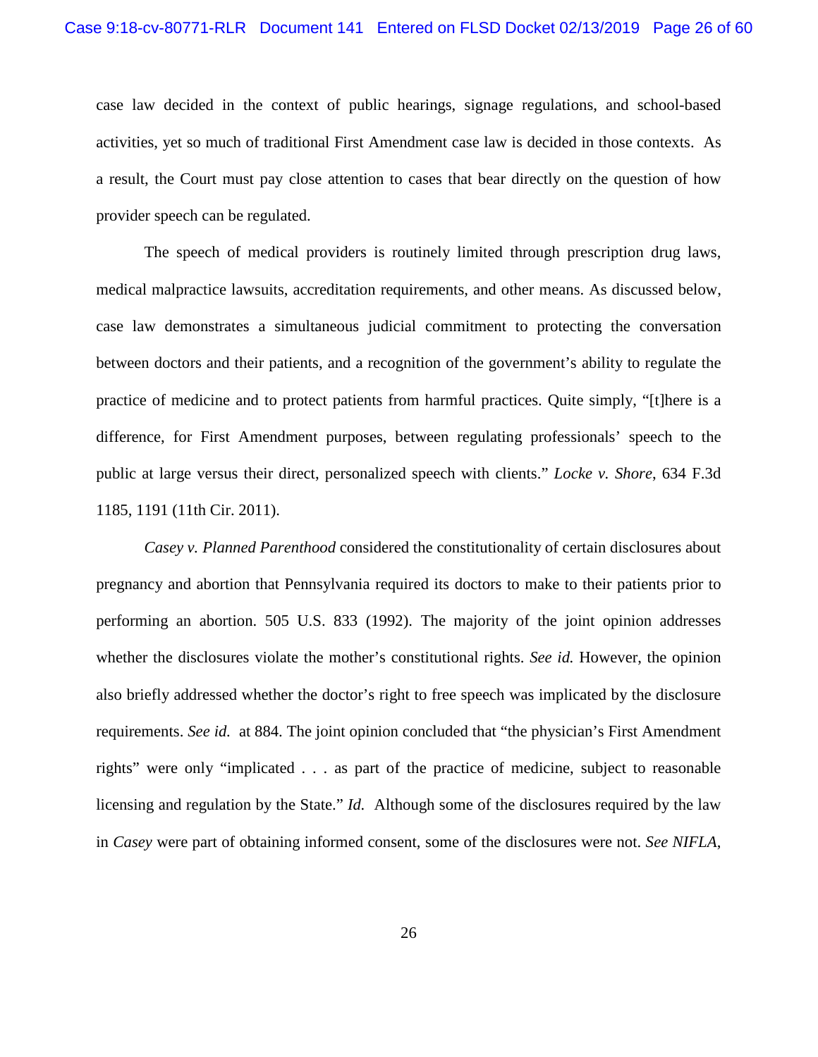case law decided in the context of public hearings, signage regulations, and school-based activities, yet so much of traditional First Amendment case law is decided in those contexts. As a result, the Court must pay close attention to cases that bear directly on the question of how provider speech can be regulated.

The speech of medical providers is routinely limited through prescription drug laws, medical malpractice lawsuits, accreditation requirements, and other means. As discussed below, case law demonstrates a simultaneous judicial commitment to protecting the conversation between doctors and their patients, and a recognition of the government's ability to regulate the practice of medicine and to protect patients from harmful practices. Quite simply, "[t]here is a difference, for First Amendment purposes, between regulating professionals' speech to the public at large versus their direct, personalized speech with clients." *Locke v. Shore*, 634 F.3d 1185, 1191 (11th Cir. 2011).

*Casey v. Planned Parenthood* considered the constitutionality of certain disclosures about pregnancy and abortion that Pennsylvania required its doctors to make to their patients prior to performing an abortion. 505 U.S. 833 (1992). The majority of the joint opinion addresses whether the disclosures violate the mother's constitutional rights. *See id.* However, the opinion also briefly addressed whether the doctor's right to free speech was implicated by the disclosure requirements. *See id.* at 884. The joint opinion concluded that "the physician's First Amendment rights" were only "implicated . . . as part of the practice of medicine, subject to reasonable licensing and regulation by the State." *Id.* Although some of the disclosures required by the law in *Casey* were part of obtaining informed consent, some of the disclosures were not. *See NIFLA*,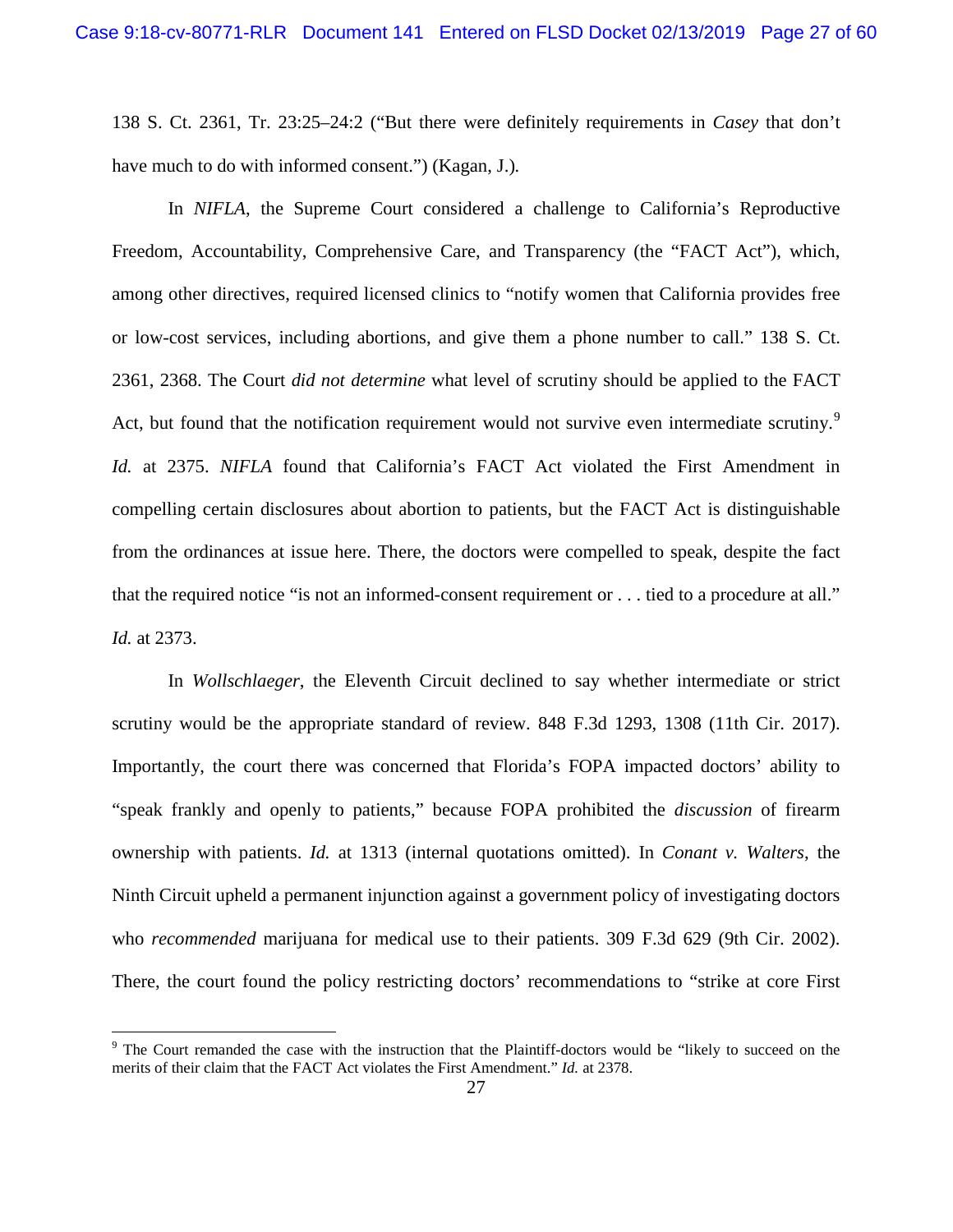138 S. Ct. 2361, Tr. 23:25–24:2 ("But there were definitely requirements in *Casey* that don't have much to do with informed consent.") (Kagan, J.).

In *NIFLA*, the Supreme Court considered a challenge to California's Reproductive Freedom, Accountability, Comprehensive Care, and Transparency (the "FACT Act"), which, among other directives, required licensed clinics to "notify women that California provides free or low-cost services, including abortions, and give them a phone number to call." 138 S. Ct. 2361, 2368. The Court *did not determine* what level of scrutiny should be applied to the FACT Act, but found that the notification requirement would not survive even intermediate scrutiny.[9] *Id.* at 2375. *NIFLA* found that California's FACT Act violated the First Amendment in compelling certain disclosures about abortion to patients, but the FACT Act is distinguishable from the ordinances at issue here. There, the doctors were compelled to speak, despite the fact that the required notice "is not an informed-consent requirement or . . . tied to a procedure at all." *Id.* at 2373.

In *Wollschlaeger*, the Eleventh Circuit declined to say whether intermediate or strict scrutiny would be the appropriate standard of review. 848 F.3d 1293, 1308 (11th Cir. 2017). Importantly, the court there was concerned that Florida's FOPA impacted doctors' ability to "speak frankly and openly to patients," because FOPA prohibited the *discussion* of firearm ownership with patients. *Id.* at 1313 (internal quotations omitted). In *Conant v. Walters*, the Ninth Circuit upheld a permanent injunction against a government policy of investigating doctors who *recommended* marijuana for medical use to their patients. 309 F.3d 629 (9th Cir. 2002). There, the court found the policy restricting doctors' recommendations to "strike at core First

[9] The Court remanded the case with the instruction that the Plaintiff-doctors would be "likely to succeed on the merits of their claim that the FACT Act violates the First Amendment." *Id.* at 2378.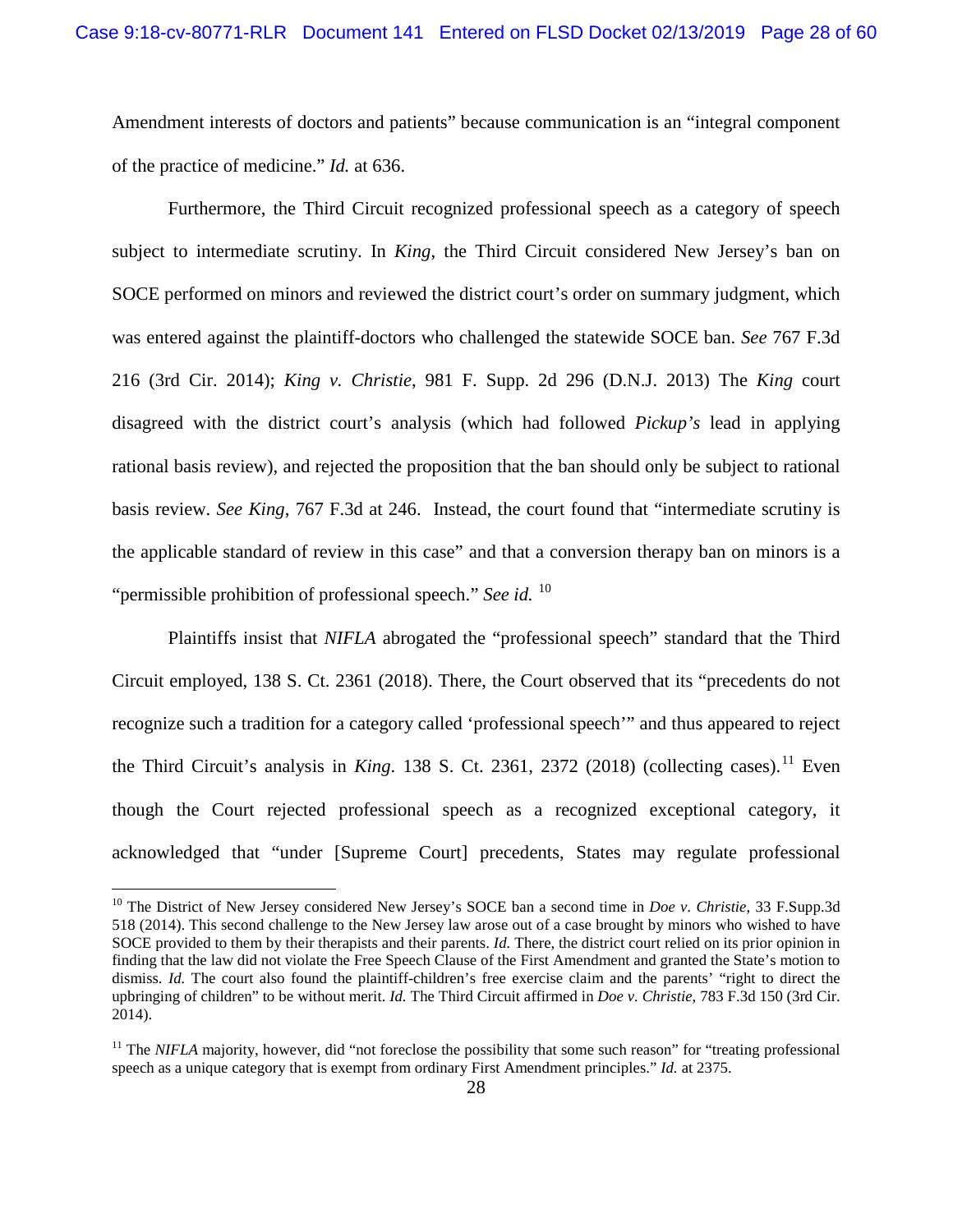Amendment interests of doctors and patients" because communication is an "integral component of the practice of medicine." *Id.* at 636.

Furthermore, the Third Circuit recognized professional speech as a category of speech subject to intermediate scrutiny. In *King*, the Third Circuit considered New Jersey's ban on SOCE performed on minors and reviewed the district court's order on summary judgment, which was entered against the plaintiff-doctors who challenged the statewide SOCE ban. *See* 767 F.3d 216 (3rd Cir. 2014); *King v. Christie*, 981 F. Supp. 2d 296 (D.N.J. 2013) The *King* court disagreed with the district court's analysis (which had followed *Pickup's* lead in applying rational basis review), and rejected the proposition that the ban should only be subject to rational basis review. *See King*, 767 F.3d at 246. Instead, the court found that "intermediate scrutiny is the applicable standard of review in this case" and that a conversion therapy ban on minors is a "permissible prohibition of professional speech." *See id.* [10]

Plaintiffs insist that *NIFLA* abrogated the "professional speech" standard that the Third Circuit employed, 138 S. Ct. 2361 (2018). There, the Court observed that its "precedents do not recognize such a tradition for a category called 'professional speech'" and thus appeared to reject the Third Circuit's analysis in *King*. 138 S. Ct. 2361, 2372 (2018) (collecting cases).[11] Even though the Court rejected professional speech as a recognized exceptional category, it acknowledged that "under [Supreme Court] precedents, States may regulate professional

---

[10] The District of New Jersey considered New Jersey's SOCE ban a second time in *Doe v. Christie*, 33 F.Supp.3d 518 (2014). This second challenge to the New Jersey law arose out of a case brought by minors who wished to have SOCE provided to them by their therapists and their parents. *Id.* There, the district court relied on its prior opinion in finding that the law did not violate the Free Speech Clause of the First Amendment and granted the State's motion to dismiss. *Id.* The court also found the plaintiff-children's free exercise claim and the parents' "right to direct the upbringing of children" to be without merit. *Id.* The Third Circuit affirmed in *Doe v. Christie*, 783 F.3d 150 (3rd Cir. 2014).

[11] The *NIFLA* majority, however, did "not foreclose the possibility that some such reason" for "treating professional speech as a unique category that is exempt from ordinary First Amendment principles." *Id.* at 2375.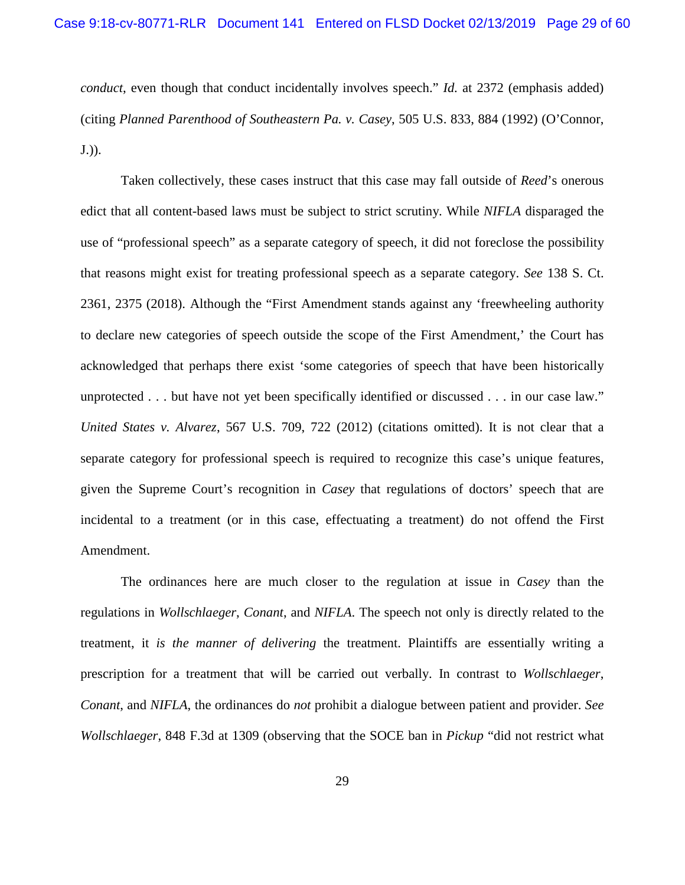*conduct*, even though that conduct incidentally involves speech." *Id.* at 2372 (emphasis added) (citing *Planned Parenthood of Southeastern Pa. v. Casey*, 505 U.S. 833, 884 (1992) (O'Connor, J.)).

Taken collectively, these cases instruct that this case may fall outside of *Reed*'s onerous edict that all content-based laws must be subject to strict scrutiny. While *NIFLA* disparaged the use of "professional speech" as a separate category of speech, it did not foreclose the possibility that reasons might exist for treating professional speech as a separate category. *See* 138 S. Ct. 2361, 2375 (2018). Although the "First Amendment stands against any 'freewheeling authority to declare new categories of speech outside the scope of the First Amendment,' the Court has acknowledged that perhaps there exist 'some categories of speech that have been historically unprotected . . . but have not yet been specifically identified or discussed . . . in our case law." *United States v. Alvarez*, 567 U.S. 709, 722 (2012) (citations omitted). It is not clear that a separate category for professional speech is required to recognize this case's unique features, given the Supreme Court's recognition in *Casey* that regulations of doctors' speech that are incidental to a treatment (or in this case, effectuating a treatment) do not offend the First Amendment.

The ordinances here are much closer to the regulation at issue in *Casey* than the regulations in *Wollschlaeger*, *Conant*, and *NIFLA*. The speech not only is directly related to the treatment, it *is the manner of delivering* the treatment. Plaintiffs are essentially writing a prescription for a treatment that will be carried out verbally. In contrast to *Wollschlaeger*, *Conant*, and *NIFLA*, the ordinances do *not* prohibit a dialogue between patient and provider. *See Wollschlaeger*, 848 F.3d at 1309 (observing that the SOCE ban in *Pickup* "did not restrict what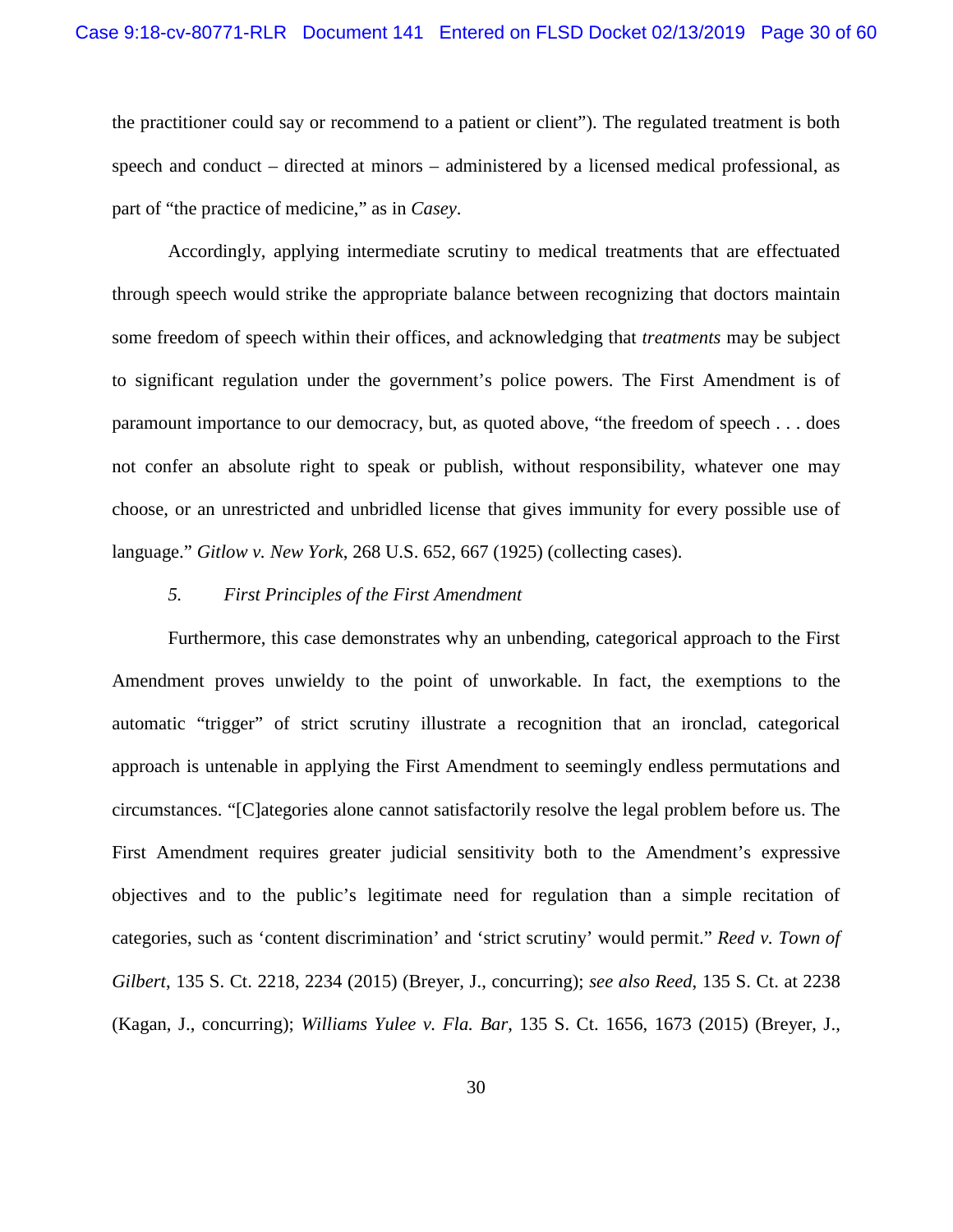the practitioner could say or recommend to a patient or client"). The regulated treatment is both speech and conduct – directed at minors – administered by a licensed medical professional, as part of "the practice of medicine," as in *Casey*.

Accordingly, applying intermediate scrutiny to medical treatments that are effectuated through speech would strike the appropriate balance between recognizing that doctors maintain some freedom of speech within their offices, and acknowledging that *treatments* may be subject to significant regulation under the government's police powers. The First Amendment is of paramount importance to our democracy, but, as quoted above, "the freedom of speech . . . does not confer an absolute right to speak or publish, without responsibility, whatever one may choose, or an unrestricted and unbridled license that gives immunity for every possible use of language." *Gitlow v. New York*, 268 U.S. 652, 667 (1925) (collecting cases).

*5. First Principles of the First Amendment*

Furthermore, this case demonstrates why an unbending, categorical approach to the First Amendment proves unwieldy to the point of unworkable. In fact, the exemptions to the automatic "trigger" of strict scrutiny illustrate a recognition that an ironclad, categorical approach is untenable in applying the First Amendment to seemingly endless permutations and circumstances. "[C]ategories alone cannot satisfactorily resolve the legal problem before us. The First Amendment requires greater judicial sensitivity both to the Amendment's expressive objectives and to the public's legitimate need for regulation than a simple recitation of categories, such as 'content discrimination' and 'strict scrutiny' would permit." *Reed v. Town of Gilbert*, 135 S. Ct. 2218, 2234 (2015) (Breyer, J., concurring); *see also Reed*, 135 S. Ct. at 2238 (Kagan, J., concurring); *Williams Yulee v. Fla. Bar*, 135 S. Ct. 1656, 1673 (2015) (Breyer, J.,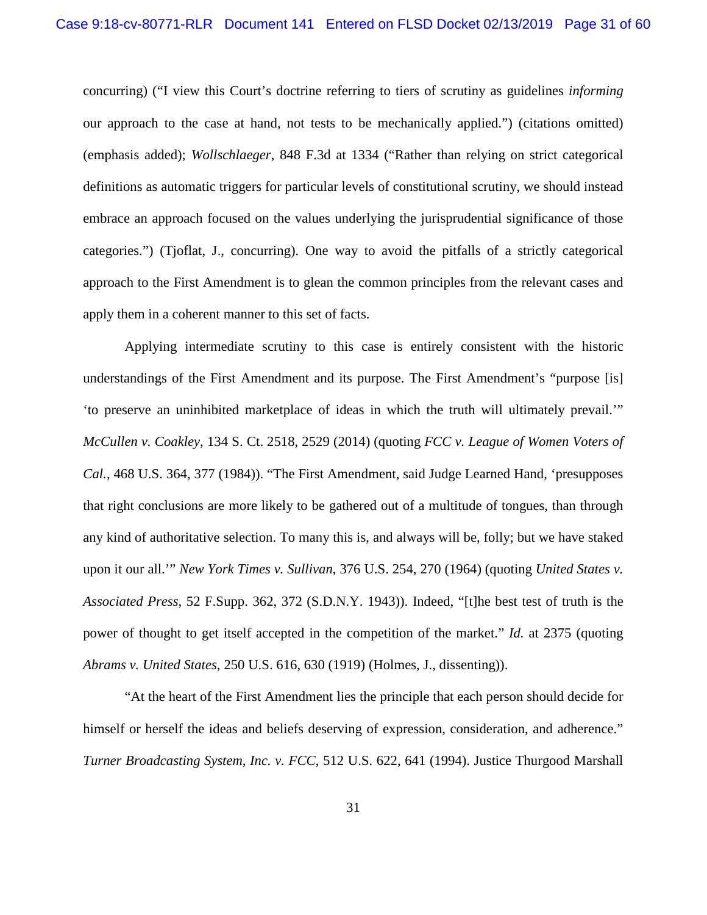concurring) ("I view this Court's doctrine referring to tiers of scrutiny as guidelines *informing* our approach to the case at hand, not tests to be mechanically applied.") (citations omitted) (emphasis added); *Wollschlaeger*, 848 F.3d at 1334 ("Rather than relying on strict categorical definitions as automatic triggers for particular levels of constitutional scrutiny, we should instead embrace an approach focused on the values underlying the jurisprudential significance of those categories.") (Tjoflat, J., concurring). One way to avoid the pitfalls of a strictly categorical approach to the First Amendment is to glean the common principles from the relevant cases and apply them in a coherent manner to this set of facts.

Applying intermediate scrutiny to this case is entirely consistent with the historic understandings of the First Amendment and its purpose. The First Amendment's "purpose [is] 'to preserve an uninhibited marketplace of ideas in which the truth will ultimately prevail.'" *McCullen v. Coakley*, 134 S. Ct. 2518, 2529 (2014) (quoting *FCC v. League of Women Voters of Cal.*, 468 U.S. 364, 377 (1984)). "The First Amendment, said Judge Learned Hand, 'presupposes that right conclusions are more likely to be gathered out of a multitude of tongues, than through any kind of authoritative selection. To many this is, and always will be, folly; but we have staked upon it our all.'" *New York Times v. Sullivan*, 376 U.S. 254, 270 (1964) (quoting *United States v. Associated Press*, 52 F.Supp. 362, 372 (S.D.N.Y. 1943)). Indeed, "[t]he best test of truth is the power of thought to get itself accepted in the competition of the market." *Id.* at 2375 (quoting *Abrams v. United States*, 250 U.S. 616, 630 (1919) (Holmes, J., dissenting)).

"At the heart of the First Amendment lies the principle that each person should decide for himself or herself the ideas and beliefs deserving of expression, consideration, and adherence." *Turner Broadcasting System, Inc. v. FCC*, 512 U.S. 622, 641 (1994). Justice Thurgood Marshall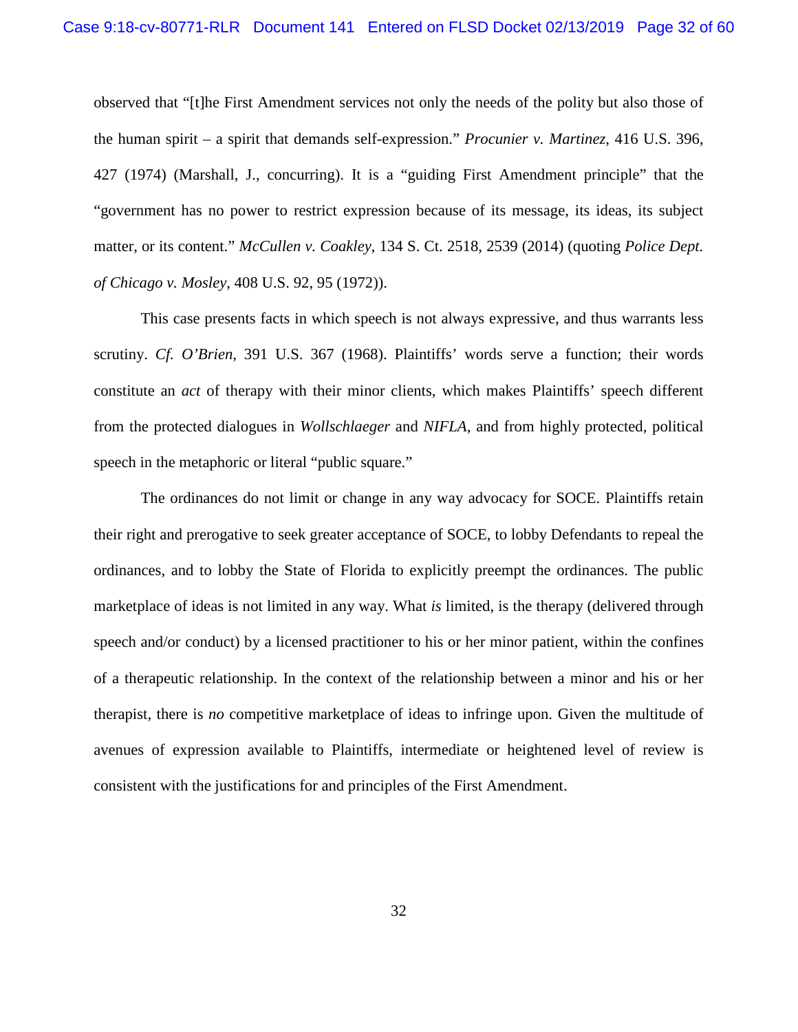observed that "[t]he First Amendment services not only the needs of the polity but also those of the human spirit – a spirit that demands self-expression." *Procunier v. Martinez*, 416 U.S. 396, 427 (1974) (Marshall, J., concurring). It is a "guiding First Amendment principle" that the "government has no power to restrict expression because of its message, its ideas, its subject matter, or its content." *McCullen v. Coakley*, 134 S. Ct. 2518, 2539 (2014) (quoting *Police Dept. of Chicago v. Mosley*, 408 U.S. 92, 95 (1972)).

This case presents facts in which speech is not always expressive, and thus warrants less scrutiny. *Cf. O'Brien*, 391 U.S. 367 (1968). Plaintiffs' words serve a function; their words constitute an *act* of therapy with their minor clients, which makes Plaintiffs' speech different from the protected dialogues in *Wollschlaeger* and *NIFLA*, and from highly protected, political speech in the metaphoric or literal "public square."

The ordinances do not limit or change in any way advocacy for SOCE. Plaintiffs retain their right and prerogative to seek greater acceptance of SOCE, to lobby Defendants to repeal the ordinances, and to lobby the State of Florida to explicitly preempt the ordinances. The public marketplace of ideas is not limited in any way. What *is* limited, is the therapy (delivered through speech and/or conduct) by a licensed practitioner to his or her minor patient, within the confines of a therapeutic relationship. In the context of the relationship between a minor and his or her therapist, there is *no* competitive marketplace of ideas to infringe upon. Given the multitude of avenues of expression available to Plaintiffs, intermediate or heightened level of review is consistent with the justifications for and principles of the First Amendment.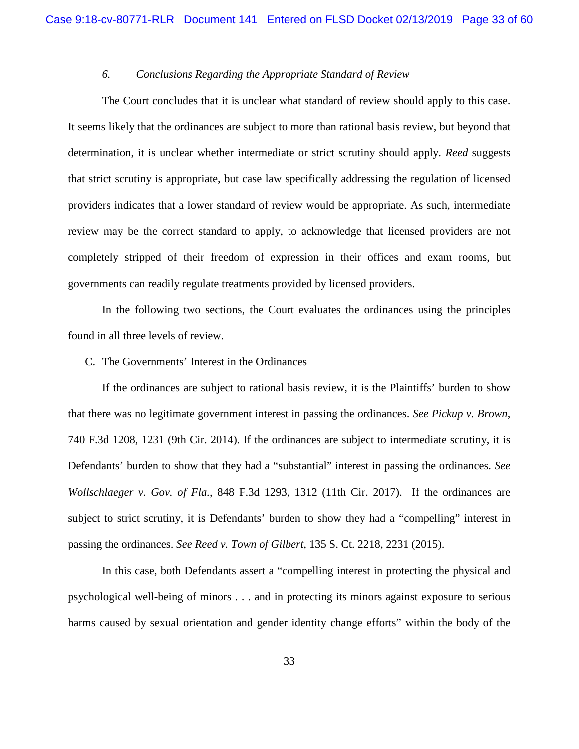### *6. Conclusions Regarding the Appropriate Standard of Review*

The Court concludes that it is unclear what standard of review should apply to this case. It seems likely that the ordinances are subject to more than rational basis review, but beyond that determination, it is unclear whether intermediate or strict scrutiny should apply. *Reed* suggests that strict scrutiny is appropriate, but case law specifically addressing the regulation of licensed providers indicates that a lower standard of review would be appropriate. As such, intermediate review may be the correct standard to apply, to acknowledge that licensed providers are not completely stripped of their freedom of expression in their offices and exam rooms, but governments can readily regulate treatments provided by licensed providers.

In the following two sections, the Court evaluates the ordinances using the principles found in all three levels of review.

## C. The Governments' Interest in the Ordinances

If the ordinances are subject to rational basis review, it is the Plaintiffs' burden to show that there was no legitimate government interest in passing the ordinances. *See Pickup v. Brown*, 740 F.3d 1208, 1231 (9th Cir. 2014). If the ordinances are subject to intermediate scrutiny, it is Defendants' burden to show that they had a "substantial" interest in passing the ordinances. *See Wollschlaeger v. Gov. of Fla.*, 848 F.3d 1293, 1312 (11th Cir. 2017). If the ordinances are subject to strict scrutiny, it is Defendants' burden to show they had a "compelling" interest in passing the ordinances. *See Reed v. Town of Gilbert*, 135 S. Ct. 2218, 2231 (2015).

In this case, both Defendants assert a "compelling interest in protecting the physical and psychological well-being of minors . . . and in protecting its minors against exposure to serious harms caused by sexual orientation and gender identity change efforts" within the body of the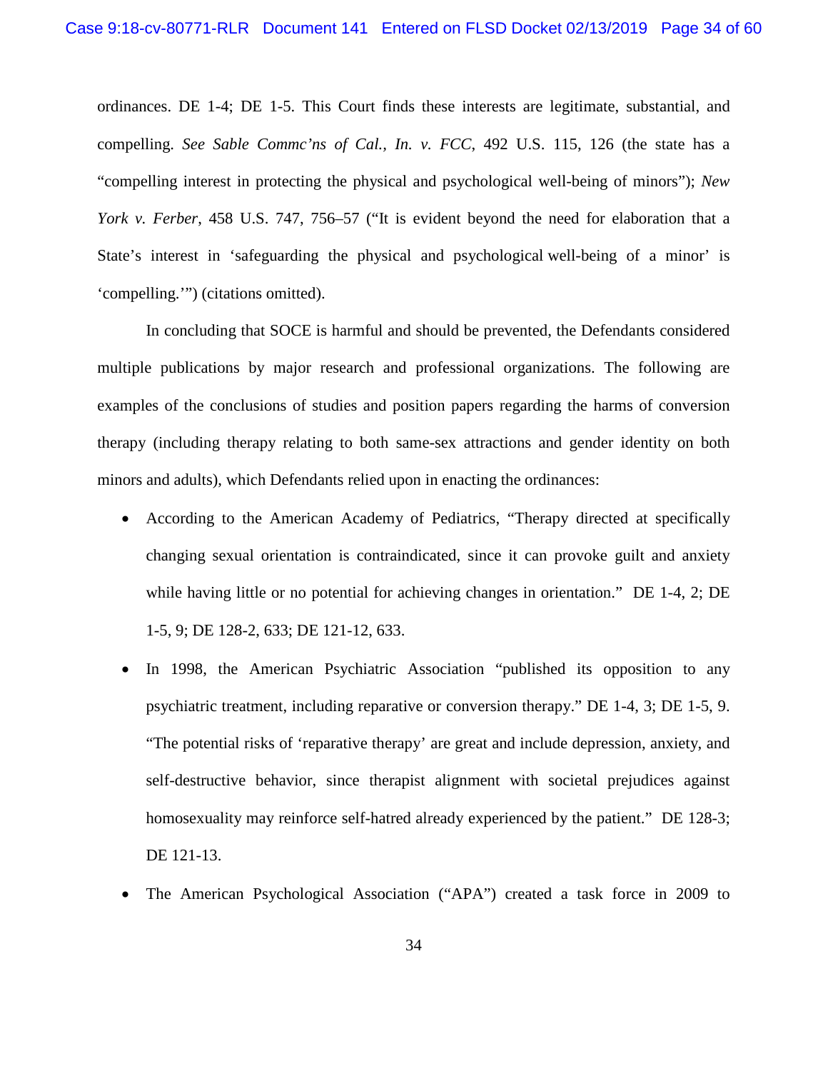ordinances. DE 1-4; DE 1-5. This Court finds these interests are legitimate, substantial, and compelling. *See Sable Commc'ns of Cal., In. v. FCC*, 492 U.S. 115, 126 (the state has a "compelling interest in protecting the physical and psychological well-being of minors"); *New York v. Ferber*, 458 U.S. 747, 756–57 ("It is evident beyond the need for elaboration that a State's interest in 'safeguarding the physical and psychological well-being of a minor' is 'compelling.'") (citations omitted).

In concluding that SOCE is harmful and should be prevented, the Defendants considered multiple publications by major research and professional organizations. The following are examples of the conclusions of studies and position papers regarding the harms of conversion therapy (including therapy relating to both same-sex attractions and gender identity on both minors and adults), which Defendants relied upon in enacting the ordinances:

- According to the American Academy of Pediatrics, "Therapy directed at specifically changing sexual orientation is contraindicated, since it can provoke guilt and anxiety while having little or no potential for achieving changes in orientation." DE 1-4, 2; DE 1-5, 9; DE 128-2, 633; DE 121-12, 633.
- In 1998, the American Psychiatric Association "published its opposition to any psychiatric treatment, including reparative or conversion therapy." DE 1-4, 3; DE 1-5, 9. "The potential risks of 'reparative therapy' are great and include depression, anxiety, and self-destructive behavior, since therapist alignment with societal prejudices against homosexuality may reinforce self-hatred already experienced by the patient." DE 128-3; DE 121-13.
- The American Psychological Association ("APA") created a task force in 2009 to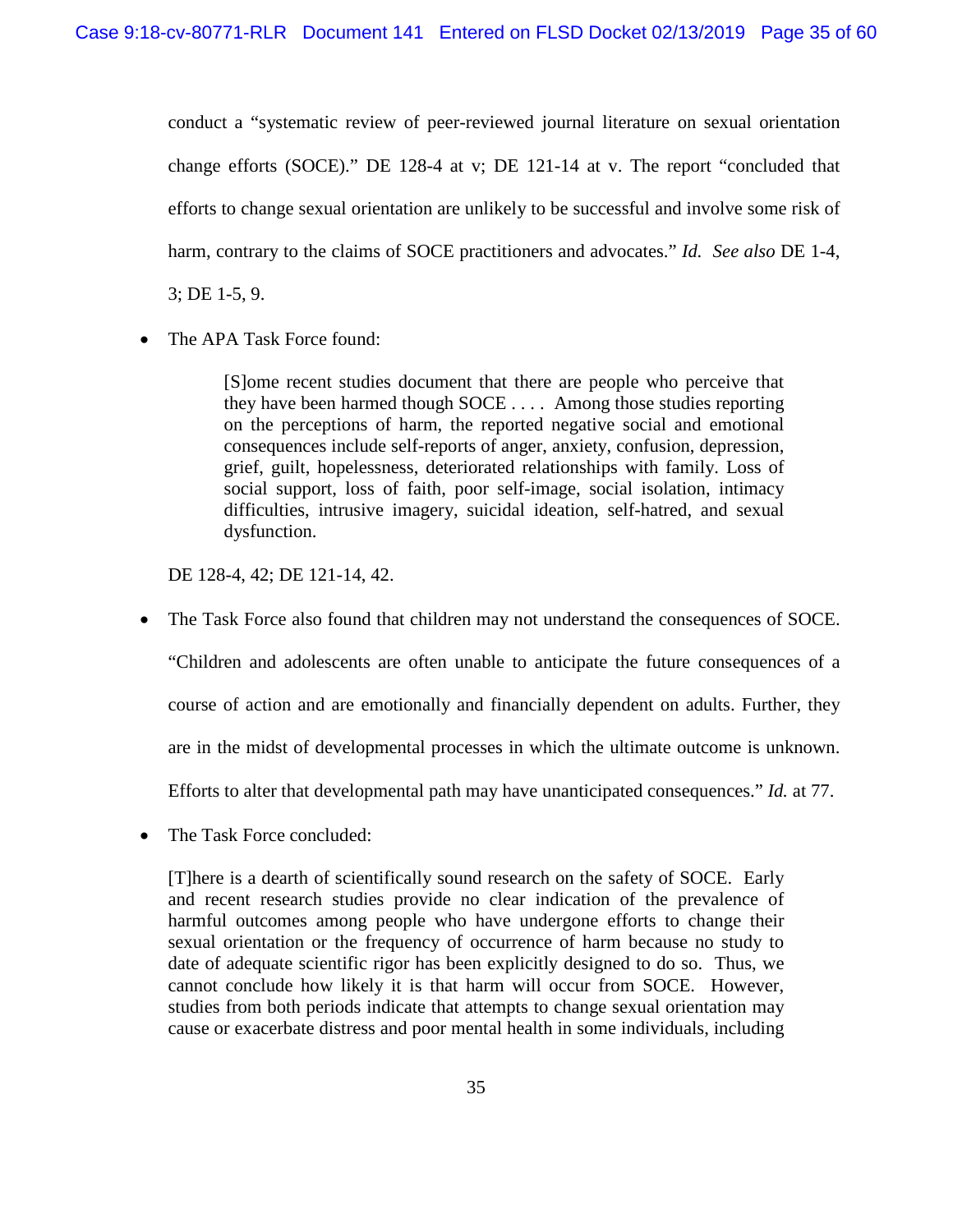conduct a "systematic review of peer-reviewed journal literature on sexual orientation change efforts (SOCE)." DE 128-4 at v; DE 121-14 at v. The report "concluded that efforts to change sexual orientation are unlikely to be successful and involve some risk of harm, contrary to the claims of SOCE practitioners and advocates." *Id. See also* DE 1-4, 3; DE 1-5, 9.

- The APA Task Force found:

  > [S]ome recent studies document that there are people who perceive that they have been harmed though SOCE . . . . Among those studies reporting on the perceptions of harm, the reported negative social and emotional consequences include self-reports of anger, anxiety, confusion, depression, grief, guilt, hopelessness, deteriorated relationships with family. Loss of social support, loss of faith, poor self-image, social isolation, intimacy difficulties, intrusive imagery, suicidal ideation, self-hatred, and sexual dysfunction.

  DE 128-4, 42; DE 121-14, 42.

- The Task Force also found that children may not understand the consequences of SOCE. "Children and adolescents are often unable to anticipate the future consequences of a course of action and are emotionally and financially dependent on adults. Further, they are in the midst of developmental processes in which the ultimate outcome is unknown. Efforts to alter that developmental path may have unanticipated consequences." *Id.* at 77.

- The Task Force concluded:

  > [T]here is a dearth of scientifically sound research on the safety of SOCE. Early and recent research studies provide no clear indication of the prevalence of harmful outcomes among people who have undergone efforts to change their sexual orientation or the frequency of occurrence of harm because no study to date of adequate scientific rigor has been explicitly designed to do so. Thus, we cannot conclude how likely it is that harm will occur from SOCE. However, studies from both periods indicate that attempts to change sexual orientation may cause or exacerbate distress and poor mental health in some individuals, including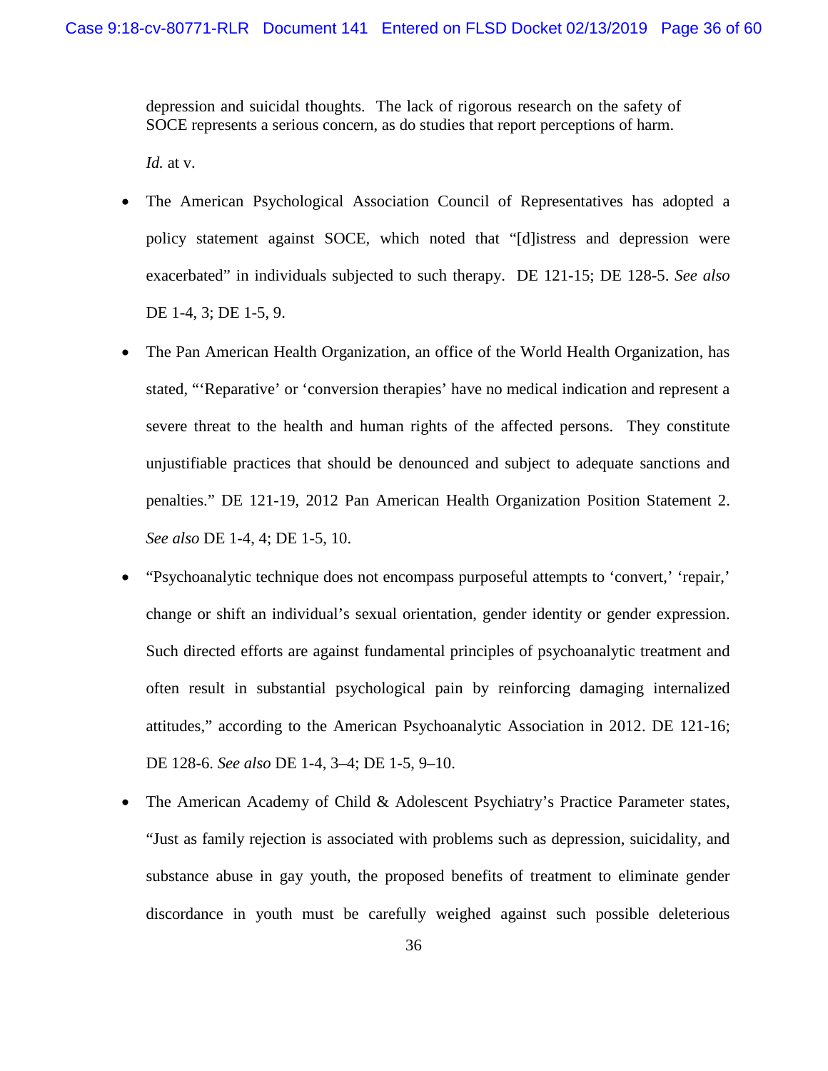depression and suicidal thoughts. The lack of rigorous research on the safety of SOCE represents a serious concern, as do studies that report perceptions of harm.

*Id.* at v.

- The American Psychological Association Council of Representatives has adopted a policy statement against SOCE, which noted that "[d]istress and depression were exacerbated" in individuals subjected to such therapy. DE 121-15; DE 128-5. *See also* DE 1-4, 3; DE 1-5, 9.

- The Pan American Health Organization, an office of the World Health Organization, has stated, "'Reparative' or 'conversion therapies' have no medical indication and represent a severe threat to the health and human rights of the affected persons. They constitute unjustifiable practices that should be denounced and subject to adequate sanctions and penalties." DE 121-19, 2012 Pan American Health Organization Position Statement 2. *See also* DE 1-4, 4; DE 1-5, 10.

- "Psychoanalytic technique does not encompass purposeful attempts to 'convert,' 'repair,' change or shift an individual's sexual orientation, gender identity or gender expression. Such directed efforts are against fundamental principles of psychoanalytic treatment and often result in substantial psychological pain by reinforcing damaging internalized attitudes," according to the American Psychoanalytic Association in 2012. DE 121-16; DE 128-6. *See also* DE 1-4, 3–4; DE 1-5, 9–10.

- The American Academy of Child & Adolescent Psychiatry's Practice Parameter states, "Just as family rejection is associated with problems such as depression, suicidality, and substance abuse in gay youth, the proposed benefits of treatment to eliminate gender discordance in youth must be carefully weighed against such possible deleterious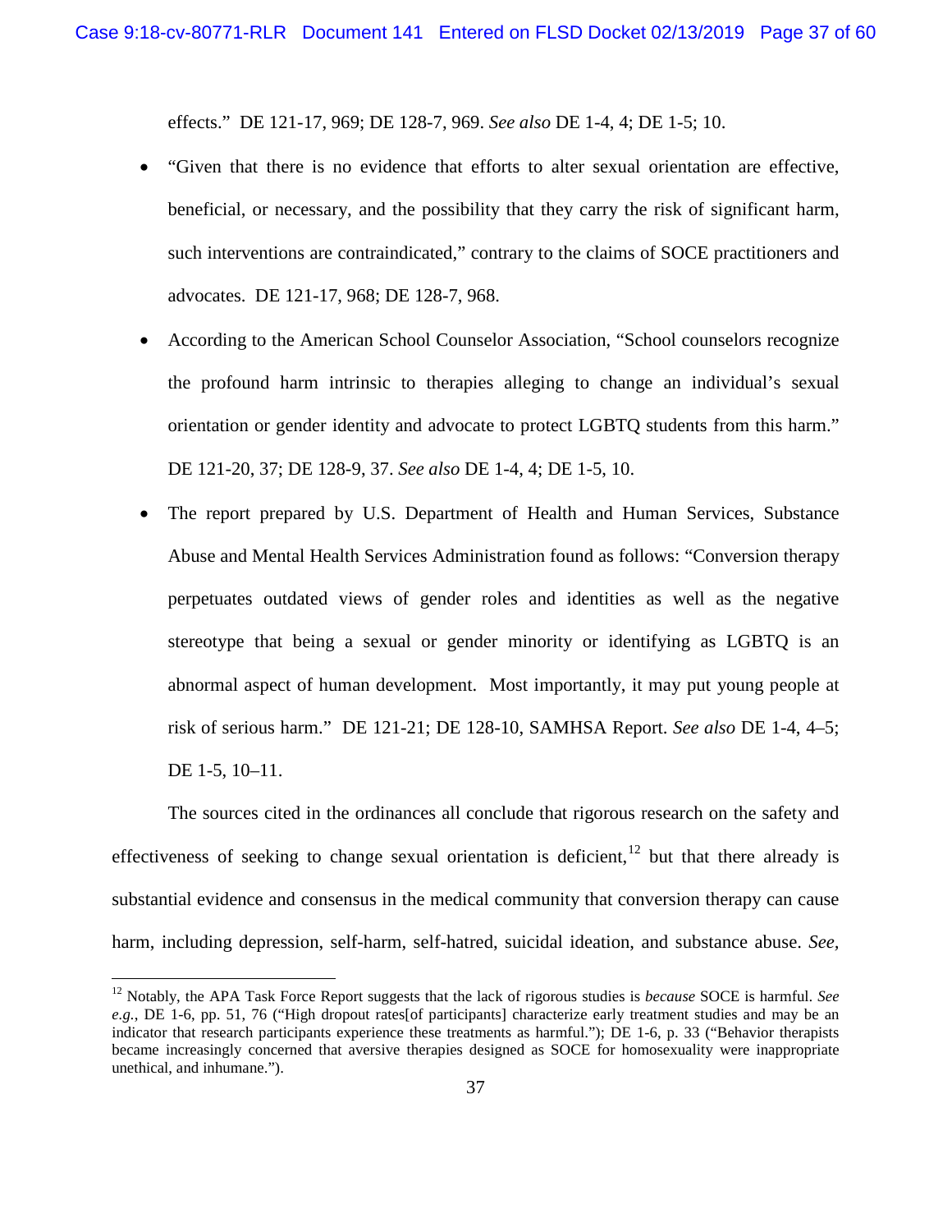effects." DE 121-17, 969; DE 128-7, 969. *See also* DE 1-4, 4; DE 1-5; 10.

- "Given that there is no evidence that efforts to alter sexual orientation are effective, beneficial, or necessary, and the possibility that they carry the risk of significant harm, such interventions are contraindicated," contrary to the claims of SOCE practitioners and advocates. DE 121-17, 968; DE 128-7, 968.
- According to the American School Counselor Association, "School counselors recognize the profound harm intrinsic to therapies alleging to change an individual's sexual orientation or gender identity and advocate to protect LGBTQ students from this harm." DE 121-20, 37; DE 128-9, 37. *See also* DE 1-4, 4; DE 1-5, 10.
- The report prepared by U.S. Department of Health and Human Services, Substance Abuse and Mental Health Services Administration found as follows: "Conversion therapy perpetuates outdated views of gender roles and identities as well as the negative stereotype that being a sexual or gender minority or identifying as LGBTQ is an abnormal aspect of human development. Most importantly, it may put young people at risk of serious harm." DE 121-21; DE 128-10, SAMHSA Report. *See also* DE 1-4, 4–5; DE 1-5, 10–11.

The sources cited in the ordinances all conclude that rigorous research on the safety and effectiveness of seeking to change sexual orientation is deficient,[12] but that there already is substantial evidence and consensus in the medical community that conversion therapy can cause harm, including depression, self-harm, self-hatred, suicidal ideation, and substance abuse. *See,*

---

[12] Notably, the APA Task Force Report suggests that the lack of rigorous studies is *because* SOCE is harmful. *See e.g.*, DE 1-6, pp. 51, 76 ("High dropout rates[of participants] characterize early treatment studies and may be an indicator that research participants experience these treatments as harmful."); DE 1-6, p. 33 ("Behavior therapists became increasingly concerned that aversive therapies designed as SOCE for homosexuality were inappropriate unethical, and inhumane.").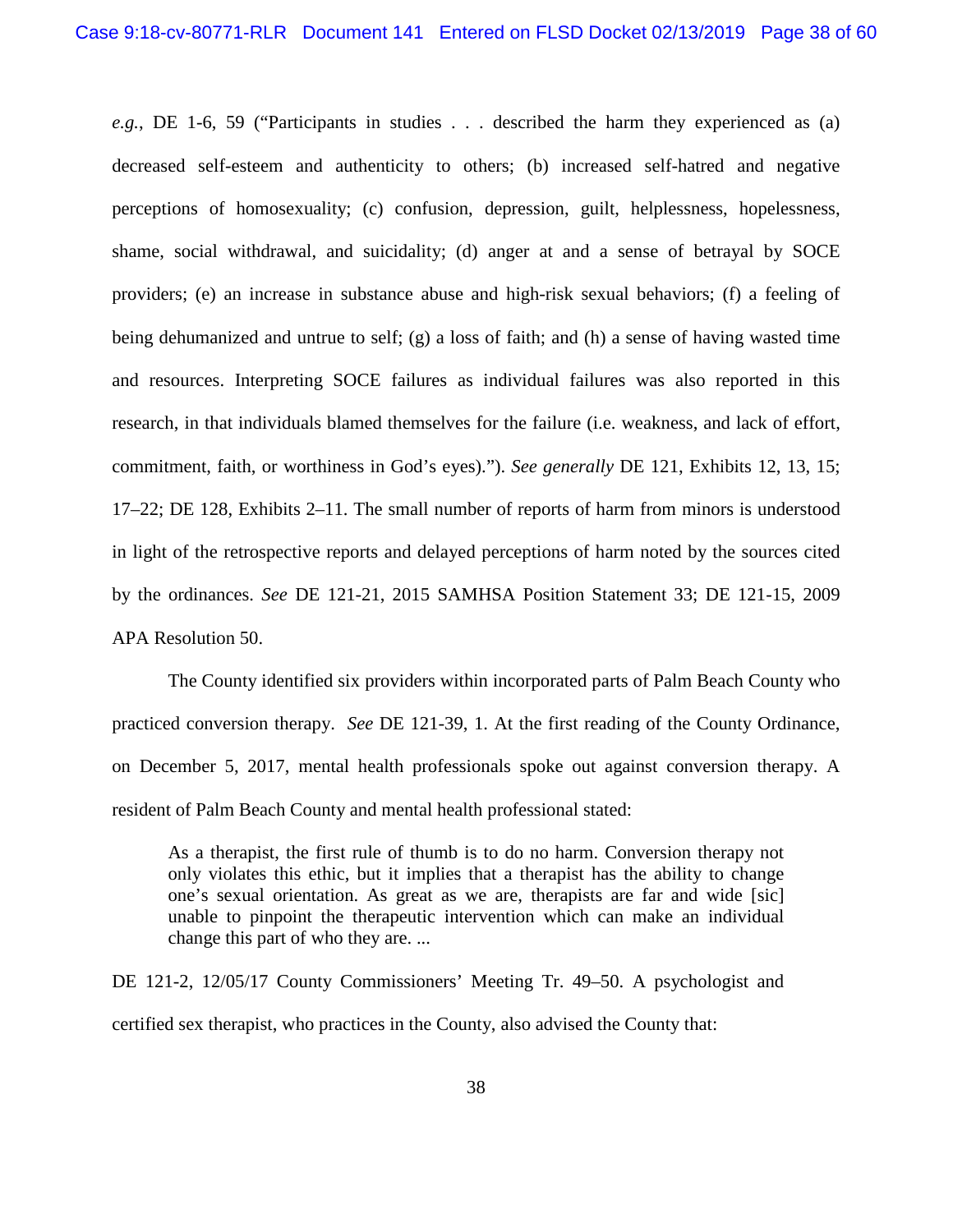*e.g.*, DE 1-6, 59 ("Participants in studies . . . described the harm they experienced as (a) decreased self-esteem and authenticity to others; (b) increased self-hatred and negative perceptions of homosexuality; (c) confusion, depression, guilt, helplessness, hopelessness, shame, social withdrawal, and suicidality; (d) anger at and a sense of betrayal by SOCE providers; (e) an increase in substance abuse and high-risk sexual behaviors; (f) a feeling of being dehumanized and untrue to self; (g) a loss of faith; and (h) a sense of having wasted time and resources. Interpreting SOCE failures as individual failures was also reported in this research, in that individuals blamed themselves for the failure (i.e. weakness, and lack of effort, commitment, faith, or worthiness in God's eyes)."). *See generally* DE 121, Exhibits 12, 13, 15; 17–22; DE 128, Exhibits 2–11. The small number of reports of harm from minors is understood in light of the retrospective reports and delayed perceptions of harm noted by the sources cited by the ordinances. *See* DE 121-21, 2015 SAMHSA Position Statement 33; DE 121-15, 2009 APA Resolution 50.

The County identified six providers within incorporated parts of Palm Beach County who practiced conversion therapy. *See* DE 121-39, 1. At the first reading of the County Ordinance, on December 5, 2017, mental health professionals spoke out against conversion therapy. A resident of Palm Beach County and mental health professional stated:

> As a therapist, the first rule of thumb is to do no harm. Conversion therapy not only violates this ethic, but it implies that a therapist has the ability to change one's sexual orientation. As great as we are, therapists are far and wide [sic] unable to pinpoint the therapeutic intervention which can make an individual change this part of who they are. ...

DE 121-2, 12/05/17 County Commissioners' Meeting Tr. 49–50. A psychologist and certified sex therapist, who practices in the County, also advised the County that: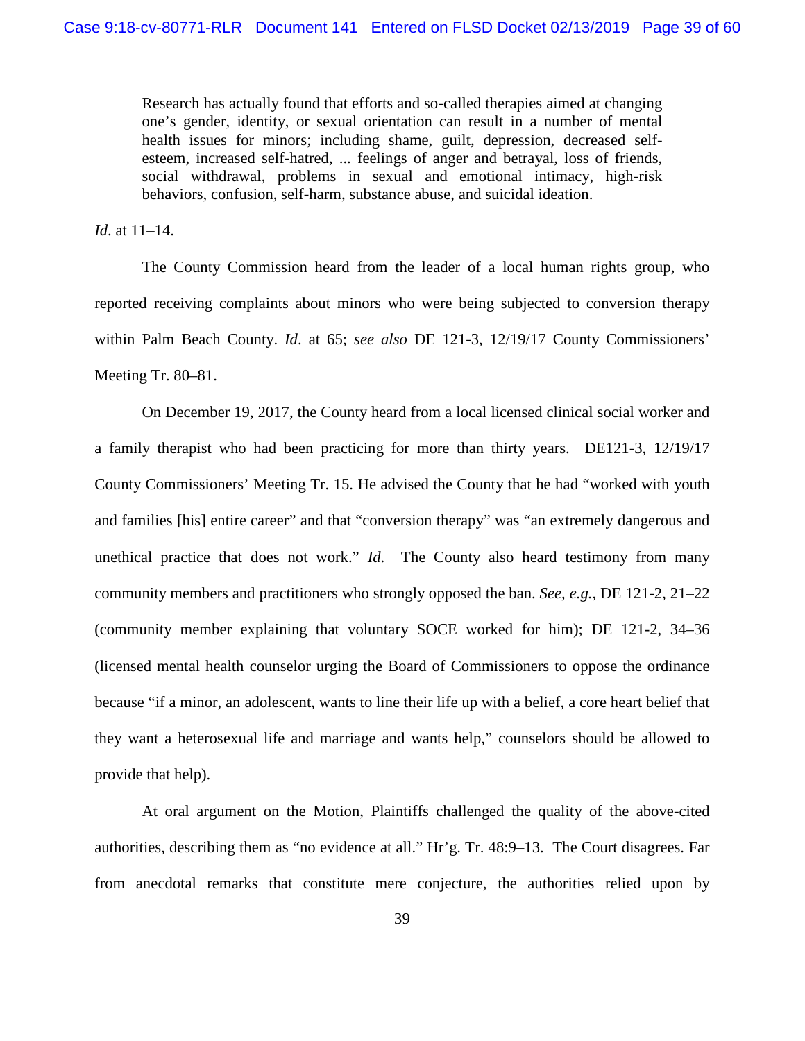> Research has actually found that efforts and so-called therapies aimed at changing one's gender, identity, or sexual orientation can result in a number of mental health issues for minors; including shame, guilt, depression, decreased self-esteem, increased self-hatred, ... feelings of anger and betrayal, loss of friends, social withdrawal, problems in sexual and emotional intimacy, high-risk behaviors, confusion, self-harm, substance abuse, and suicidal ideation.

*Id*. at 11–14.

The County Commission heard from the leader of a local human rights group, who reported receiving complaints about minors who were being subjected to conversion therapy within Palm Beach County. *Id*. at 65; *see also* DE 121-3, 12/19/17 County Commissioners' Meeting Tr. 80–81.

On December 19, 2017, the County heard from a local licensed clinical social worker and a family therapist who had been practicing for more than thirty years. DE121-3, 12/19/17 County Commissioners' Meeting Tr. 15. He advised the County that he had "worked with youth and families [his] entire career" and that "conversion therapy" was "an extremely dangerous and unethical practice that does not work." *Id.* The County also heard testimony from many community members and practitioners who strongly opposed the ban. *See, e.g.*, DE 121-2, 21–22 (community member explaining that voluntary SOCE worked for him); DE 121-2, 34–36 (licensed mental health counselor urging the Board of Commissioners to oppose the ordinance because "if a minor, an adolescent, wants to line their life up with a belief, a core heart belief that they want a heterosexual life and marriage and wants help," counselors should be allowed to provide that help).

At oral argument on the Motion, Plaintiffs challenged the quality of the above-cited authorities, describing them as "no evidence at all." Hr'g. Tr. 48:9–13. The Court disagrees. Far from anecdotal remarks that constitute mere conjecture, the authorities relied upon by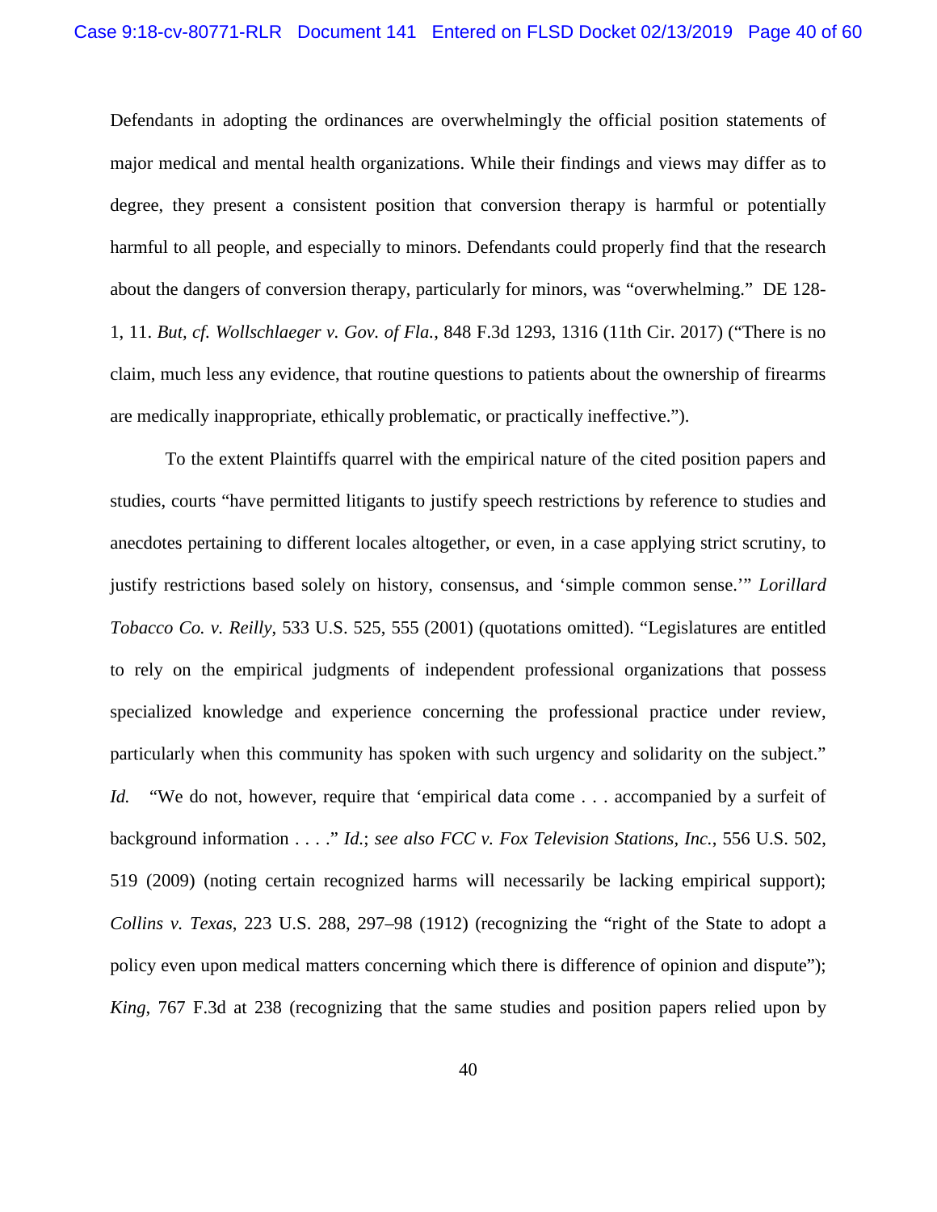Defendants in adopting the ordinances are overwhelmingly the official position statements of major medical and mental health organizations. While their findings and views may differ as to degree, they present a consistent position that conversion therapy is harmful or potentially harmful to all people, and especially to minors. Defendants could properly find that the research about the dangers of conversion therapy, particularly for minors, was "overwhelming." DE 128-1, 11. *But, cf. Wollschlaeger v. Gov. of Fla.*, 848 F.3d 1293, 1316 (11th Cir. 2017) ("There is no claim, much less any evidence, that routine questions to patients about the ownership of firearms are medically inappropriate, ethically problematic, or practically ineffective.").

To the extent Plaintiffs quarrel with the empirical nature of the cited position papers and studies, courts "have permitted litigants to justify speech restrictions by reference to studies and anecdotes pertaining to different locales altogether, or even, in a case applying strict scrutiny, to justify restrictions based solely on history, consensus, and 'simple common sense.'" *Lorillard Tobacco Co. v. Reilly*, 533 U.S. 525, 555 (2001) (quotations omitted). "Legislatures are entitled to rely on the empirical judgments of independent professional organizations that possess specialized knowledge and experience concerning the professional practice under review, particularly when this community has spoken with such urgency and solidarity on the subject." *Id.* "We do not, however, require that 'empirical data come . . . accompanied by a surfeit of background information . . . .'" *Id.*; *see also FCC v. Fox Television Stations, Inc.*, 556 U.S. 502, 519 (2009) (noting certain recognized harms will necessarily be lacking empirical support); *Collins v. Texas*, 223 U.S. 288, 297–98 (1912) (recognizing the "right of the State to adopt a policy even upon medical matters concerning which there is difference of opinion and dispute"); *King*, 767 F.3d at 238 (recognizing that the same studies and position papers relied upon by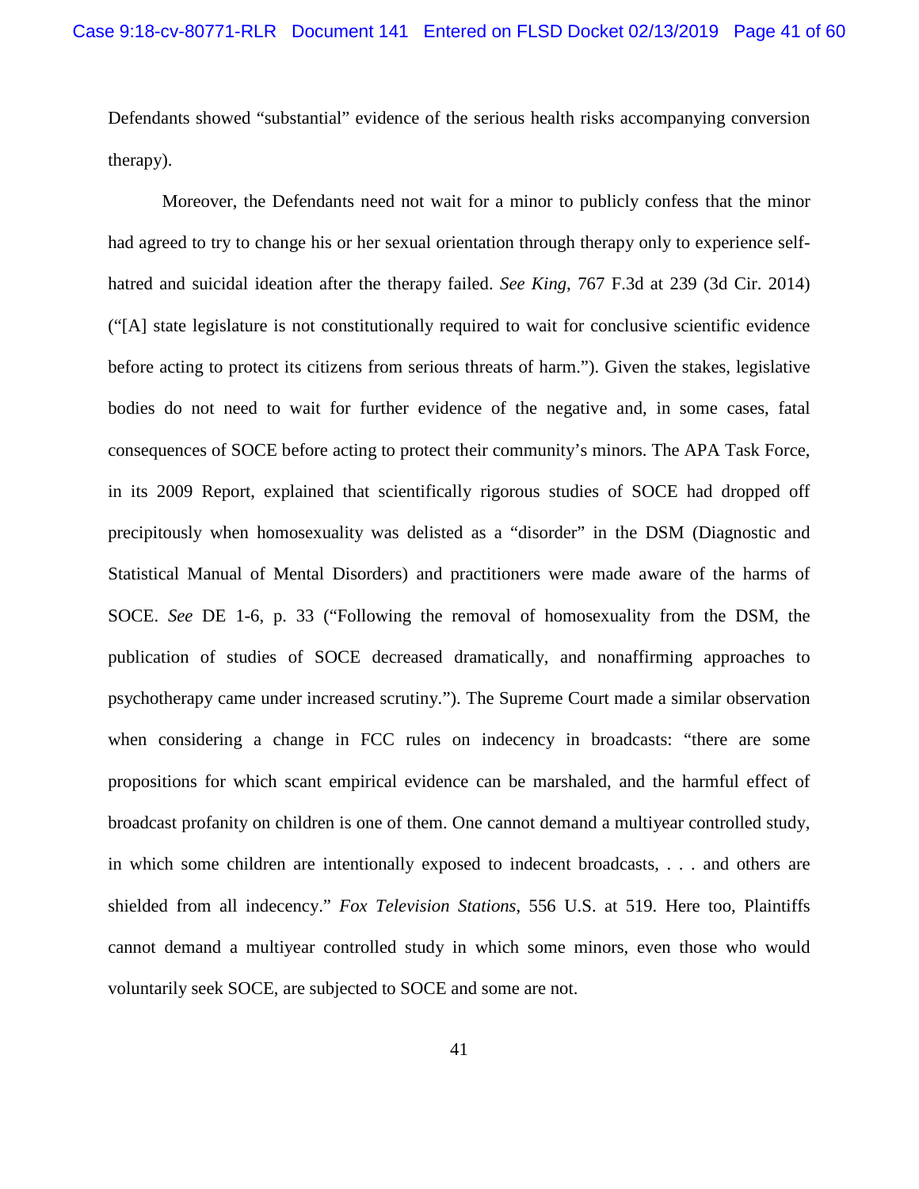Defendants showed "substantial" evidence of the serious health risks accompanying conversion therapy).

Moreover, the Defendants need not wait for a minor to publicly confess that the minor had agreed to try to change his or her sexual orientation through therapy only to experience self-hatred and suicidal ideation after the therapy failed. *See King*, 767 F.3d at 239 (3d Cir. 2014) ("[A] state legislature is not constitutionally required to wait for conclusive scientific evidence before acting to protect its citizens from serious threats of harm."). Given the stakes, legislative bodies do not need to wait for further evidence of the negative and, in some cases, fatal consequences of SOCE before acting to protect their community's minors. The APA Task Force, in its 2009 Report, explained that scientifically rigorous studies of SOCE had dropped off precipitously when homosexuality was delisted as a "disorder" in the DSM (Diagnostic and Statistical Manual of Mental Disorders) and practitioners were made aware of the harms of SOCE. *See* DE 1-6, p. 33 ("Following the removal of homosexuality from the DSM, the publication of studies of SOCE decreased dramatically, and nonaffirming approaches to psychotherapy came under increased scrutiny."). The Supreme Court made a similar observation when considering a change in FCC rules on indecency in broadcasts: "there are some propositions for which scant empirical evidence can be marshaled, and the harmful effect of broadcast profanity on children is one of them. One cannot demand a multiyear controlled study, in which some children are intentionally exposed to indecent broadcasts, . . . and others are shielded from all indecency." *Fox Television Stations*, 556 U.S. at 519. Here too, Plaintiffs cannot demand a multiyear controlled study in which some minors, even those who would voluntarily seek SOCE, are subjected to SOCE and some are not.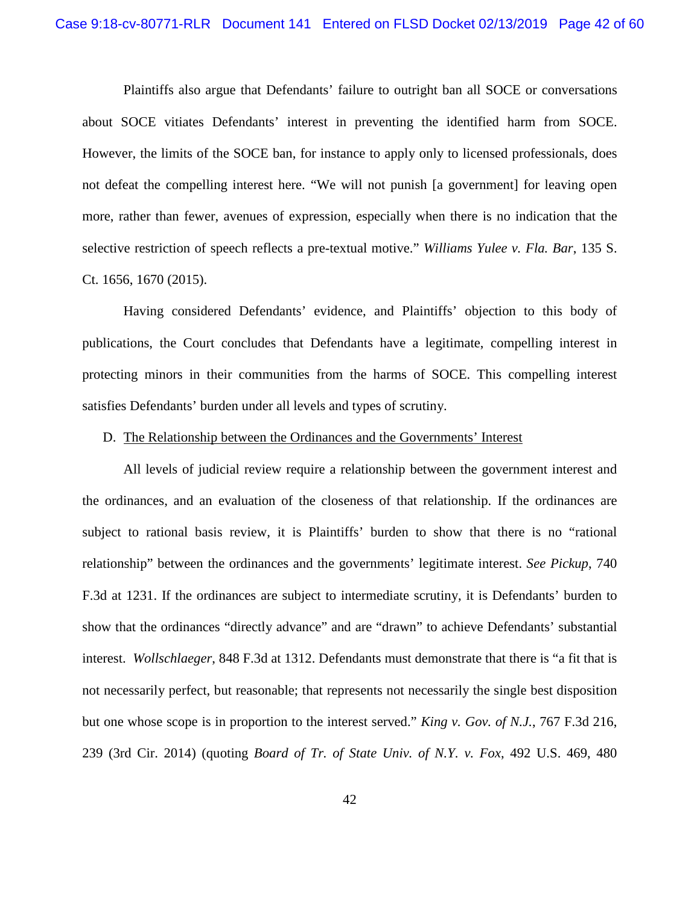Plaintiffs also argue that Defendants' failure to outright ban all SOCE or conversations about SOCE vitiates Defendants' interest in preventing the identified harm from SOCE. However, the limits of the SOCE ban, for instance to apply only to licensed professionals, does not defeat the compelling interest here. "We will not punish [a government] for leaving open more, rather than fewer, avenues of expression, especially when there is no indication that the selective restriction of speech reflects a pre-textual motive." *Williams Yulee v. Fla. Bar*, 135 S. Ct. 1656, 1670 (2015).

Having considered Defendants' evidence, and Plaintiffs' objection to this body of publications, the Court concludes that Defendants have a legitimate, compelling interest in protecting minors in their communities from the harms of SOCE. This compelling interest satisfies Defendants' burden under all levels and types of scrutiny.

D. <u>The Relationship between the Ordinances and the Governments' Interest</u>

All levels of judicial review require a relationship between the government interest and the ordinances, and an evaluation of the closeness of that relationship. If the ordinances are subject to rational basis review, it is Plaintiffs' burden to show that there is no "rational relationship" between the ordinances and the governments' legitimate interest. *See Pickup*, 740 F.3d at 1231. If the ordinances are subject to intermediate scrutiny, it is Defendants' burden to show that the ordinances "directly advance" and are "drawn" to achieve Defendants' substantial interest. *Wollschlaeger*, 848 F.3d at 1312. Defendants must demonstrate that there is "a fit that is not necessarily perfect, but reasonable; that represents not necessarily the single best disposition but one whose scope is in proportion to the interest served." *King v. Gov. of N.J.*, 767 F.3d 216, 239 (3rd Cir. 2014) (quoting *Board of Tr. of State Univ. of N.Y. v. Fox*, 492 U.S. 469, 480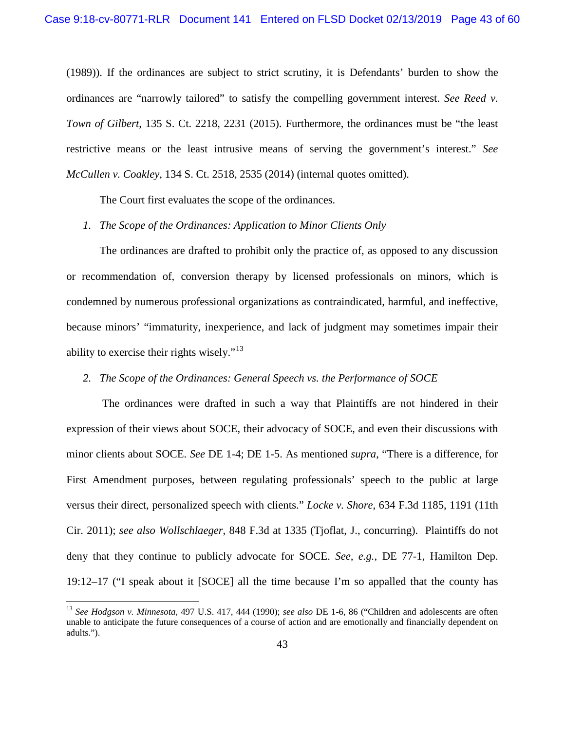(1989)). If the ordinances are subject to strict scrutiny, it is Defendants' burden to show the ordinances are "narrowly tailored" to satisfy the compelling government interest. *See Reed v. Town of Gilbert*, 135 S. Ct. 2218, 2231 (2015). Furthermore, the ordinances must be "the least restrictive means or the least intrusive means of serving the government's interest." *See McCullen v. Coakley*, 134 S. Ct. 2518, 2535 (2014) (internal quotes omitted).

The Court first evaluates the scope of the ordinances.

*1. The Scope of the Ordinances: Application to Minor Clients Only*

The ordinances are drafted to prohibit only the practice of, as opposed to any discussion or recommendation of, conversion therapy by licensed professionals on minors, which is condemned by numerous professional organizations as contraindicated, harmful, and ineffective, because minors' "immaturity, inexperience, and lack of judgment may sometimes impair their ability to exercise their rights wisely."[13]

*2. The Scope of the Ordinances: General Speech vs. the Performance of SOCE*

The ordinances were drafted in such a way that Plaintiffs are not hindered in their expression of their views about SOCE, their advocacy of SOCE, and even their discussions with minor clients about SOCE. *See* DE 1-4; DE 1-5. As mentioned *supra*, "There is a difference, for First Amendment purposes, between regulating professionals' speech to the public at large versus their direct, personalized speech with clients." *Locke v. Shore*, 634 F.3d 1185, 1191 (11th Cir. 2011); *see also Wollschlaeger*, 848 F.3d at 1335 (Tjoflat, J., concurring). Plaintiffs do not deny that they continue to publicly advocate for SOCE. *See, e.g.*, DE 77-1, Hamilton Dep. 19:12–17 ("I speak about it [SOCE] all the time because I'm so appalled that the county has

[13] *See Hodgson v. Minnesota*, 497 U.S. 417, 444 (1990); *see also* DE 1-6, 86 ("Children and adolescents are often unable to anticipate the future consequences of a course of action and are emotionally and financially dependent on adults.").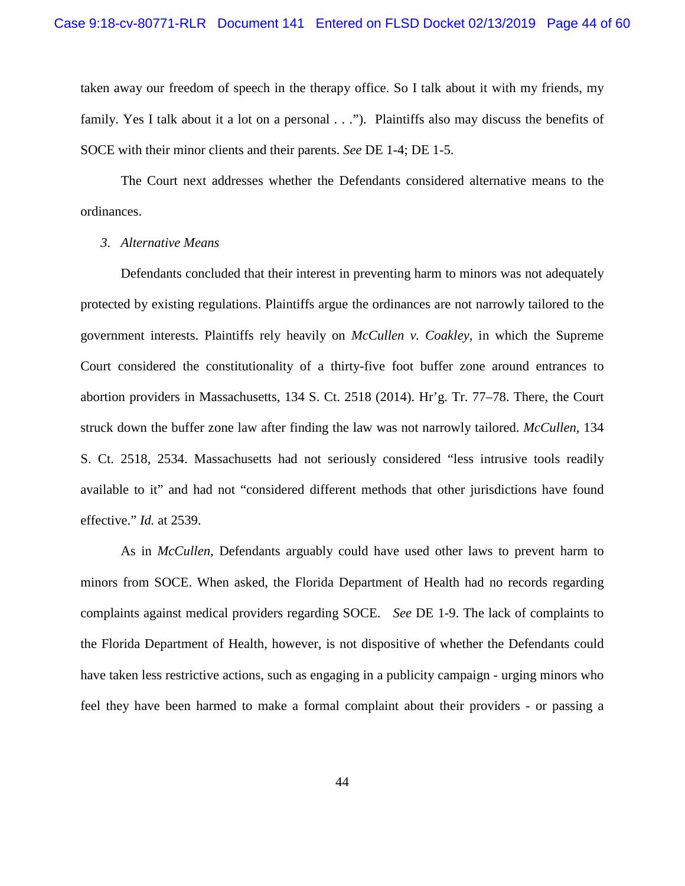taken away our freedom of speech in the therapy office. So I talk about it with my friends, my family. Yes I talk about it a lot on a personal . . ."). Plaintiffs also may discuss the benefits of SOCE with their minor clients and their parents. *See* DE 1-4; DE 1-5.

The Court next addresses whether the Defendants considered alternative means to the ordinances.

*3. Alternative Means*

Defendants concluded that their interest in preventing harm to minors was not adequately protected by existing regulations. Plaintiffs argue the ordinances are not narrowly tailored to the government interests. Plaintiffs rely heavily on *McCullen v. Coakley*, in which the Supreme Court considered the constitutionality of a thirty-five foot buffer zone around entrances to abortion providers in Massachusetts, 134 S. Ct. 2518 (2014). Hr'g. Tr. 77–78. There, the Court struck down the buffer zone law after finding the law was not narrowly tailored. *McCullen*, 134 S. Ct. 2518, 2534. Massachusetts had not seriously considered "less intrusive tools readily available to it" and had not "considered different methods that other jurisdictions have found effective." *Id.* at 2539.

As in *McCullen*, Defendants arguably could have used other laws to prevent harm to minors from SOCE. When asked, the Florida Department of Health had no records regarding complaints against medical providers regarding SOCE. *See* DE 1-9. The lack of complaints to the Florida Department of Health, however, is not dispositive of whether the Defendants could have taken less restrictive actions, such as engaging in a publicity campaign - urging minors who feel they have been harmed to make a formal complaint about their providers - or passing a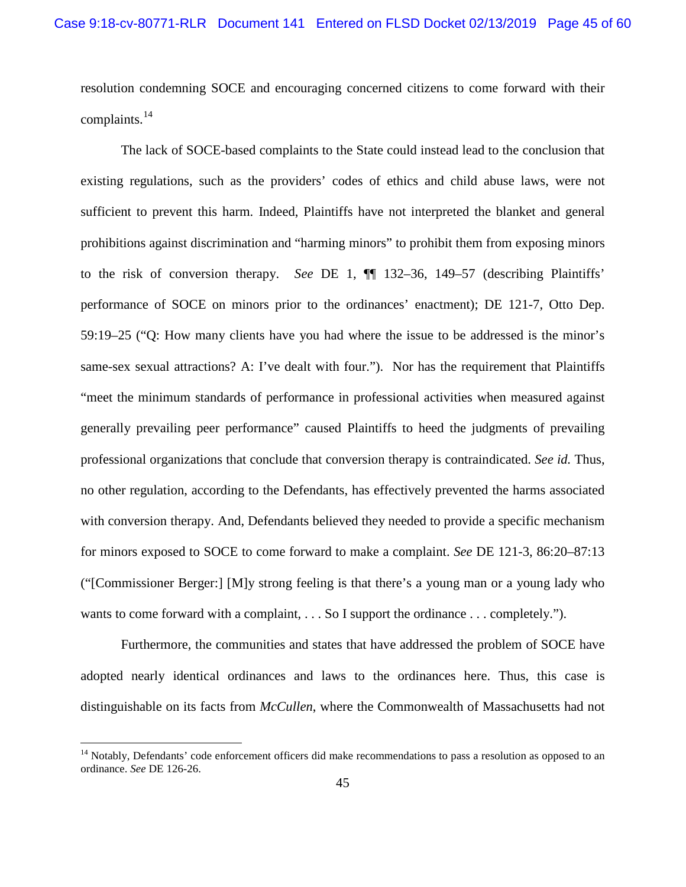resolution condemning SOCE and encouraging concerned citizens to come forward with their complaints.[14]

The lack of SOCE-based complaints to the State could instead lead to the conclusion that existing regulations, such as the providers' codes of ethics and child abuse laws, were not sufficient to prevent this harm. Indeed, Plaintiffs have not interpreted the blanket and general prohibitions against discrimination and "harming minors" to prohibit them from exposing minors to the risk of conversion therapy. *See* DE 1, ¶¶ 132–36, 149–57 (describing Plaintiffs' performance of SOCE on minors prior to the ordinances' enactment); DE 121-7, Otto Dep. 59:19–25 ("Q: How many clients have you had where the issue to be addressed is the minor's same-sex sexual attractions? A: I've dealt with four."). Nor has the requirement that Plaintiffs "meet the minimum standards of performance in professional activities when measured against generally prevailing peer performance" caused Plaintiffs to heed the judgments of prevailing professional organizations that conclude that conversion therapy is contraindicated. *See id.* Thus, no other regulation, according to the Defendants, has effectively prevented the harms associated with conversion therapy. And, Defendants believed they needed to provide a specific mechanism for minors exposed to SOCE to come forward to make a complaint. *See* DE 121-3, 86:20–87:13 ("[Commissioner Berger:] [M]y strong feeling is that there's a young man or a young lady who wants to come forward with a complaint, . . . So I support the ordinance . . . completely.").

Furthermore, the communities and states that have addressed the problem of SOCE have adopted nearly identical ordinances and laws to the ordinances here. Thus, this case is distinguishable on its facts from *McCullen*, where the Commonwealth of Massachusetts had not

---

[14] Notably, Defendants' code enforcement officers did make recommendations to pass a resolution as opposed to an ordinance. *See* DE 126-26.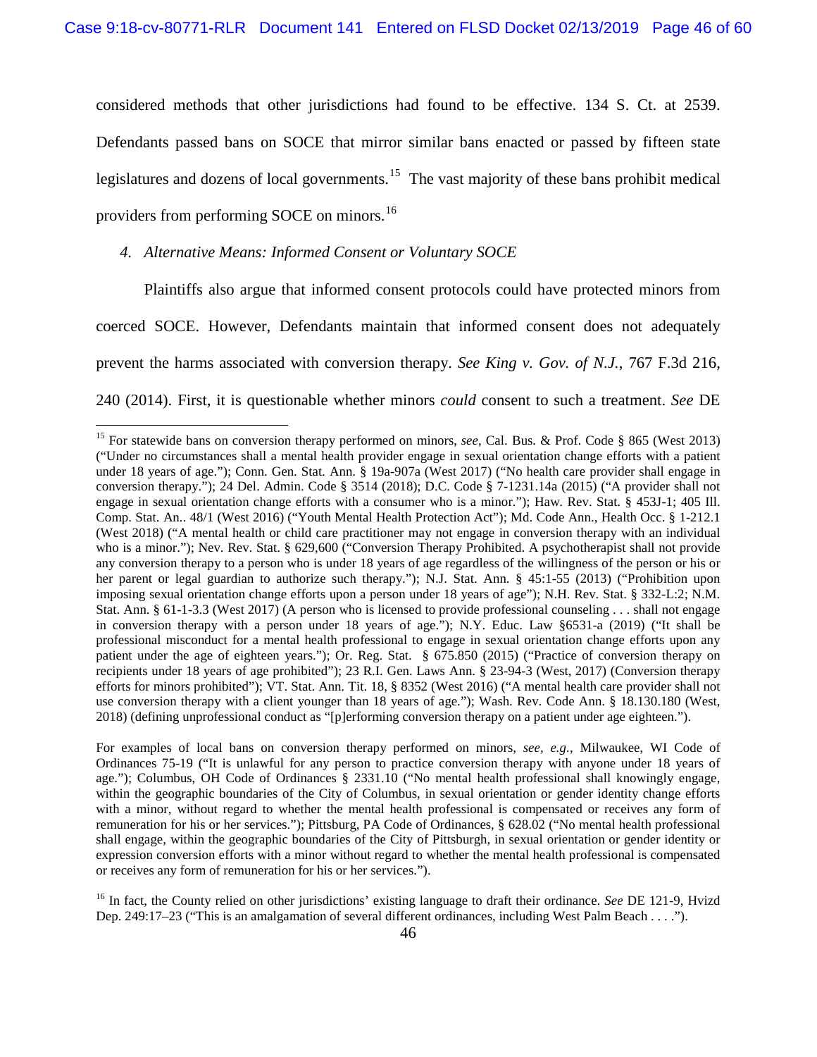considered methods that other jurisdictions had found to be effective. 134 S. Ct. at 2539. Defendants passed bans on SOCE that mirror similar bans enacted or passed by fifteen state legislatures and dozens of local governments.[15] The vast majority of these bans prohibit medical providers from performing SOCE on minors.[16]

*4. Alternative Means: Informed Consent or Voluntary SOCE*

Plaintiffs also argue that informed consent protocols could have protected minors from coerced SOCE. However, Defendants maintain that informed consent does not adequately prevent the harms associated with conversion therapy. *See King v. Gov. of N.J.*, 767 F.3d 216, 240 (2014). First, it is questionable whether minors *could* consent to such a treatment. *See* DE

---

[15] For statewide bans on conversion therapy performed on minors, *see*, Cal. Bus. & Prof. Code § 865 (West 2013) ("Under no circumstances shall a mental health provider engage in sexual orientation change efforts with a patient under 18 years of age."); Conn. Gen. Stat. Ann. § 19a-907a (West 2017) ("No health care provider shall engage in conversion therapy."); 24 Del. Admin. Code § 3514 (2018); D.C. Code § 7-1231.14a (2015) ("A provider shall not engage in sexual orientation change efforts with a consumer who is a minor."); Haw. Rev. Stat. § 453J-1; 405 Ill. Comp. Stat. An.. 48/1 (West 2016) ("Youth Mental Health Protection Act"); Md. Code Ann., Health Occ. § 1-212.1 (West 2018) ("A mental health or child care practitioner may not engage in conversion therapy with an individual who is a minor."); Nev. Rev. Stat. § 629,600 ("Conversion Therapy Prohibited. A psychotherapist shall not provide any conversion therapy to a person who is under 18 years of age regardless of the willingness of the person or his or her parent or legal guardian to authorize such therapy."); N.J. Stat. Ann. § 45:1-55 (2013) ("Prohibition upon imposing sexual orientation change efforts upon a person under 18 years of age"); N.H. Rev. Stat. § 332-L:2; N.M. Stat. Ann. § 61-1-3.3 (West 2017) (A person who is licensed to provide professional counseling . . . shall not engage in conversion therapy with a person under 18 years of age."); N.Y. Educ. Law §6531-a (2019) ("It shall be professional misconduct for a mental health professional to engage in sexual orientation change efforts upon any patient under the age of eighteen years."); Or. Reg. Stat. § 675.850 (2015) ("Practice of conversion therapy on recipients under 18 years of age prohibited"); 23 R.I. Gen. Laws Ann. § 23-94-3 (West, 2017) (Conversion therapy efforts for minors prohibited"); VT. Stat. Ann. Tit. 18, § 8352 (West 2016) ("A mental health care provider shall not use conversion therapy with a client younger than 18 years of age."); Wash. Rev. Code Ann. § 18.130.180 (West, 2018) (defining unprofessional conduct as "[p]erforming conversion therapy on a patient under age eighteen.").

For examples of local bans on conversion therapy performed on minors, *see, e.g.*, Milwaukee, WI Code of Ordinances 75-19 ("It is unlawful for any person to practice conversion therapy with anyone under 18 years of age."); Columbus, OH Code of Ordinances § 2331.10 ("No mental health professional shall knowingly engage, within the geographic boundaries of the City of Columbus, in sexual orientation or gender identity change efforts with a minor, without regard to whether the mental health professional is compensated or receives any form of remuneration for his or her services."); Pittsburg, PA Code of Ordinances, § 628.02 ("No mental health professional shall engage, within the geographic boundaries of the City of Pittsburgh, in sexual orientation or gender identity or expression conversion efforts with a minor without regard to whether the mental health professional is compensated or receives any form of remuneration for his or her services.").

[16] In fact, the County relied on other jurisdictions' existing language to draft their ordinance. *See* DE 121-9, Hvizd Dep. 249:17–23 ("This is an amalgamation of several different ordinances, including West Palm Beach . . . .").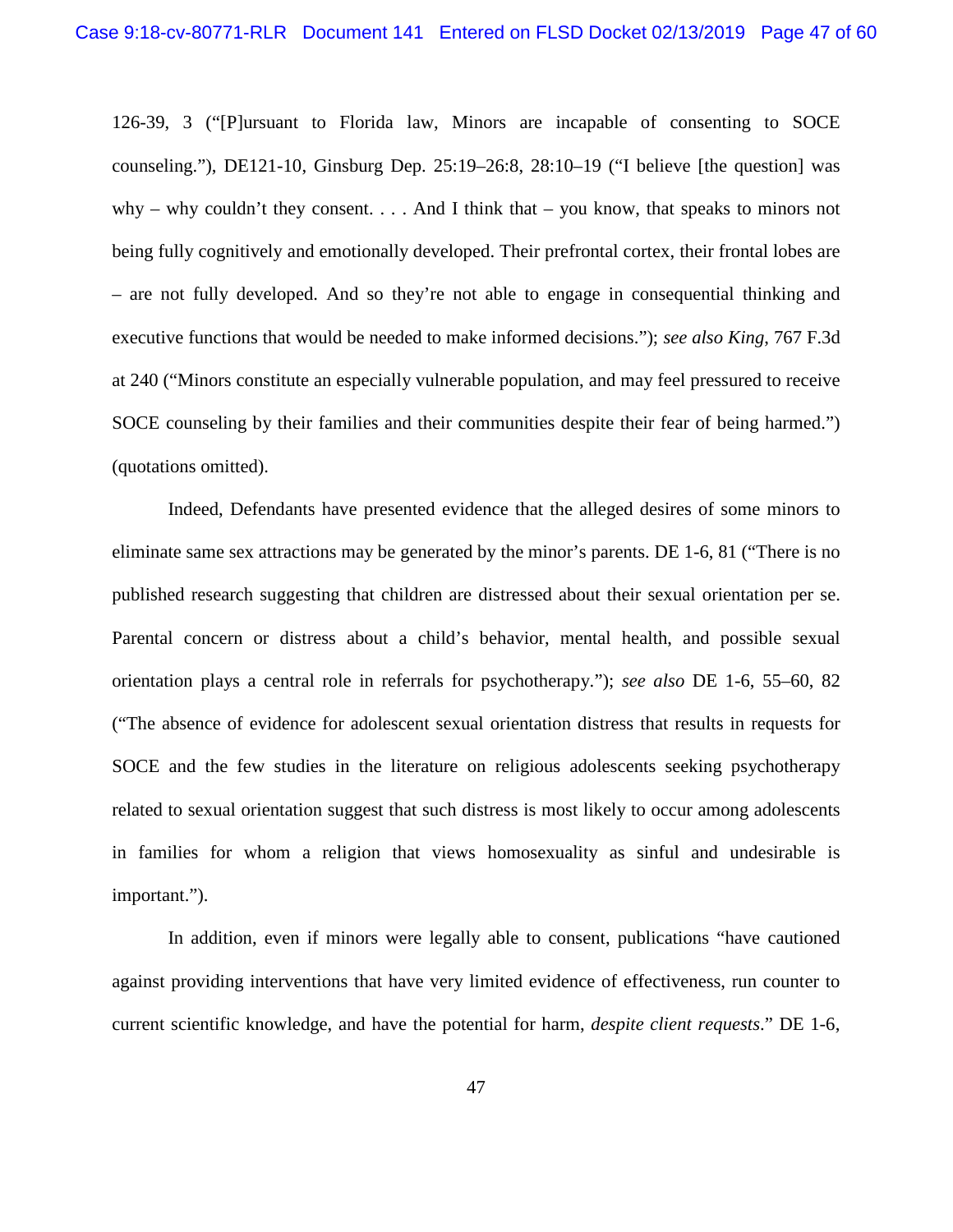126-39, 3 ("[P]ursuant to Florida law, Minors are incapable of consenting to SOCE counseling."), DE121-10, Ginsburg Dep. 25:19–26:8, 28:10–19 ("I believe [the question] was why – why couldn't they consent. . . . And I think that – you know, that speaks to minors not being fully cognitively and emotionally developed. Their prefrontal cortex, their frontal lobes are – are not fully developed. And so they're not able to engage in consequential thinking and executive functions that would be needed to make informed decisions."); *see also King*, 767 F.3d at 240 ("Minors constitute an especially vulnerable population, and may feel pressured to receive SOCE counseling by their families and their communities despite their fear of being harmed.") (quotations omitted).

Indeed, Defendants have presented evidence that the alleged desires of some minors to eliminate same sex attractions may be generated by the minor's parents. DE 1-6, 81 ("There is no published research suggesting that children are distressed about their sexual orientation per se. Parental concern or distress about a child's behavior, mental health, and possible sexual orientation plays a central role in referrals for psychotherapy."); *see also* DE 1-6, 55–60, 82 ("The absence of evidence for adolescent sexual orientation distress that results in requests for SOCE and the few studies in the literature on religious adolescents seeking psychotherapy related to sexual orientation suggest that such distress is most likely to occur among adolescents in families for whom a religion that views homosexuality as sinful and undesirable is important.").

In addition, even if minors were legally able to consent, publications "have cautioned against providing interventions that have very limited evidence of effectiveness, run counter to current scientific knowledge, and have the potential for harm, *despite client requests*." DE 1-6,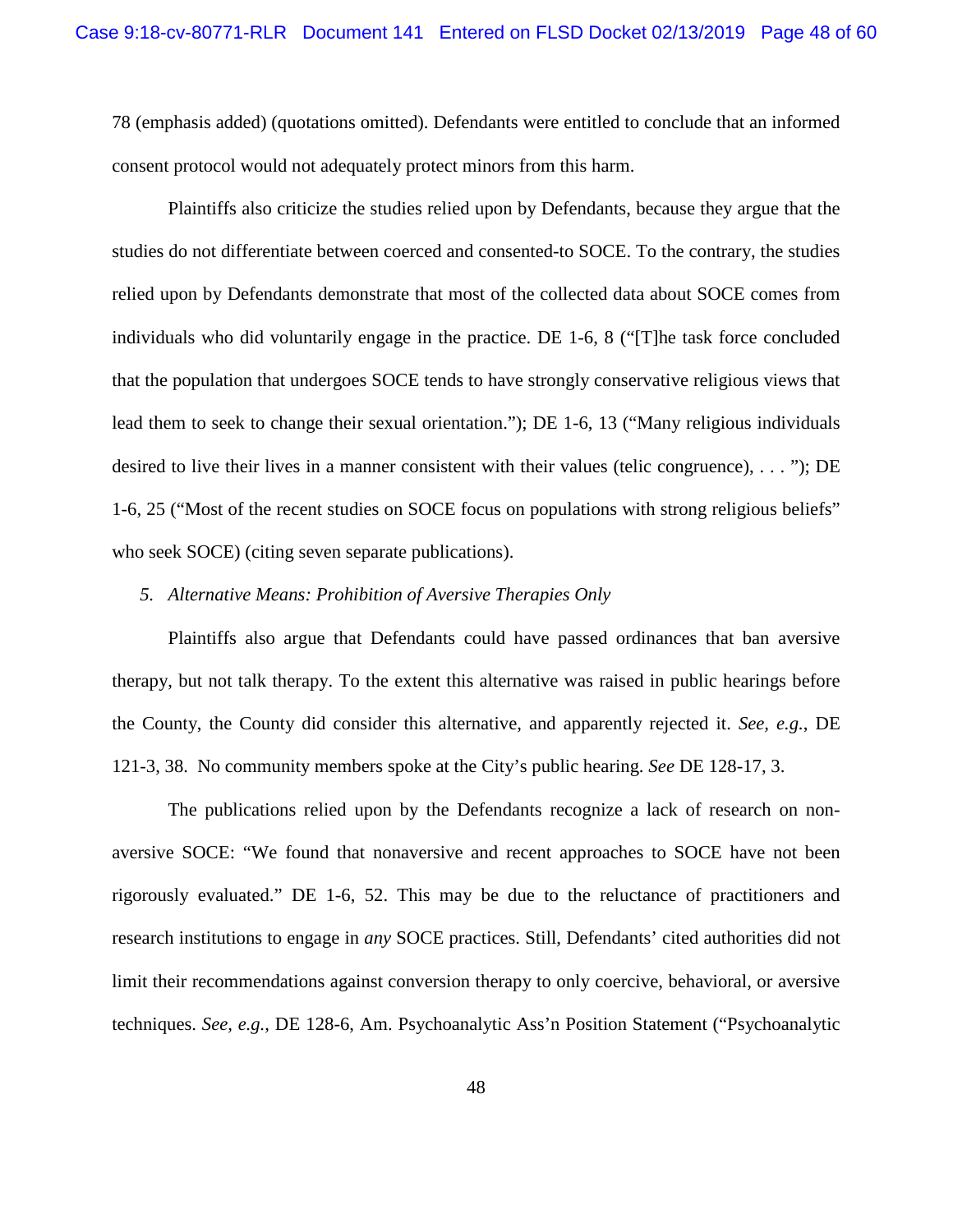78 (emphasis added) (quotations omitted). Defendants were entitled to conclude that an informed consent protocol would not adequately protect minors from this harm.

Plaintiffs also criticize the studies relied upon by Defendants, because they argue that the studies do not differentiate between coerced and consented-to SOCE. To the contrary, the studies relied upon by Defendants demonstrate that most of the collected data about SOCE comes from individuals who did voluntarily engage in the practice. DE 1-6, 8 ("[T]he task force concluded that the population that undergoes SOCE tends to have strongly conservative religious views that lead them to seek to change their sexual orientation."); DE 1-6, 13 ("Many religious individuals desired to live their lives in a manner consistent with their values (telic congruence), . . . "); DE 1-6, 25 ("Most of the recent studies on SOCE focus on populations with strong religious beliefs" who seek SOCE) (citing seven separate publications).

*5. Alternative Means: Prohibition of Aversive Therapies Only*

Plaintiffs also argue that Defendants could have passed ordinances that ban aversive therapy, but not talk therapy. To the extent this alternative was raised in public hearings before the County, the County did consider this alternative, and apparently rejected it. *See, e.g.*, DE 121-3, 38. No community members spoke at the City's public hearing. *See* DE 128-17, 3.

The publications relied upon by the Defendants recognize a lack of research on non-aversive SOCE: "We found that nonaversive and recent approaches to SOCE have not been rigorously evaluated." DE 1-6, 52. This may be due to the reluctance of practitioners and research institutions to engage in *any* SOCE practices. Still, Defendants' cited authorities did not limit their recommendations against conversion therapy to only coercive, behavioral, or aversive techniques. *See, e.g.*, DE 128-6, Am. Psychoanalytic Ass'n Position Statement ("Psychoanalytic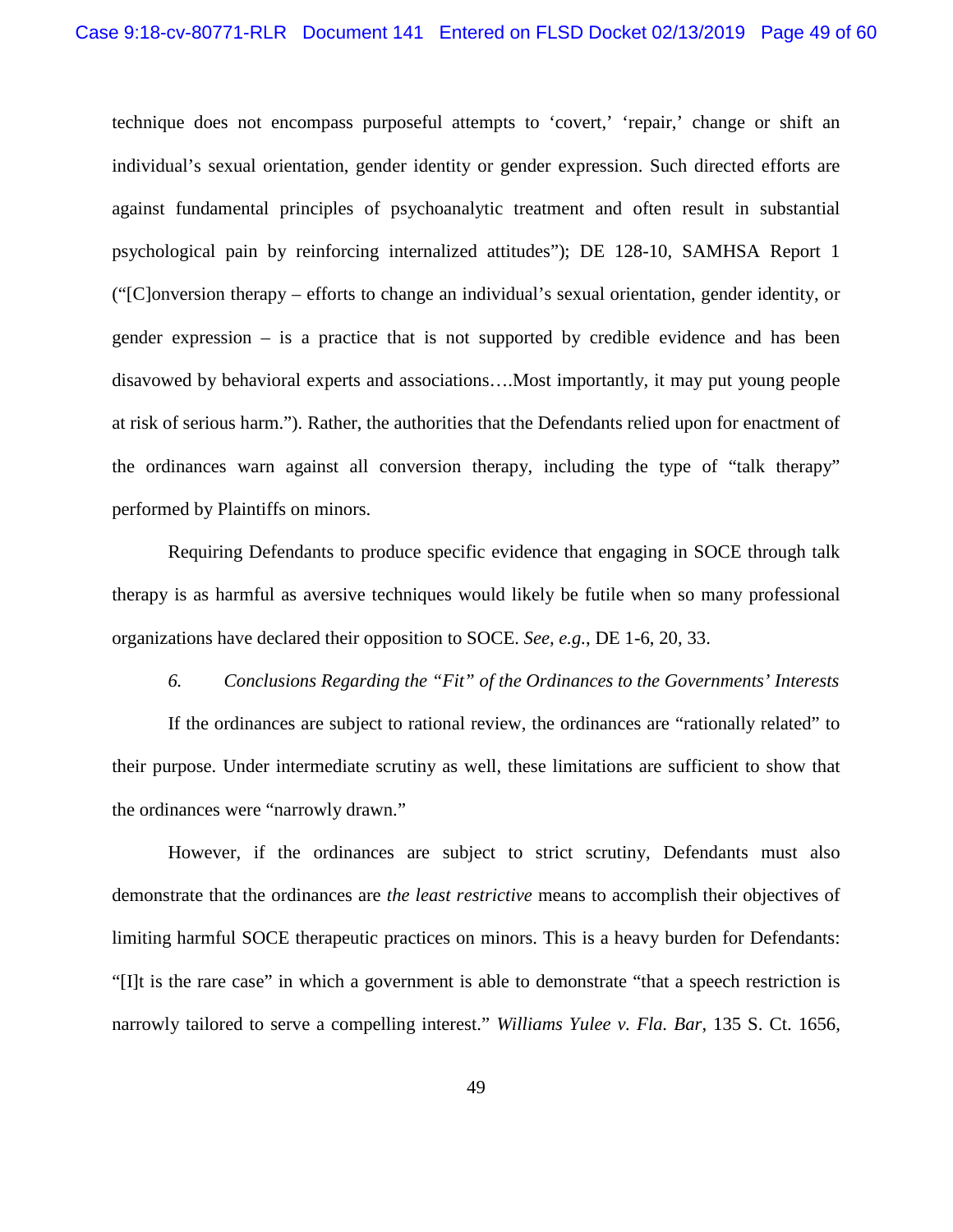technique does not encompass purposeful attempts to 'covert,' 'repair,' change or shift an individual's sexual orientation, gender identity or gender expression. Such directed efforts are against fundamental principles of psychoanalytic treatment and often result in substantial psychological pain by reinforcing internalized attitudes"); DE 128-10, SAMHSA Report 1 ("[C]onversion therapy – efforts to change an individual's sexual orientation, gender identity, or gender expression – is a practice that is not supported by credible evidence and has been disavowed by behavioral experts and associations….Most importantly, it may put young people at risk of serious harm."). Rather, the authorities that the Defendants relied upon for enactment of the ordinances warn against all conversion therapy, including the type of "talk therapy" performed by Plaintiffs on minors.

Requiring Defendants to produce specific evidence that engaging in SOCE through talk therapy is as harmful as aversive techniques would likely be futile when so many professional organizations have declared their opposition to SOCE. *See, e.g.*, DE 1-6, 20, 33.

*6. Conclusions Regarding the "Fit" of the Ordinances to the Governments' Interests*

If the ordinances are subject to rational review, the ordinances are "rationally related" to their purpose. Under intermediate scrutiny as well, these limitations are sufficient to show that the ordinances were "narrowly drawn."

However, if the ordinances are subject to strict scrutiny, Defendants must also demonstrate that the ordinances are *the least restrictive* means to accomplish their objectives of limiting harmful SOCE therapeutic practices on minors. This is a heavy burden for Defendants: "[I]t is the rare case" in which a government is able to demonstrate "that a speech restriction is narrowly tailored to serve a compelling interest." *Williams Yulee v. Fla. Bar*, 135 S. Ct. 1656,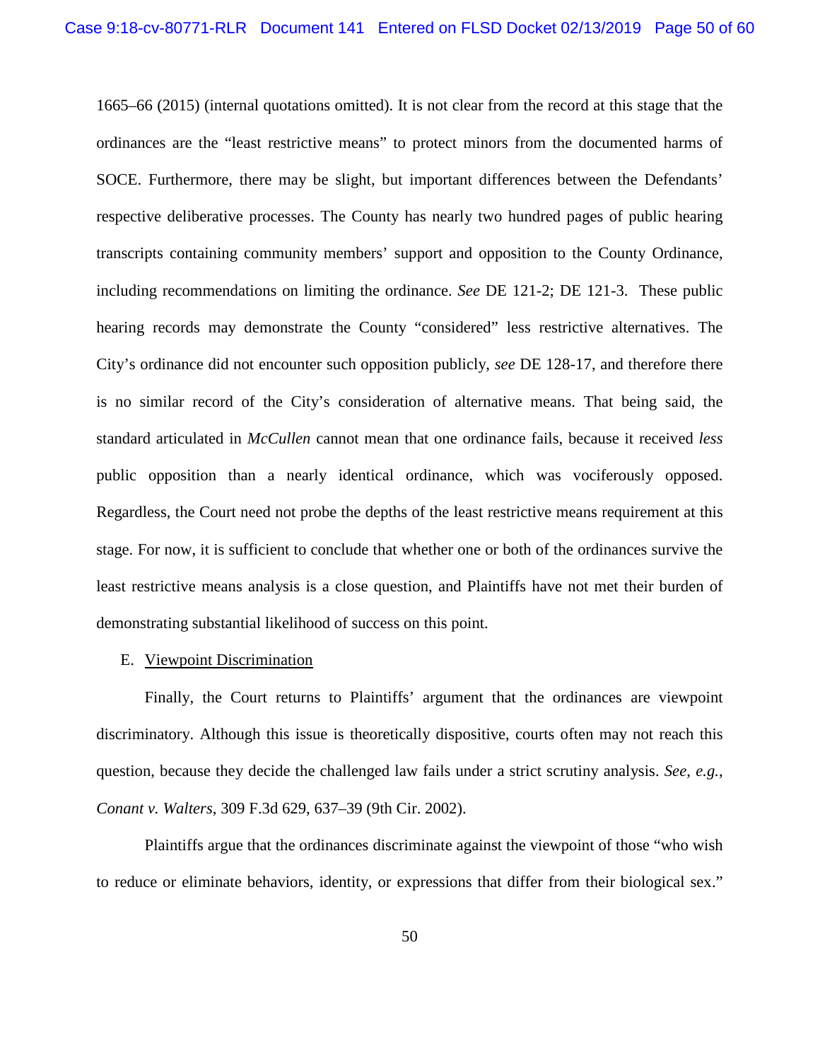1665–66 (2015) (internal quotations omitted). It is not clear from the record at this stage that the ordinances are the "least restrictive means" to protect minors from the documented harms of SOCE. Furthermore, there may be slight, but important differences between the Defendants' respective deliberative processes. The County has nearly two hundred pages of public hearing transcripts containing community members' support and opposition to the County Ordinance, including recommendations on limiting the ordinance. *See* DE 121-2; DE 121-3. These public hearing records may demonstrate the County "considered" less restrictive alternatives. The City's ordinance did not encounter such opposition publicly, *see* DE 128-17, and therefore there is no similar record of the City's consideration of alternative means. That being said, the standard articulated in *McCullen* cannot mean that one ordinance fails, because it received *less* public opposition than a nearly identical ordinance, which was vociferously opposed. Regardless, the Court need not probe the depths of the least restrictive means requirement at this stage. For now, it is sufficient to conclude that whether one or both of the ordinances survive the least restrictive means analysis is a close question, and Plaintiffs have not met their burden of demonstrating substantial likelihood of success on this point.

E. Viewpoint Discrimination

Finally, the Court returns to Plaintiffs' argument that the ordinances are viewpoint discriminatory. Although this issue is theoretically dispositive, courts often may not reach this question, because they decide the challenged law fails under a strict scrutiny analysis. *See, e.g.*, *Conant v. Walters*, 309 F.3d 629, 637–39 (9th Cir. 2002).

Plaintiffs argue that the ordinances discriminate against the viewpoint of those "who wish to reduce or eliminate behaviors, identity, or expressions that differ from their biological sex."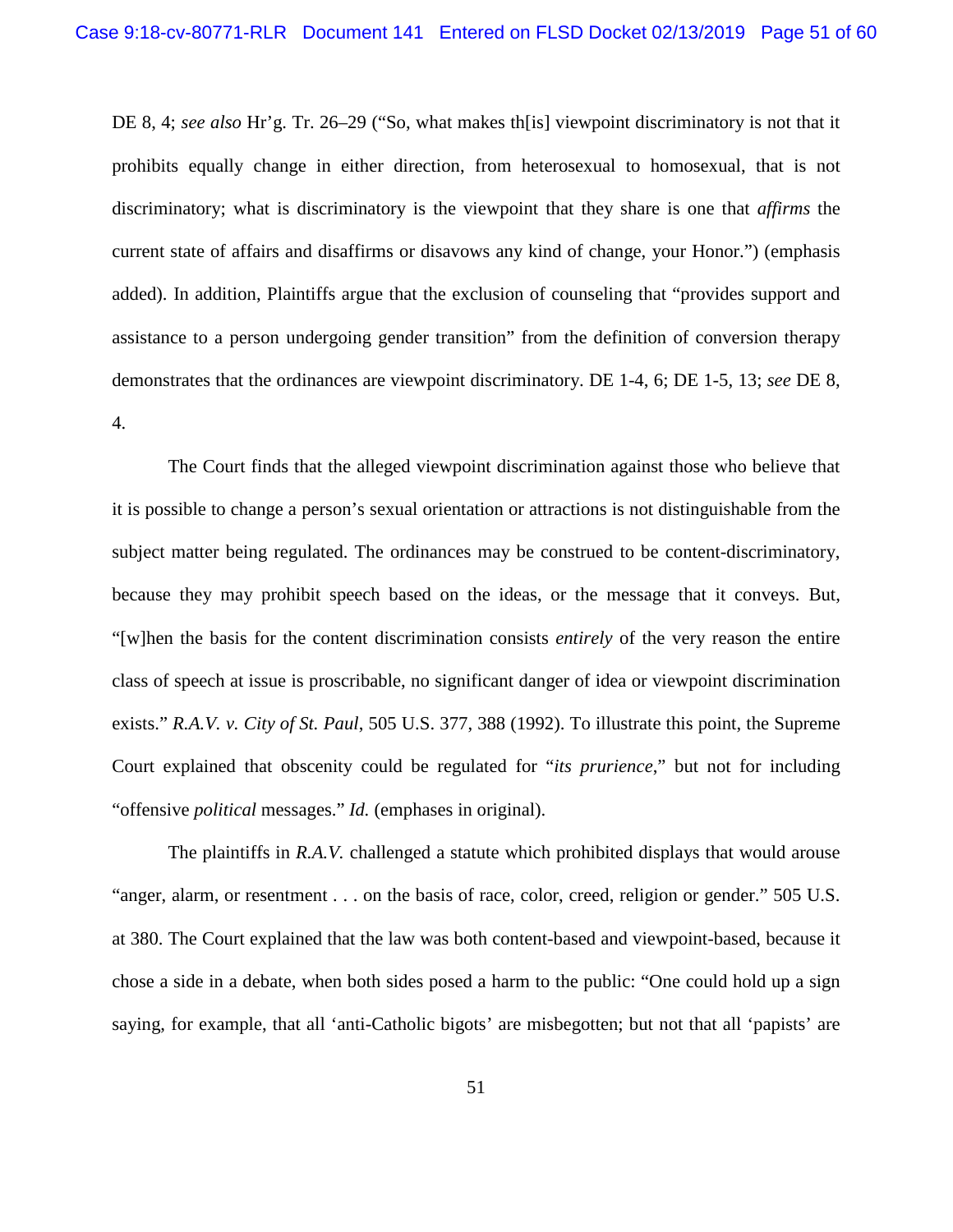DE 8, 4; *see also* Hr'g. Tr. 26–29 ("So, what makes th[is] viewpoint discriminatory is not that it prohibits equally change in either direction, from heterosexual to homosexual, that is not discriminatory; what is discriminatory is the viewpoint that they share is one that *affirms* the current state of affairs and disaffirms or disavows any kind of change, your Honor.") (emphasis added). In addition, Plaintiffs argue that the exclusion of counseling that "provides support and assistance to a person undergoing gender transition" from the definition of conversion therapy demonstrates that the ordinances are viewpoint discriminatory. DE 1-4, 6; DE 1-5, 13; *see* DE 8, 4.

The Court finds that the alleged viewpoint discrimination against those who believe that it is possible to change a person's sexual orientation or attractions is not distinguishable from the subject matter being regulated. The ordinances may be construed to be content-discriminatory, because they may prohibit speech based on the ideas, or the message that it conveys. But, "[w]hen the basis for the content discrimination consists *entirely* of the very reason the entire class of speech at issue is proscribable, no significant danger of idea or viewpoint discrimination exists." *R.A.V. v. City of St. Paul*, 505 U.S. 377, 388 (1992). To illustrate this point, the Supreme Court explained that obscenity could be regulated for "*its prurience*," but not for including "offensive *political* messages." *Id.* (emphases in original).

The plaintiffs in *R.A.V.* challenged a statute which prohibited displays that would arouse "anger, alarm, or resentment . . . on the basis of race, color, creed, religion or gender." 505 U.S. at 380. The Court explained that the law was both content-based and viewpoint-based, because it chose a side in a debate, when both sides posed a harm to the public: "One could hold up a sign saying, for example, that all 'anti-Catholic bigots' are misbegotten; but not that all 'papists' are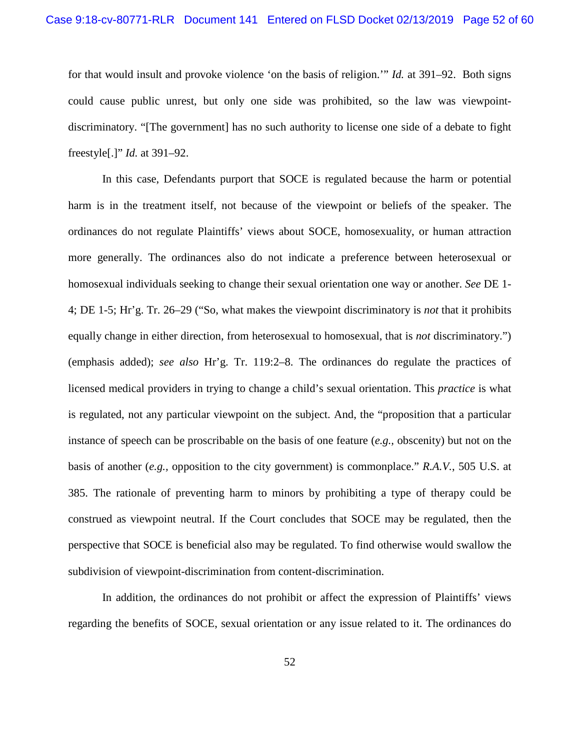for that would insult and provoke violence 'on the basis of religion.'" *Id.* at 391–92. Both signs could cause public unrest, but only one side was prohibited, so the law was viewpoint-discriminatory. "[The government] has no such authority to license one side of a debate to fight freestyle[.]" *Id.* at 391–92.

In this case, Defendants purport that SOCE is regulated because the harm or potential harm is in the treatment itself, not because of the viewpoint or beliefs of the speaker. The ordinances do not regulate Plaintiffs' views about SOCE, homosexuality, or human attraction more generally. The ordinances also do not indicate a preference between heterosexual or homosexual individuals seeking to change their sexual orientation one way or another. *See* DE 1-4; DE 1-5; Hr'g. Tr. 26–29 ("So, what makes the viewpoint discriminatory is *not* that it prohibits equally change in either direction, from heterosexual to homosexual, that is *not* discriminatory.") (emphasis added); *see also* Hr'g. Tr. 119:2–8. The ordinances do regulate the practices of licensed medical providers in trying to change a child's sexual orientation. This *practice* is what is regulated, not any particular viewpoint on the subject. And, the "proposition that a particular instance of speech can be proscribable on the basis of one feature (*e.g.*, obscenity) but not on the basis of another (*e.g.*, opposition to the city government) is commonplace." *R.A.V.*, 505 U.S. at 385. The rationale of preventing harm to minors by prohibiting a type of therapy could be construed as viewpoint neutral. If the Court concludes that SOCE may be regulated, then the perspective that SOCE is beneficial also may be regulated. To find otherwise would swallow the subdivision of viewpoint-discrimination from content-discrimination.

In addition, the ordinances do not prohibit or affect the expression of Plaintiffs' views regarding the benefits of SOCE, sexual orientation or any issue related to it. The ordinances do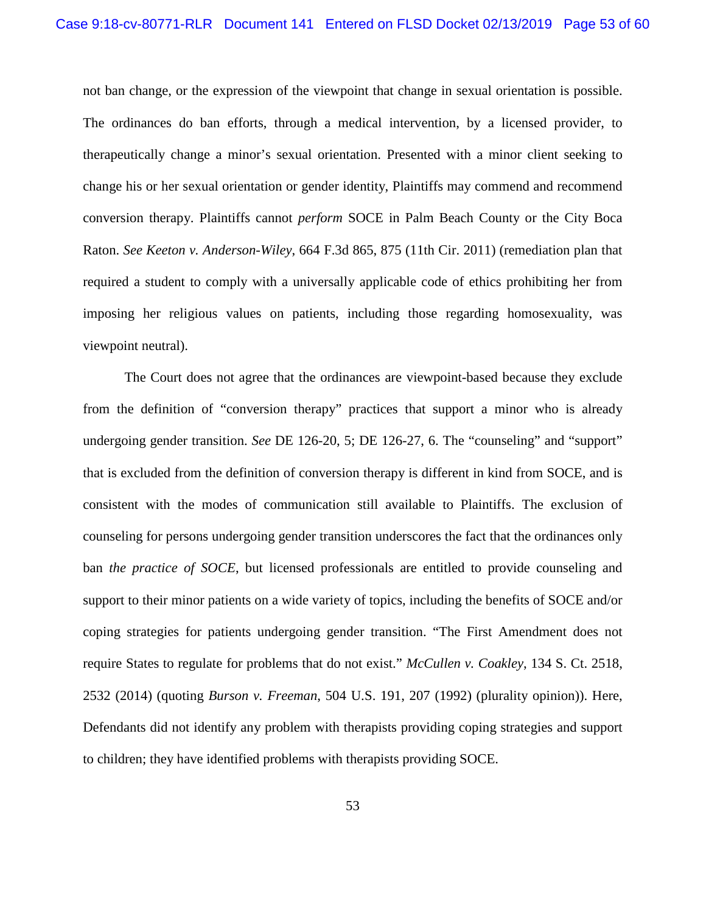not ban change, or the expression of the viewpoint that change in sexual orientation is possible. The ordinances do ban efforts, through a medical intervention, by a licensed provider, to therapeutically change a minor's sexual orientation. Presented with a minor client seeking to change his or her sexual orientation or gender identity, Plaintiffs may commend and recommend conversion therapy. Plaintiffs cannot *perform* SOCE in Palm Beach County or the City Boca Raton. *See Keeton v. Anderson-Wiley*, 664 F.3d 865, 875 (11th Cir. 2011) (remediation plan that required a student to comply with a universally applicable code of ethics prohibiting her from imposing her religious values on patients, including those regarding homosexuality, was viewpoint neutral).

The Court does not agree that the ordinances are viewpoint-based because they exclude from the definition of "conversion therapy" practices that support a minor who is already undergoing gender transition. *See* DE 126-20, 5; DE 126-27, 6. The "counseling" and "support" that is excluded from the definition of conversion therapy is different in kind from SOCE, and is consistent with the modes of communication still available to Plaintiffs. The exclusion of counseling for persons undergoing gender transition underscores the fact that the ordinances only ban *the practice of SOCE*, but licensed professionals are entitled to provide counseling and support to their minor patients on a wide variety of topics, including the benefits of SOCE and/or coping strategies for patients undergoing gender transition. "The First Amendment does not require States to regulate for problems that do not exist." *McCullen v. Coakley*, 134 S. Ct. 2518, 2532 (2014) (quoting *Burson v. Freeman*, 504 U.S. 191, 207 (1992) (plurality opinion)). Here, Defendants did not identify any problem with therapists providing coping strategies and support to children; they have identified problems with therapists providing SOCE.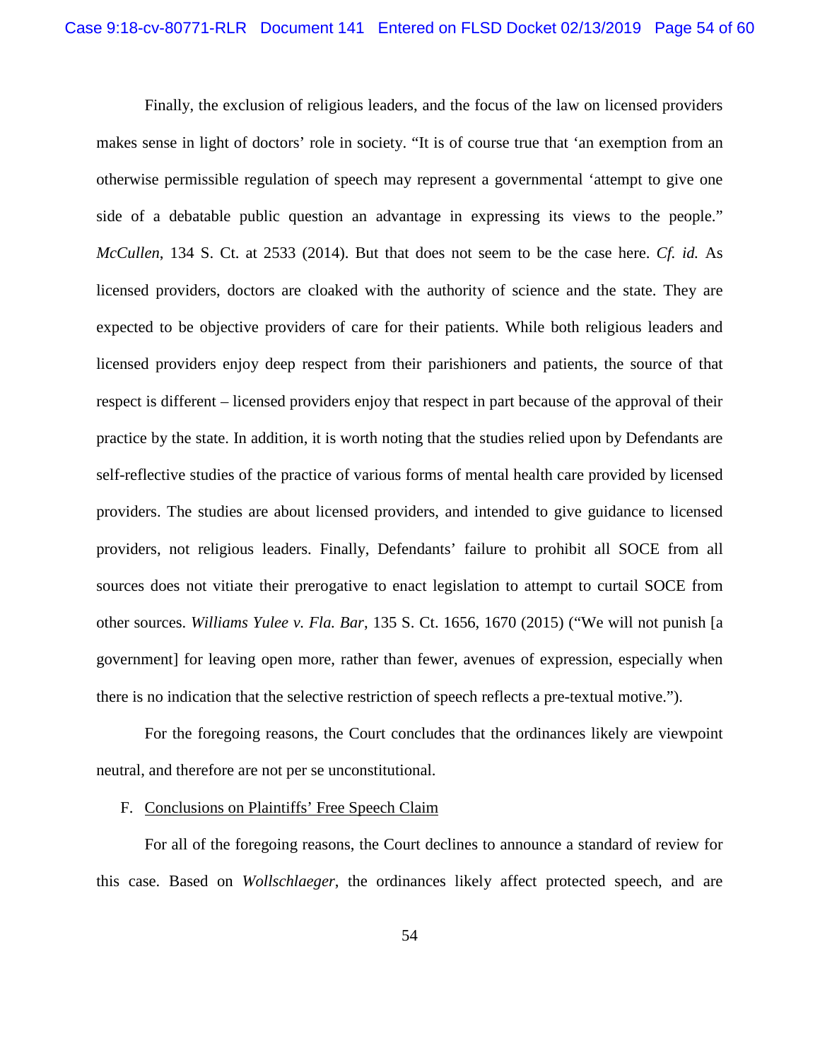Finally, the exclusion of religious leaders, and the focus of the law on licensed providers makes sense in light of doctors' role in society. "It is of course true that 'an exemption from an otherwise permissible regulation of speech may represent a governmental 'attempt to give one side of a debatable public question an advantage in expressing its views to the people." *McCullen*, 134 S. Ct. at 2533 (2014). But that does not seem to be the case here. *Cf. id.* As licensed providers, doctors are cloaked with the authority of science and the state. They are expected to be objective providers of care for their patients. While both religious leaders and licensed providers enjoy deep respect from their parishioners and patients, the source of that respect is different – licensed providers enjoy that respect in part because of the approval of their practice by the state. In addition, it is worth noting that the studies relied upon by Defendants are self-reflective studies of the practice of various forms of mental health care provided by licensed providers. The studies are about licensed providers, and intended to give guidance to licensed providers, not religious leaders. Finally, Defendants' failure to prohibit all SOCE from all sources does not vitiate their prerogative to enact legislation to attempt to curtail SOCE from other sources. *Williams Yulee v. Fla. Bar*, 135 S. Ct. 1656, 1670 (2015) ("We will not punish [a government] for leaving open more, rather than fewer, avenues of expression, especially when there is no indication that the selective restriction of speech reflects a pre-textual motive.").

For the foregoing reasons, the Court concludes that the ordinances likely are viewpoint neutral, and therefore are not per se unconstitutional.

F. Conclusions on Plaintiffs' Free Speech Claim

For all of the foregoing reasons, the Court declines to announce a standard of review for this case. Based on *Wollschlaeger*, the ordinances likely affect protected speech, and are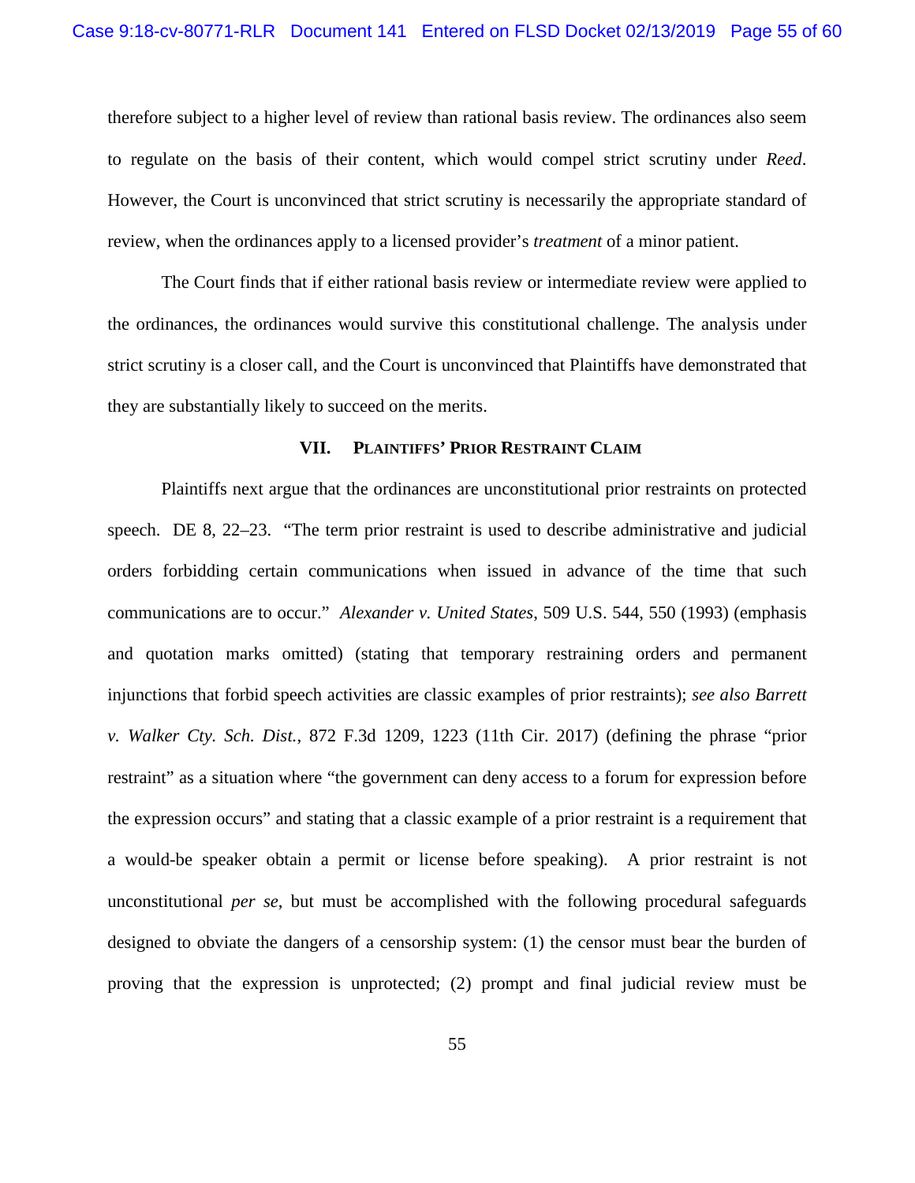therefore subject to a higher level of review than rational basis review. The ordinances also seem to regulate on the basis of their content, which would compel strict scrutiny under *Reed*. However, the Court is unconvinced that strict scrutiny is necessarily the appropriate standard of review, when the ordinances apply to a licensed provider's *treatment* of a minor patient.

The Court finds that if either rational basis review or intermediate review were applied to the ordinances, the ordinances would survive this constitutional challenge. The analysis under strict scrutiny is a closer call, and the Court is unconvinced that Plaintiffs have demonstrated that they are substantially likely to succeed on the merits.

## VII. Plaintiffs' Prior Restraint Claim

Plaintiffs next argue that the ordinances are unconstitutional prior restraints on protected speech. DE 8, 22–23. "The term prior restraint is used to describe administrative and judicial orders forbidding certain communications when issued in advance of the time that such communications are to occur." *Alexander v. United States*, 509 U.S. 544, 550 (1993) (emphasis and quotation marks omitted) (stating that temporary restraining orders and permanent injunctions that forbid speech activities are classic examples of prior restraints); *see also Barrett v. Walker Cty. Sch. Dist.*, 872 F.3d 1209, 1223 (11th Cir. 2017) (defining the phrase "prior restraint" as a situation where "the government can deny access to a forum for expression before the expression occurs" and stating that a classic example of a prior restraint is a requirement that a would-be speaker obtain a permit or license before speaking). A prior restraint is not unconstitutional *per se*, but must be accomplished with the following procedural safeguards designed to obviate the dangers of a censorship system: (1) the censor must bear the burden of proving that the expression is unprotected; (2) prompt and final judicial review must be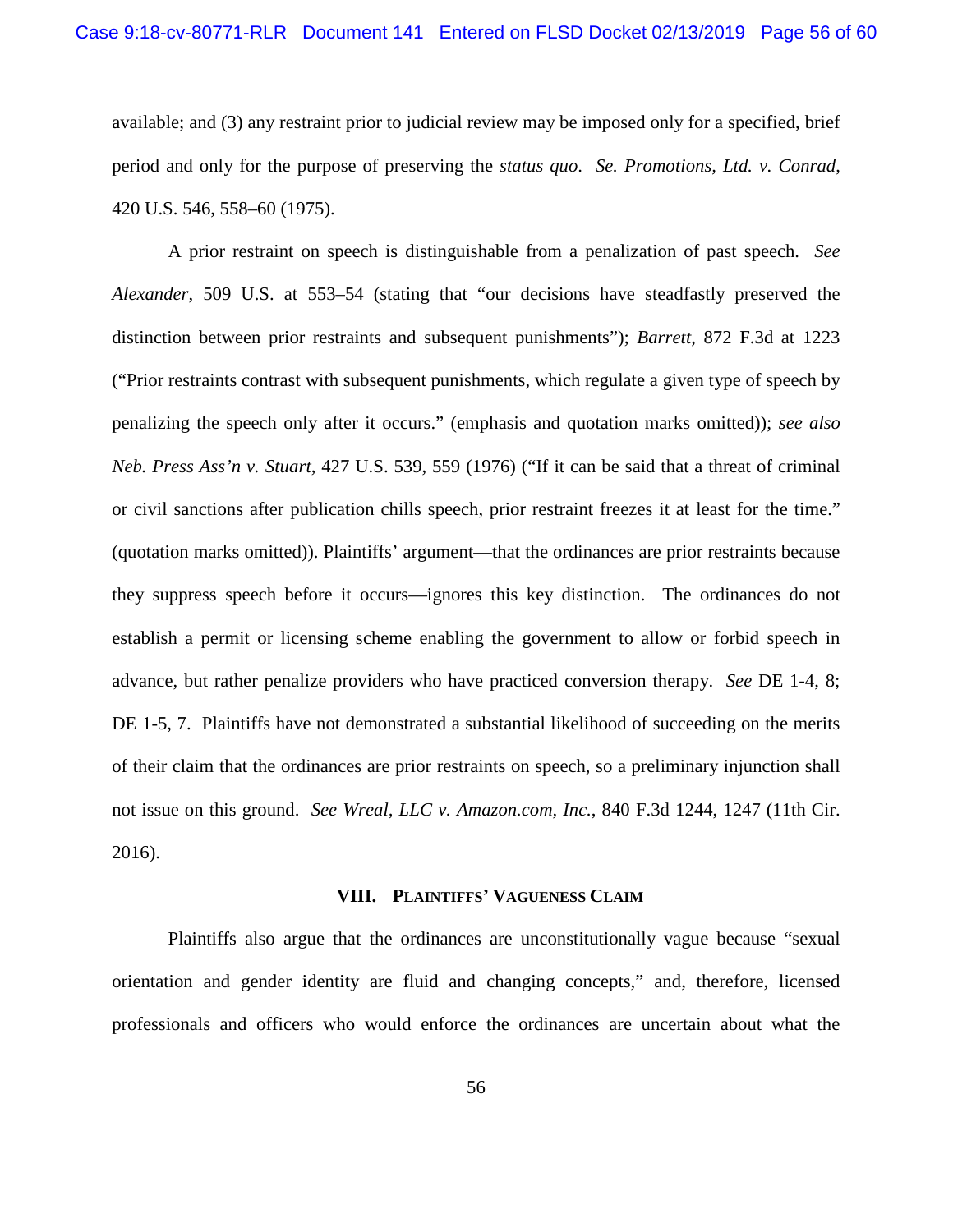available; and (3) any restraint prior to judicial review may be imposed only for a specified, brief period and only for the purpose of preserving the *status quo*. *Se. Promotions, Ltd. v. Conrad*, 420 U.S. 546, 558–60 (1975).

A prior restraint on speech is distinguishable from a penalization of past speech. *See Alexander*, 509 U.S. at 553–54 (stating that "our decisions have steadfastly preserved the distinction between prior restraints and subsequent punishments"); *Barrett*, 872 F.3d at 1223 ("Prior restraints contrast with subsequent punishments, which regulate a given type of speech by penalizing the speech only after it occurs." (emphasis and quotation marks omitted)); *see also Neb. Press Ass'n v. Stuart*, 427 U.S. 539, 559 (1976) ("If it can be said that a threat of criminal or civil sanctions after publication chills speech, prior restraint freezes it at least for the time." (quotation marks omitted)). Plaintiffs' argument—that the ordinances are prior restraints because they suppress speech before it occurs—ignores this key distinction. The ordinances do not establish a permit or licensing scheme enabling the government to allow or forbid speech in advance, but rather penalize providers who have practiced conversion therapy. *See* DE 1-4, 8; DE 1-5, 7. Plaintiffs have not demonstrated a substantial likelihood of succeeding on the merits of their claim that the ordinances are prior restraints on speech, so a preliminary injunction shall not issue on this ground. *See Wreal, LLC v. Amazon.com, Inc.*, 840 F.3d 1244, 1247 (11th Cir. 2016).

## VIII. PLAINTIFFS' VAGUENESS CLAIM

Plaintiffs also argue that the ordinances are unconstitutionally vague because "sexual orientation and gender identity are fluid and changing concepts," and, therefore, licensed professionals and officers who would enforce the ordinances are uncertain about what the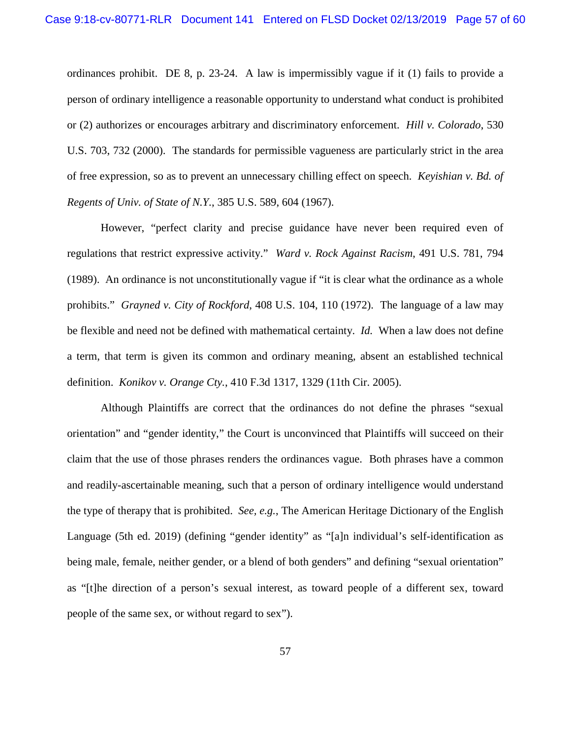ordinances prohibit. DE 8, p. 23-24. A law is impermissibly vague if it (1) fails to provide a person of ordinary intelligence a reasonable opportunity to understand what conduct is prohibited or (2) authorizes or encourages arbitrary and discriminatory enforcement. *Hill v. Colorado*, 530 U.S. 703, 732 (2000). The standards for permissible vagueness are particularly strict in the area of free expression, so as to prevent an unnecessary chilling effect on speech. *Keyishian v. Bd. of Regents of Univ. of State of N.Y.*, 385 U.S. 589, 604 (1967).

However, "perfect clarity and precise guidance have never been required even of regulations that restrict expressive activity." *Ward v. Rock Against Racism*, 491 U.S. 781, 794 (1989). An ordinance is not unconstitutionally vague if "it is clear what the ordinance as a whole prohibits." *Grayned v. City of Rockford*, 408 U.S. 104, 110 (1972). The language of a law may be flexible and need not be defined with mathematical certainty. *Id.* When a law does not define a term, that term is given its common and ordinary meaning, absent an established technical definition. *Konikov v. Orange Cty.*, 410 F.3d 1317, 1329 (11th Cir. 2005).

Although Plaintiffs are correct that the ordinances do not define the phrases "sexual orientation" and "gender identity," the Court is unconvinced that Plaintiffs will succeed on their claim that the use of those phrases renders the ordinances vague. Both phrases have a common and readily-ascertainable meaning, such that a person of ordinary intelligence would understand the type of therapy that is prohibited. *See, e.g.*, The American Heritage Dictionary of the English Language (5th ed. 2019) (defining "gender identity" as "[a]n individual's self-identification as being male, female, neither gender, or a blend of both genders" and defining "sexual orientation" as "[t]he direction of a person's sexual interest, as toward people of a different sex, toward people of the same sex, or without regard to sex").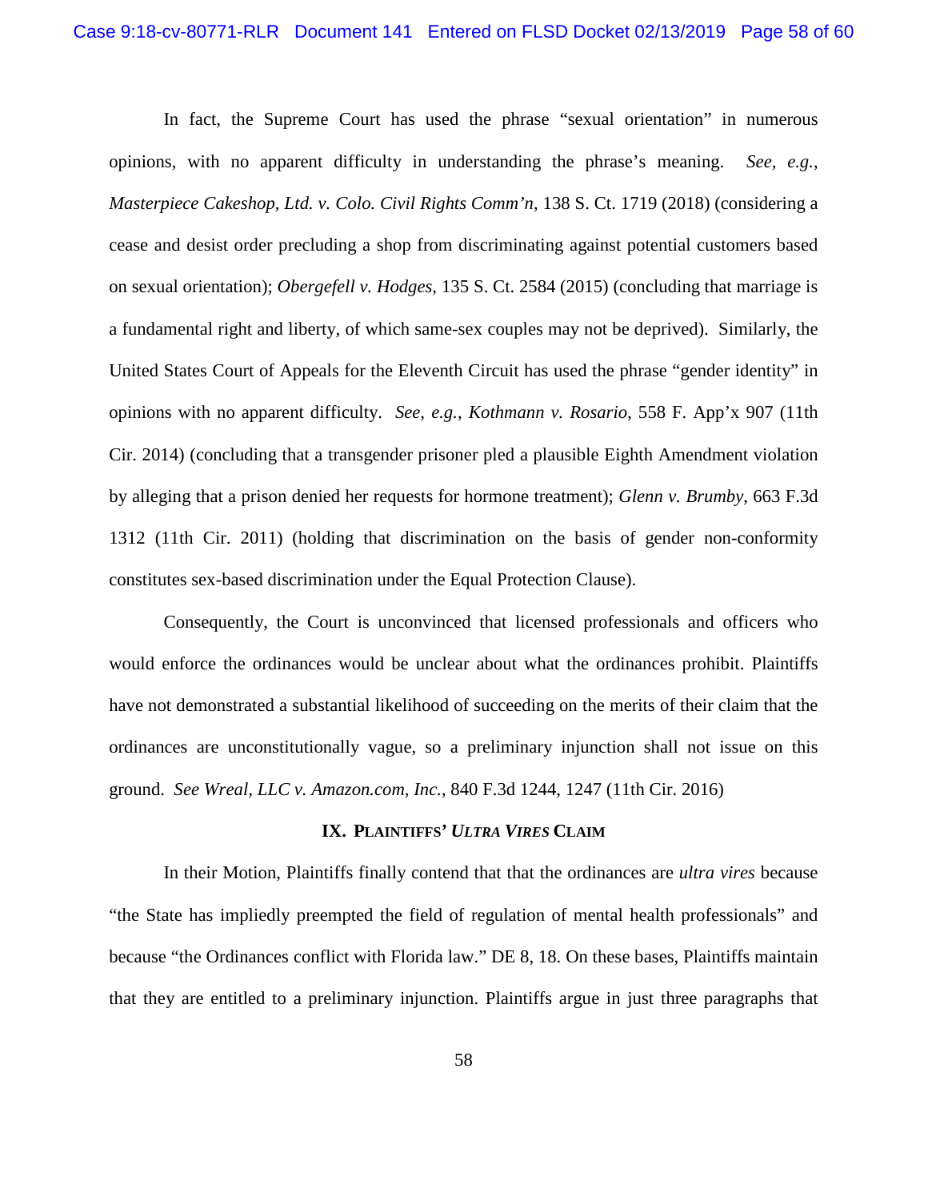In fact, the Supreme Court has used the phrase "sexual orientation" in numerous opinions, with no apparent difficulty in understanding the phrase's meaning. *See, e.g.*, *Masterpiece Cakeshop, Ltd. v. Colo. Civil Rights Comm'n*, 138 S. Ct. 1719 (2018) (considering a cease and desist order precluding a shop from discriminating against potential customers based on sexual orientation); *Obergefell v. Hodges*, 135 S. Ct. 2584 (2015) (concluding that marriage is a fundamental right and liberty, of which same-sex couples may not be deprived). Similarly, the United States Court of Appeals for the Eleventh Circuit has used the phrase "gender identity" in opinions with no apparent difficulty. *See, e.g.*, *Kothmann v. Rosario*, 558 F. App'x 907 (11th Cir. 2014) (concluding that a transgender prisoner pled a plausible Eighth Amendment violation by alleging that a prison denied her requests for hormone treatment); *Glenn v. Brumby*, 663 F.3d 1312 (11th Cir. 2011) (holding that discrimination on the basis of gender non-conformity constitutes sex-based discrimination under the Equal Protection Clause).

Consequently, the Court is unconvinced that licensed professionals and officers who would enforce the ordinances would be unclear about what the ordinances prohibit. Plaintiffs have not demonstrated a substantial likelihood of succeeding on the merits of their claim that the ordinances are unconstitutionally vague, so a preliminary injunction shall not issue on this ground. *See Wreal, LLC v. Amazon.com, Inc.*, 840 F.3d 1244, 1247 (11th Cir. 2016)

## IX. PLAINTIFFS' *ULTRA VIRES* CLAIM

In their Motion, Plaintiffs finally contend that that the ordinances are *ultra vires* because "the State has impliedly preempted the field of regulation of mental health professionals" and because "the Ordinances conflict with Florida law." DE 8, 18. On these bases, Plaintiffs maintain that they are entitled to a preliminary injunction. Plaintiffs argue in just three paragraphs that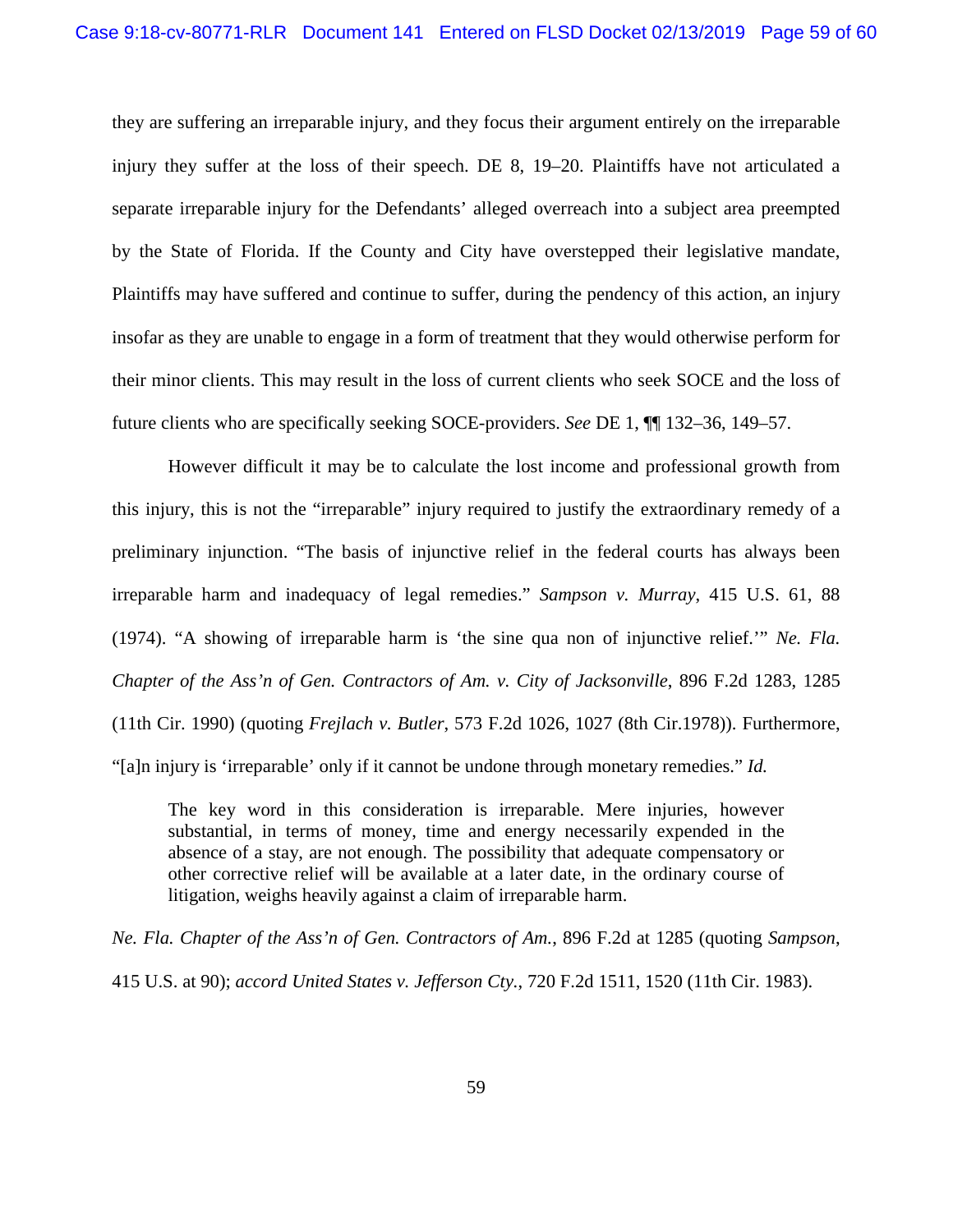they are suffering an irreparable injury, and they focus their argument entirely on the irreparable injury they suffer at the loss of their speech. DE 8, 19–20. Plaintiffs have not articulated a separate irreparable injury for the Defendants' alleged overreach into a subject area preempted by the State of Florida. If the County and City have overstepped their legislative mandate, Plaintiffs may have suffered and continue to suffer, during the pendency of this action, an injury insofar as they are unable to engage in a form of treatment that they would otherwise perform for their minor clients. This may result in the loss of current clients who seek SOCE and the loss of future clients who are specifically seeking SOCE-providers. *See* DE 1, ¶¶ 132–36, 149–57.

However difficult it may be to calculate the lost income and professional growth from this injury, this is not the "irreparable" injury required to justify the extraordinary remedy of a preliminary injunction. "The basis of injunctive relief in the federal courts has always been irreparable harm and inadequacy of legal remedies." *Sampson v. Murray*, 415 U.S. 61, 88 (1974). "A showing of irreparable harm is 'the sine qua non of injunctive relief.'" *Ne. Fla. Chapter of the Ass'n of Gen. Contractors of Am. v. City of Jacksonville*, 896 F.2d 1283, 1285 (11th Cir. 1990) (quoting *Frejlach v. Butler*, 573 F.2d 1026, 1027 (8th Cir.1978)). Furthermore, "[a]n injury is 'irreparable' only if it cannot be undone through monetary remedies." *Id.*

> The key word in this consideration is irreparable. Mere injuries, however substantial, in terms of money, time and energy necessarily expended in the absence of a stay, are not enough. The possibility that adequate compensatory or other corrective relief will be available at a later date, in the ordinary course of litigation, weighs heavily against a claim of irreparable harm.

*Ne. Fla. Chapter of the Ass'n of Gen. Contractors of Am.*, 896 F.2d at 1285 (quoting *Sampson*, 415 U.S. at 90); *accord United States v. Jefferson Cty.*, 720 F.2d 1511, 1520 (11th Cir. 1983).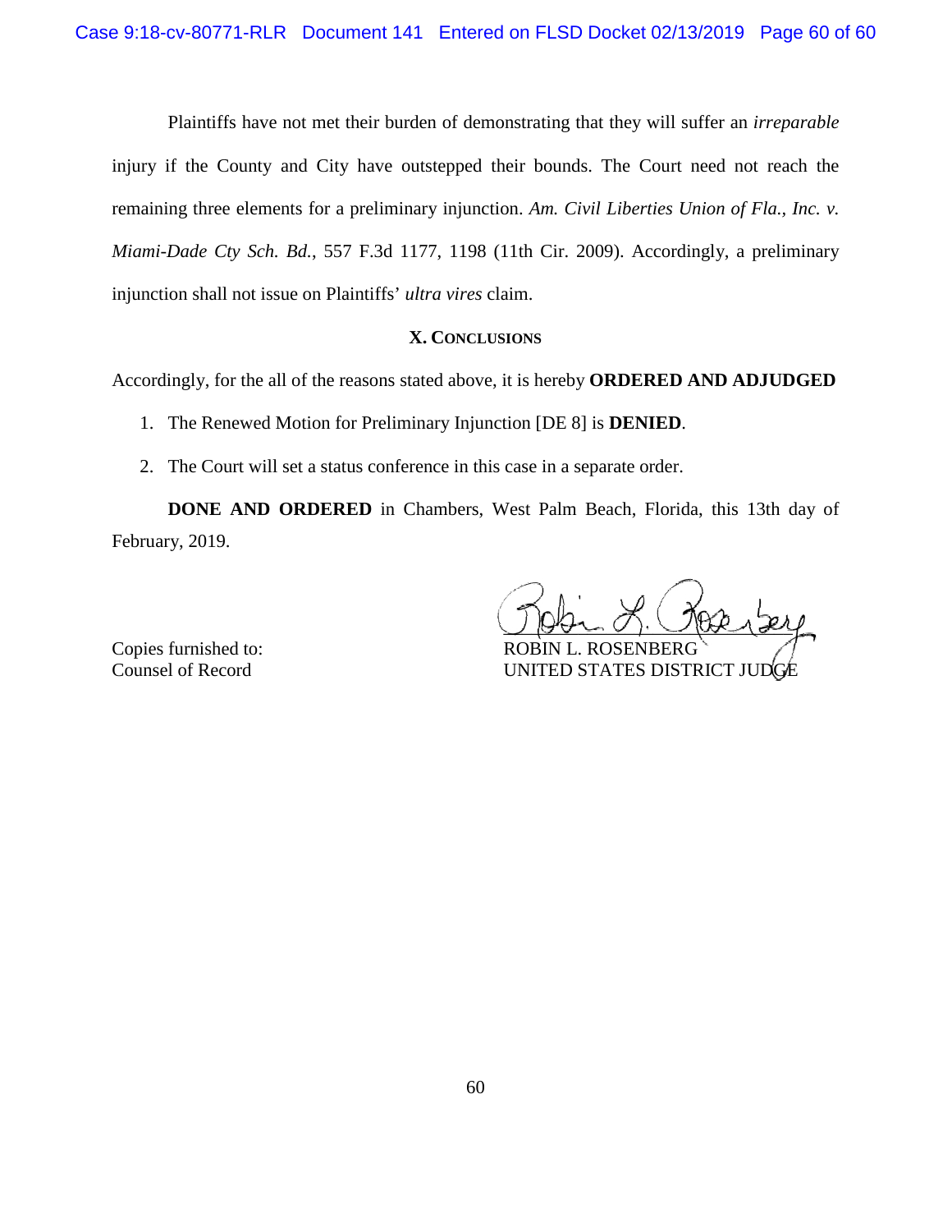Plaintiffs have not met their burden of demonstrating that they will suffer an *irreparable* injury if the County and City have outstepped their bounds. The Court need not reach the remaining three elements for a preliminary injunction. *Am. Civil Liberties Union of Fla., Inc. v. Miami-Dade Cty Sch. Bd.*, 557 F.3d 1177, 1198 (11th Cir. 2009). Accordingly, a preliminary injunction shall not issue on Plaintiffs' *ultra vires* claim.

## X. Conclusions

Accordingly, for the all of the reasons stated above, it is hereby **ORDERED AND ADJUDGED**

1. The Renewed Motion for Preliminary Injunction [DE 8] is **DENIED**.
2. The Court will set a status conference in this case in a separate order.

**DONE AND ORDERED** in Chambers, West Palm Beach, Florida, this 13th day of February, 2019.

ROBIN L. ROSENBERG
UNITED STATES DISTRICT JUDGE

Copies furnished to:
Counsel of Record